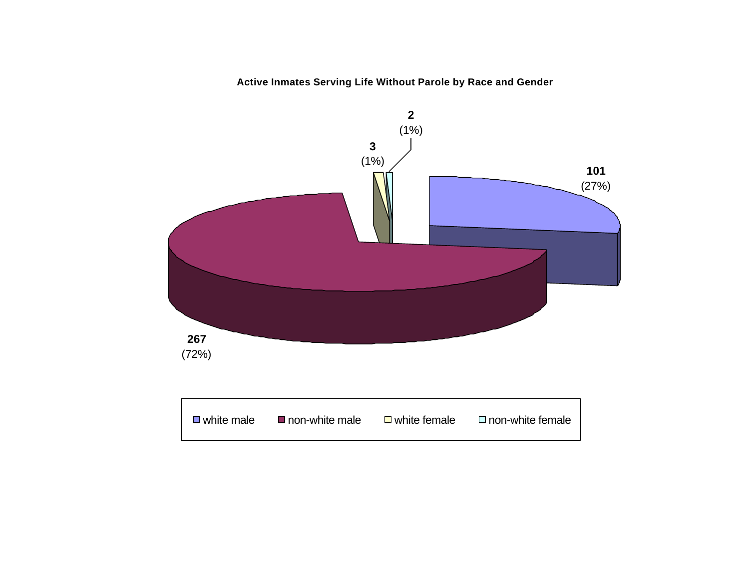**Active Inmates Serving Life Without Parole by Race and Gender**

| Category | Count | Percent |
|---|---|---|
| white male | 101 | (27%) |
| non-white male | 267 | (72%) |
| white female | 3 | (1%) |
| non-white female | 2 | (1%) |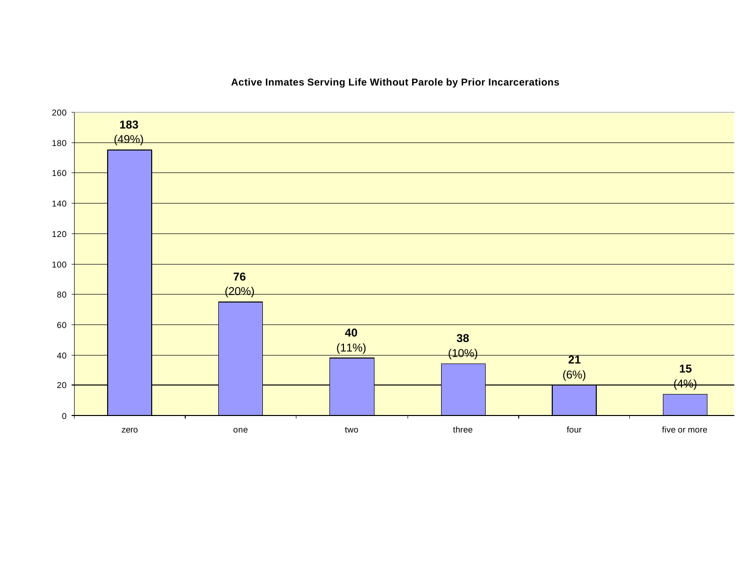**Active Inmates Serving Life Without Parole by Prior Incarcerations**

| Prior Incarcerations | Number | Percent |
|---|---|---|
| zero | 183 | (49%) |
| one | 76 | (20%) |
| two | 40 | (11%) |
| three | 38 | (10%) |
| four | 21 | (6%) |
| five or more | 15 | (4%) |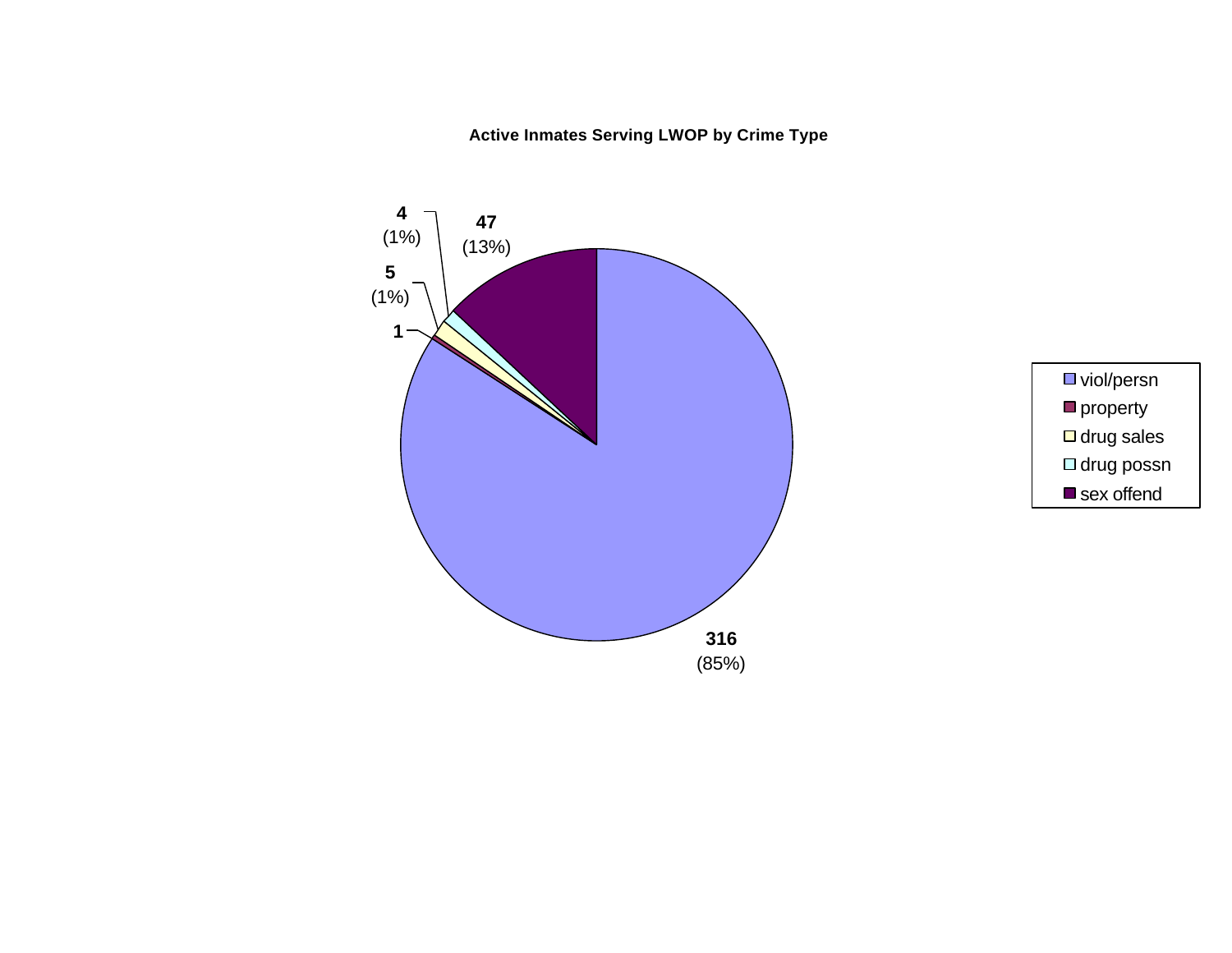**Active Inmates Serving LWOP by Crime Type**

| Crime Type | Count | Percent |
|---|---|---|
| viol/persn | 316 | (85%) |
| property | 1 | |
| drug sales | 5 | (1%) |
| drug possn | 4 | (1%) |
| sex offend | 47 | (13%) |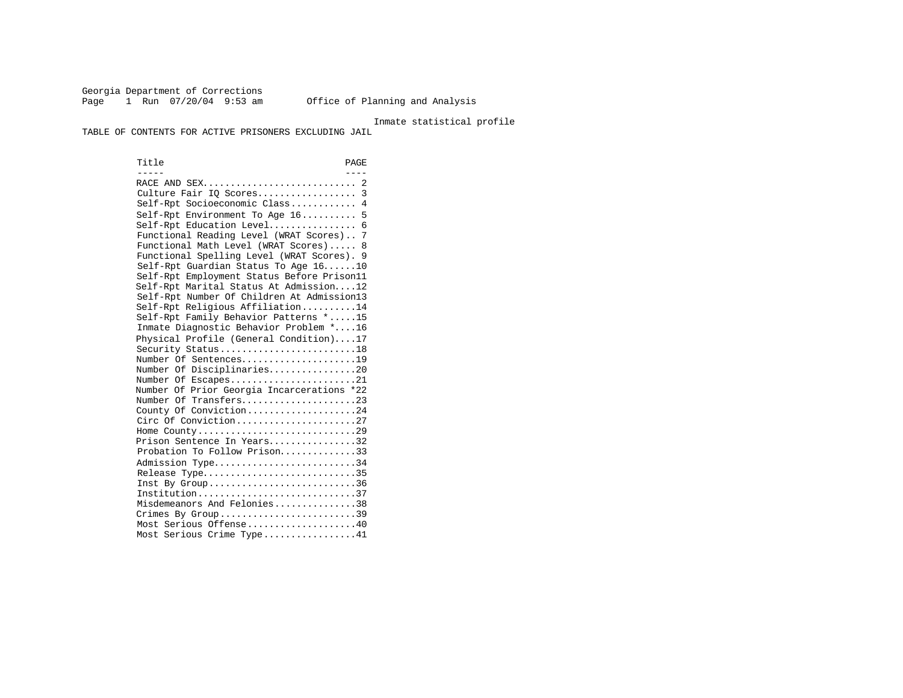Georgia Department of Corrections
Page 1 Run 07/20/04 9:53 am Office of Planning and Analysis

Inmate statistical profile

TABLE OF CONTENTS FOR ACTIVE PRISONERS EXCLUDING JAIL

| Title | PAGE |
|---|---|
| RACE AND SEX | 2 |
| Culture Fair IQ Scores | 3 |
| Self-Rpt Socioeconomic Class | 4 |
| Self-Rpt Environment To Age 16 | 5 |
| Self-Rpt Education Level | 6 |
| Functional Reading Level (WRAT Scores) | 7 |
| Functional Math Level (WRAT Scores) | 8 |
| Functional Spelling Level (WRAT Scores) | 9 |
| Self-Rpt Guardian Status To Age 16 | 10 |
| Self-Rpt Employment Status Before Prison | 11 |
| Self-Rpt Marital Status At Admission | 12 |
| Self-Rpt Number Of Children At Admission | 13 |
| Self-Rpt Religious Affiliation | 14 |
| Self-Rpt Family Behavior Patterns * | 15 |
| Inmate Diagnostic Behavior Problem * | 16 |
| Physical Profile (General Condition) | 17 |
| Security Status | 18 |
| Number Of Sentences | 19 |
| Number Of Disciplinaries | 20 |
| Number Of Escapes | 21 |
| Number Of Prior Georgia Incarcerations * | 22 |
| Number Of Transfers | 23 |
| County Of Conviction | 24 |
| Circ Of Conviction | 27 |
| Home County | 29 |
| Prison Sentence In Years | 32 |
| Probation To Follow Prison | 33 |
| Admission Type | 34 |
| Release Type | 35 |
| Inst By Group | 36 |
| Institution | 37 |
| Misdemeanors And Felonies | 38 |
| Crimes By Group | 39 |
| Most Serious Offense | 40 |
| Most Serious Crime Type | 41 |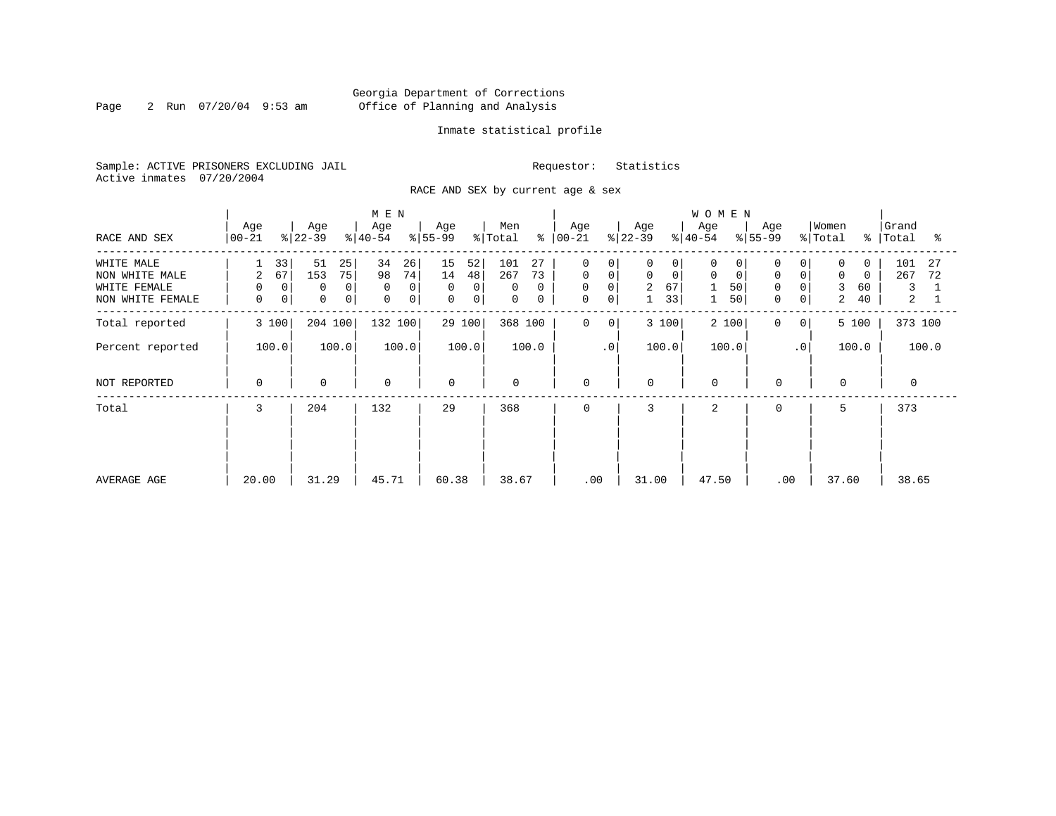Georgia Department of Corrections
Office of Planning and Analysis

Inmate statistical profile

Sample: ACTIVE PRISONERS EXCLUDING JAIL
Active inmates 07/20/2004

Requestor: Statistics

RACE AND SEX by current age & sex

| RACE AND SEX | MEN Age 00-21 | % | Age 22-39 | % | Age 40-54 | % | Age 55-99 | % | Men Total | % | WOMEN Age 00-21 | % | Age 22-39 | % | Age 40-54 | % | Age 55-99 | % | Women Total | % | Grand Total | % |
|---|---|---|---|---|---|---|---|---|---|---|---|---|---|---|---|---|---|---|---|---|---|---|
| WHITE MALE | 1 | 33 | 51 | 25 | 34 | 26 | 15 | 52 | 101 | 27 | 0 | 0 | 0 | 0 | 0 | 0 | 0 | 0 | 0 | 0 | 101 | 27 |
| NON WHITE MALE | 2 | 67 | 153 | 75 | 98 | 74 | 14 | 48 | 267 | 73 | 0 | 0 | 0 | 0 | 0 | 0 | 0 | 0 | 0 | 0 | 267 | 72 |
| WHITE FEMALE | 0 | 0 | 0 | 0 | 0 | 0 | 0 | 0 | 0 | 0 | 0 | 0 | 2 | 67 | 1 | 50 | 0 | 0 | 3 | 60 | 3 | 1 |
| NON WHITE FEMALE | 0 | 0 | 0 | 0 | 0 | 0 | 0 | 0 | 0 | 0 | 0 | 0 | 1 | 33 | 1 | 50 | 0 | 0 | 2 | 40 | 2 | 1 |
| Total reported | 3 | 100 | 204 | 100 | 132 | 100 | 29 | 100 | 368 | 100 | 0 | 0 | 3 | 100 | 2 | 100 | 0 | 0 | 5 | 100 | 373 | 100 |
| Percent reported | | 100.0 | | 100.0 | | 100.0 | | 100.0 | | 100.0 | | .0 | | 100.0 | | 100.0 | | .0 | | 100.0 | | 100.0 |
| NOT REPORTED | 0 | | 0 | | 0 | | 0 | | 0 | | 0 | | 0 | | 0 | | 0 | | 0 | | 0 | |
| Total | 3 | | 204 | | 132 | | 29 | | 368 | | 0 | | 3 | | 2 | | 0 | | 5 | | 373 | |
| AVERAGE AGE | 20.00 | | 31.29 | | 45.71 | | 60.38 | | 38.67 | | .00 | | 31.00 | | 47.50 | | .00 | | 37.60 | | 38.65 | |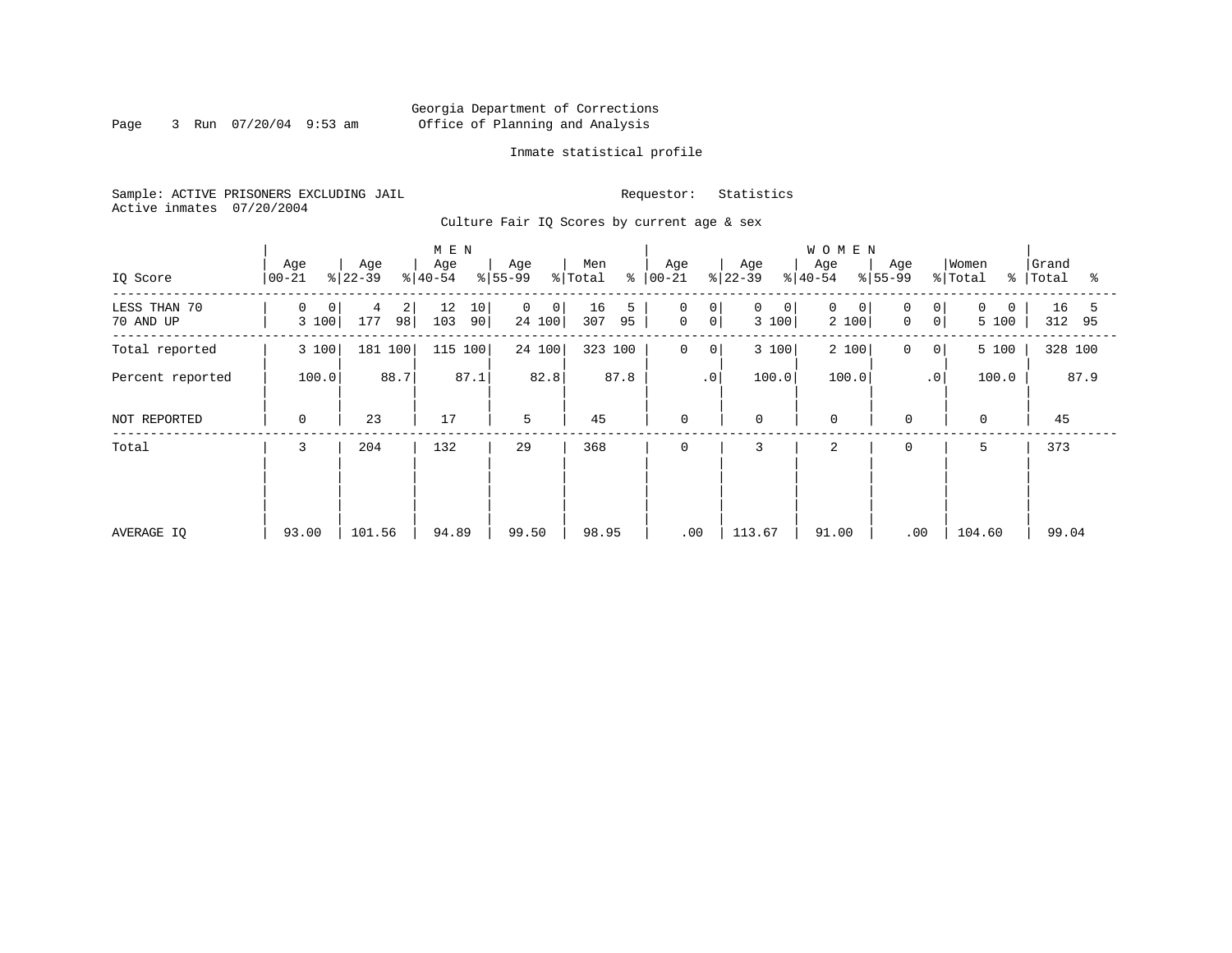Georgia Department of Corrections
Office of Planning and Analysis

Inmate statistical profile

Sample: ACTIVE PRISONERS EXCLUDING JAIL
Active inmates 07/20/2004

Requestor: Statistics

Culture Fair IQ Scores by current age & sex

| IQ Score | MEN Age 00-21 | % | Age 22-39 | % | Age 40-54 | % | Age 55-99 | % | Men Total | % | WOMEN Age 00-21 | % | Age 22-39 | % | Age 40-54 | % | Age 55-99 | % | Women Total | % | Grand Total | % |
|---|---|---|---|---|---|---|---|---|---|---|---|---|---|---|---|---|---|---|---|---|---|---|
| LESS THAN 70 | 0 | 0 | 4 | 2 | 12 | 10 | 0 | 0 | 16 | 5 | 0 | 0 | 0 | 0 | 0 | 0 | 0 | 0 | 0 | 0 | 16 | 5 |
| 70 AND UP | 3 | 100 | 177 | 98 | 103 | 90 | 24 | 100 | 307 | 95 | 0 | 0 | 3 | 100 | 2 | 100 | 0 | 0 | 5 | 100 | 312 | 95 |
| Total reported | 3 | 100 | 181 | 100 | 115 | 100 | 24 | 100 | 323 | 100 | 0 | 0 | 3 | 100 | 2 | 100 | 0 | 0 | 5 | 100 | 328 | 100 |
| Percent reported | | 100.0 | | 88.7 | | 87.1 | | 82.8 | | 87.8 | | .0 | | 100.0 | | 100.0 | | .0 | | 100.0 | | 87.9 |
| NOT REPORTED | 0 | | 23 | | 17 | | 5 | | 45 | | 0 | | 0 | | 0 | | 0 | | 0 | | 45 | |
| Total | 3 | | 204 | | 132 | | 29 | | 368 | | 0 | | 3 | | 2 | | 0 | | 5 | | 373 | |
| AVERAGE IQ | 93.00 | | 101.56 | | 94.89 | | 99.50 | | 98.95 | | .00 | | 113.67 | | 91.00 | | .00 | | 104.60 | | 99.04 | |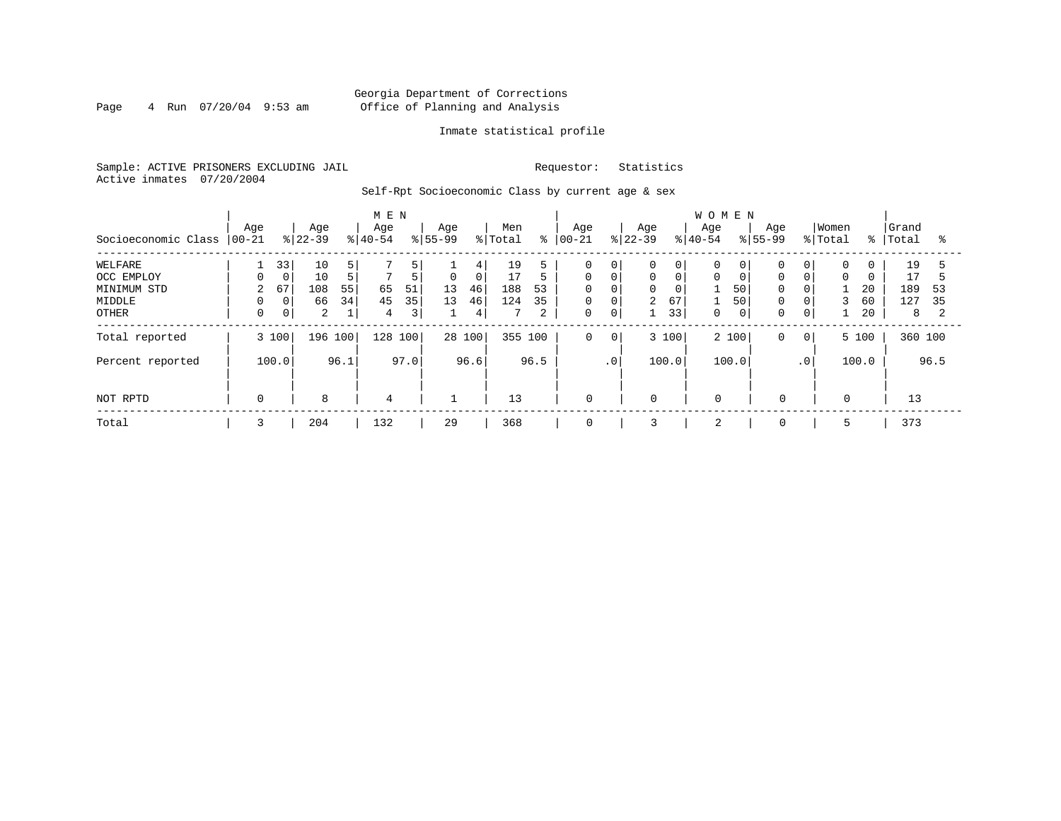Georgia Department of Corrections
Office of Planning and Analysis

Inmate statistical profile

Sample: ACTIVE PRISONERS EXCLUDING JAIL

Requestor: Statistics

Active inmates 07/20/2004

Self-Rpt Socioeconomic Class by current age & sex

| Socioeconomic Class | MEN Age 00-21 | % | Age 22-39 | % | Age 40-54 | % | Age 55-99 | % | Men Total | % | WOMEN Age 00-21 | % | Age 22-39 | % | Age 40-54 | % | Age 55-99 | % | Women Total | % | Grand Total | % |
|---|---|---|---|---|---|---|---|---|---|---|---|---|---|---|---|---|---|---|---|---|---|---|
| WELFARE | 1 | 33 | 10 | 5 | 7 | 5 | 1 | 4 | 19 | 5 | 0 | 0 | 0 | 0 | 0 | 0 | 0 | 0 | 0 | 0 | 19 | 5 |
| OCC EMPLOY | 0 | 0 | 10 | 5 | 7 | 5 | 0 | 0 | 17 | 5 | 0 | 0 | 0 | 0 | 0 | 0 | 0 | 0 | 0 | 0 | 17 | 5 |
| MINIMUM STD | 2 | 67 | 108 | 55 | 65 | 51 | 13 | 46 | 188 | 53 | 0 | 0 | 0 | 0 | 1 | 50 | 0 | 0 | 1 | 20 | 189 | 53 |
| MIDDLE | 0 | 0 | 66 | 34 | 45 | 35 | 13 | 46 | 124 | 35 | 0 | 0 | 2 | 67 | 1 | 50 | 0 | 0 | 3 | 60 | 127 | 35 |
| OTHER | 0 | 0 | 2 | 1 | 4 | 3 | 1 | 4 | 7 | 2 | 0 | 0 | 1 | 33 | 0 | 0 | 0 | 0 | 1 | 20 | 8 | 2 |
| Total reported | 3 | 100 | 196 | 100 | 128 | 100 | 28 | 100 | 355 | 100 | 0 | 0 | 3 | 100 | 2 | 100 | 0 | 0 | 5 | 100 | 360 | 100 |
| Percent reported | | 100.0 | | 96.1 | | 97.0 | | 96.6 | | 96.5 | | .0 | | 100.0 | | 100.0 | | .0 | | 100.0 | | 96.5 |
| NOT RPTD | 0 | | 8 | | 4 | | 1 | | 13 | | 0 | | 0 | | 0 | | 0 | | 0 | | 13 | |
| Total | 3 | | 204 | | 132 | | 29 | | 368 | | 0 | | 3 | | 2 | | 0 | | 5 | | 373 | |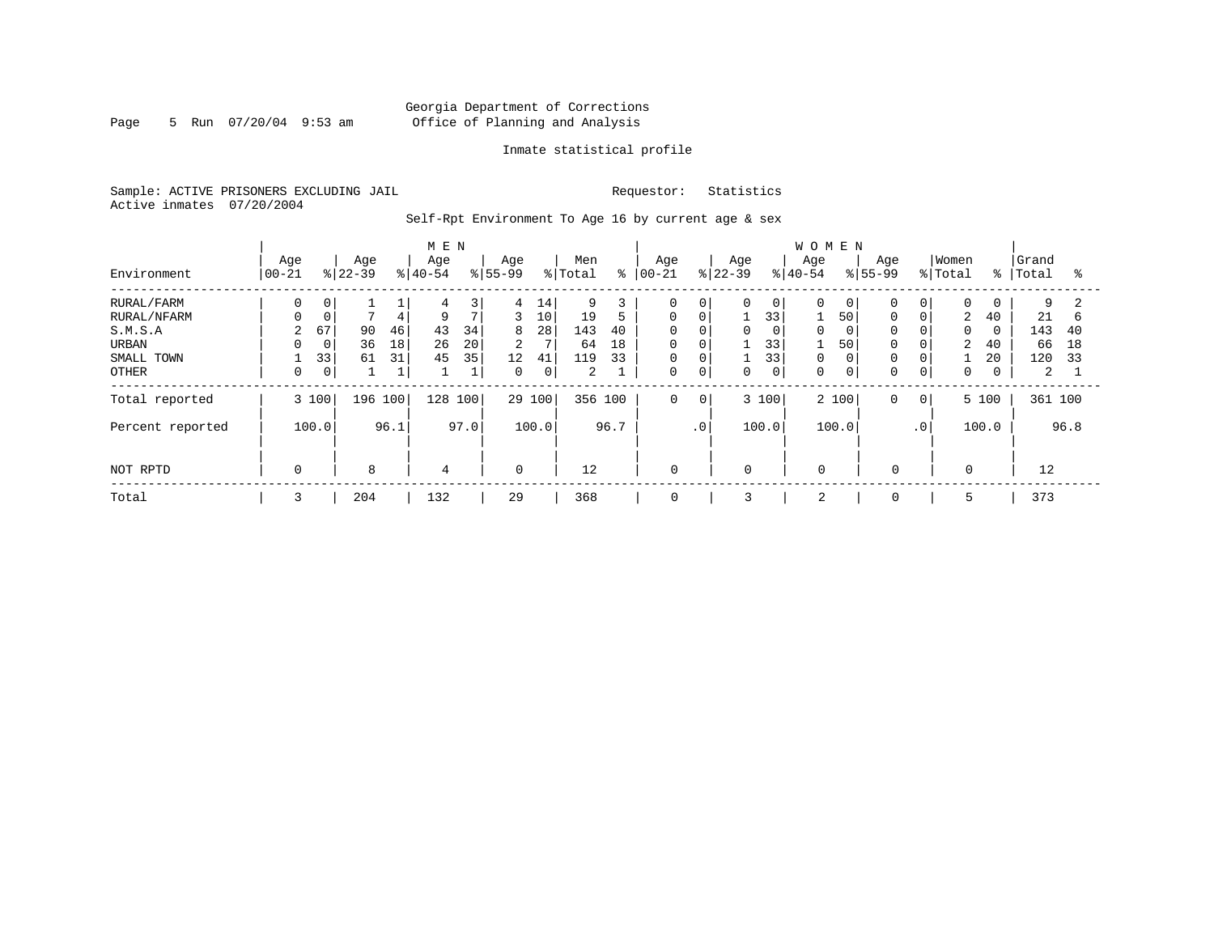Georgia Department of Corrections
Office of Planning and Analysis

Inmate statistical profile

Sample: ACTIVE PRISONERS EXCLUDING JAIL  Requestor: Statistics
Active inmates 07/20/2004

Self-Rpt Environment To Age 16 by current age & sex

| Environment | MEN Age 00-21 | % | Age 22-39 | % | Age 40-54 | % | Age 55-99 | % | Men Total | % | WOMEN Age 00-21 | % | Age 22-39 | % | Age 40-54 | % | Age 55-99 | % | Women Total | % | Grand Total | % |
|---|---|---|---|---|---|---|---|---|---|---|---|---|---|---|---|---|---|---|---|---|---|---|
| RURAL/FARM | 0 | 0 | 1 | 1 | 4 | 3 | 4 | 14 | 9 | 3 | 0 | 0 | 0 | 0 | 0 | 0 | 0 | 0 | 0 | 0 | 9 | 2 |
| RURAL/NFARM | 0 | 0 | 7 | 4 | 9 | 7 | 3 | 10 | 19 | 5 | 0 | 0 | 1 | 33 | 1 | 50 | 0 | 0 | 2 | 40 | 21 | 6 |
| S.M.S.A | 2 | 67 | 90 | 46 | 43 | 34 | 8 | 28 | 143 | 40 | 0 | 0 | 0 | 0 | 0 | 0 | 0 | 0 | 0 | 0 | 143 | 40 |
| URBAN | 0 | 0 | 36 | 18 | 26 | 20 | 2 | 7 | 64 | 18 | 0 | 0 | 1 | 33 | 1 | 50 | 0 | 0 | 2 | 40 | 66 | 18 |
| SMALL TOWN | 1 | 33 | 61 | 31 | 45 | 35 | 12 | 41 | 119 | 33 | 0 | 0 | 1 | 33 | 0 | 0 | 0 | 0 | 1 | 20 | 120 | 33 |
| OTHER | 0 | 0 | 1 | 1 | 1 | 1 | 0 | 0 | 2 | 1 | 0 | 0 | 0 | 0 | 0 | 0 | 0 | 0 | 0 | 0 | 2 | 1 |
| Total reported | 3 | 100 | 196 | 100 | 128 | 100 | 29 | 100 | 356 | 100 | 0 | 0 | 3 | 100 | 2 | 100 | 0 | 0 | 5 | 100 | 361 | 100 |
| Percent reported | | 100.0 | | 96.1 | | 97.0 | | 100.0 | | 96.7 | | .0 | | 100.0 | | 100.0 | | .0 | | 100.0 | | 96.8 |
| NOT RPTD | 0 | | 8 | | 4 | | 0 | | 12 | | 0 | | 0 | | 0 | | 0 | | 0 | | 12 | |
| Total | 3 | | 204 | | 132 | | 29 | | 368 | | 0 | | 3 | | 2 | | 0 | | 5 | | 373 | |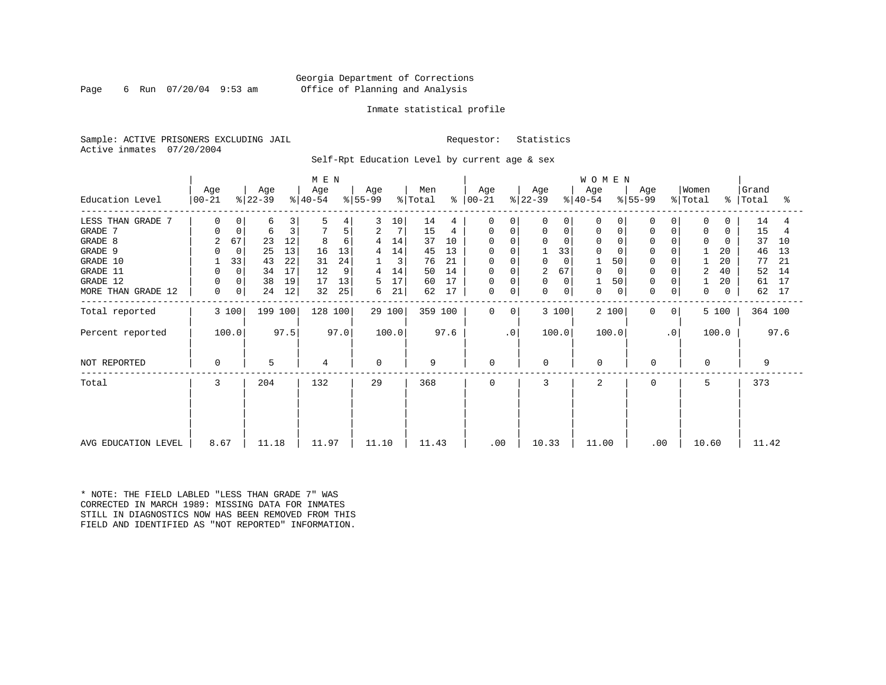Georgia Department of Corrections
Office of Planning and Analysis

Inmate statistical profile

Sample: ACTIVE PRISONERS EXCLUDING JAIL

Requestor: Statistics

Active inmates 07/20/2004

Self-Rpt Education Level by current age & sex

| Education Level | MEN Age 00-21 | % | Age 22-39 | % | Age 40-54 | % | Age 55-99 | % | Men Total | % | WOMEN Age 00-21 | % | Age 22-39 | % | Age 40-54 | % | Age 55-99 | % | Women Total | % | Grand Total | % |
|---|---|---|---|---|---|---|---|---|---|---|---|---|---|---|---|---|---|---|---|---|---|---|
| LESS THAN GRADE 7 | 0 | 0 | 6 | 3 | 5 | 4 | 3 | 10 | 14 | 4 | 0 | 0 | 0 | 0 | 0 | 0 | 0 | 0 | 0 | 0 | 14 | 4 |
| GRADE 7 | 0 | 0 | 6 | 3 | 7 | 5 | 2 | 7 | 15 | 4 | 0 | 0 | 0 | 0 | 0 | 0 | 0 | 0 | 0 | 0 | 15 | 4 |
| GRADE 8 | 2 | 67 | 23 | 12 | 8 | 6 | 4 | 14 | 37 | 10 | 0 | 0 | 0 | 0 | 0 | 0 | 0 | 0 | 0 | 0 | 37 | 10 |
| GRADE 9 | 0 | 0 | 25 | 13 | 16 | 13 | 4 | 14 | 45 | 13 | 0 | 0 | 1 | 33 | 0 | 0 | 0 | 0 | 1 | 20 | 46 | 13 |
| GRADE 10 | 1 | 33 | 43 | 22 | 31 | 24 | 1 | 3 | 76 | 21 | 0 | 0 | 0 | 0 | 1 | 50 | 0 | 0 | 1 | 20 | 77 | 21 |
| GRADE 11 | 0 | 0 | 34 | 17 | 12 | 9 | 4 | 14 | 50 | 14 | 0 | 0 | 2 | 67 | 0 | 0 | 0 | 0 | 2 | 40 | 52 | 14 |
| GRADE 12 | 0 | 0 | 38 | 19 | 17 | 13 | 5 | 17 | 60 | 17 | 0 | 0 | 0 | 0 | 1 | 50 | 0 | 0 | 1 | 20 | 61 | 17 |
| MORE THAN GRADE 12 | 0 | 0 | 24 | 12 | 32 | 25 | 6 | 21 | 62 | 17 | 0 | 0 | 0 | 0 | 0 | 0 | 0 | 0 | 0 | 0 | 62 | 17 |
| Total reported | 3 | 100 | 199 | 100 | 128 | 100 | 29 | 100 | 359 | 100 | 0 | 0 | 3 | 100 | 2 | 100 | 0 | 0 | 5 | 100 | 364 | 100 |
| Percent reported | 100.0 | | 97.5 | | 97.0 | | 100.0 | | 97.6 | | .0 | | 100.0 | | 100.0 | | .0 | | 100.0 | | 97.6 | |
| NOT REPORTED | 0 | | 5 | | 4 | | 0 | | 9 | | 0 | | 0 | | 0 | | 0 | | 0 | | 9 | |
| Total | 3 | | 204 | | 132 | | 29 | | 368 | | 0 | | 3 | | 2 | | 0 | | 5 | | 373 | |
| AVG EDUCATION LEVEL | 8.67 | | 11.18 | | 11.97 | | 11.10 | | 11.43 | | .00 | | 10.33 | | 11.00 | | .00 | | 10.60 | | 11.42 | |

* NOTE: THE FIELD LABLED "LESS THAN GRADE 7" WAS CORRECTED IN MARCH 1989: MISSING DATA FOR INMATES STILL IN DIAGNOSTICS NOW HAS BEEN REMOVED FROM THIS FIELD AND IDENTIFIED AS "NOT REPORTED" INFORMATION.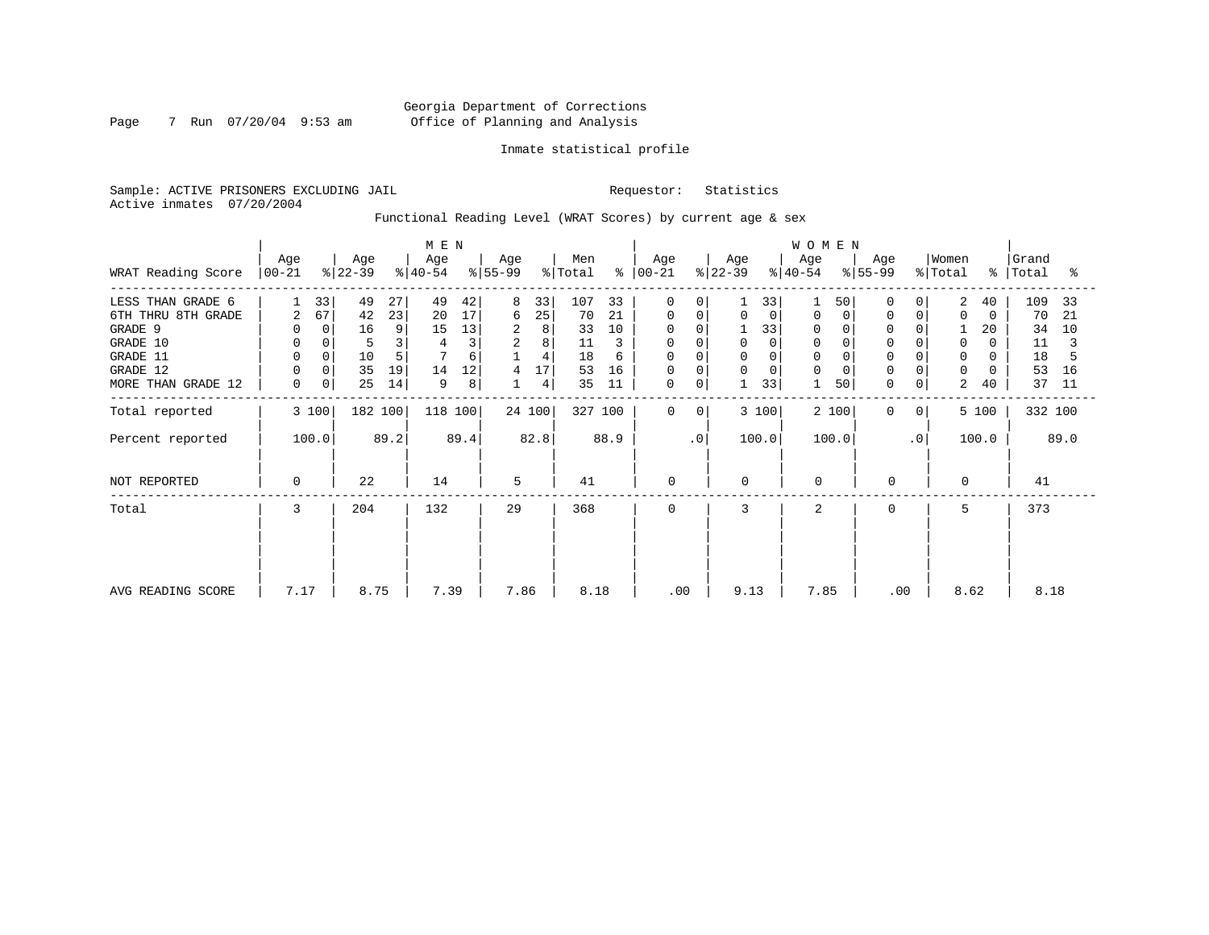Georgia Department of Corrections
Office of Planning and Analysis

Inmate statistical profile

Sample: ACTIVE PRISONERS EXCLUDING JAIL    Requestor: Statistics
Active inmates 07/20/2004

Functional Reading Level (WRAT Scores) by current age & sex

| WRAT Reading Score | MEN Age 00-21 | % | Age 22-39 | % | Age 40-54 | % | Age 55-99 | % | Men Total | % | WOMEN Age 00-21 | % | Age 22-39 | % | Age 40-54 | % | Age 55-99 | % | Women Total | % | Grand Total | % |
|---|---|---|---|---|---|---|---|---|---|---|---|---|---|---|---|---|---|---|---|---|---|---|
| LESS THAN GRADE 6 | 1 | 33 | 49 | 27 | 49 | 42 | 8 | 33 | 107 | 33 | 0 | 0 | 1 | 33 | 1 | 50 | 0 | 0 | 2 | 40 | 109 | 33 |
| 6TH THRU 8TH GRADE | 2 | 67 | 42 | 23 | 20 | 17 | 6 | 25 | 70 | 21 | 0 | 0 | 0 | 0 | 0 | 0 | 0 | 0 | 0 | 0 | 70 | 21 |
| GRADE 9 | 0 | 0 | 16 | 9 | 15 | 13 | 2 | 8 | 33 | 10 | 0 | 0 | 1 | 33 | 0 | 0 | 0 | 0 | 1 | 20 | 34 | 10 |
| GRADE 10 | 0 | 0 | 5 | 3 | 4 | 3 | 2 | 8 | 11 | 3 | 0 | 0 | 0 | 0 | 0 | 0 | 0 | 0 | 0 | 0 | 11 | 3 |
| GRADE 11 | 0 | 0 | 10 | 5 | 7 | 6 | 1 | 4 | 18 | 6 | 0 | 0 | 0 | 0 | 0 | 0 | 0 | 0 | 0 | 0 | 18 | 5 |
| GRADE 12 | 0 | 0 | 35 | 19 | 14 | 12 | 4 | 17 | 53 | 16 | 0 | 0 | 0 | 0 | 0 | 0 | 0 | 0 | 0 | 0 | 53 | 16 |
| MORE THAN GRADE 12 | 0 | 0 | 25 | 14 | 9 | 8 | 1 | 4 | 35 | 11 | 0 | 0 | 1 | 33 | 1 | 50 | 0 | 0 | 2 | 40 | 37 | 11 |
| Total reported | 3 | 100 | 182 | 100 | 118 | 100 | 24 | 100 | 327 | 100 | 0 | 0 | 3 | 100 | 2 | 100 | 0 | 0 | 5 | 100 | 332 | 100 |
| Percent reported | 100.0 | | 89.2 | | 89.4 | | 82.8 | | 88.9 | | .0 | | 100.0 | | 100.0 | | .0 | | 100.0 | | 89.0 | |
| NOT REPORTED | 0 | | 22 | | 14 | | 5 | | 41 | | 0 | | 0 | | 0 | | 0 | | 0 | | 41 | |
| Total | 3 | | 204 | | 132 | | 29 | | 368 | | 0 | | 3 | | 2 | | 0 | | 5 | | 373 | |
| AVG READING SCORE | 7.17 | | 8.75 | | 7.39 | | 7.86 | | 8.18 | | .00 | | 9.13 | | 7.85 | | .00 | | 8.62 | | 8.18 | |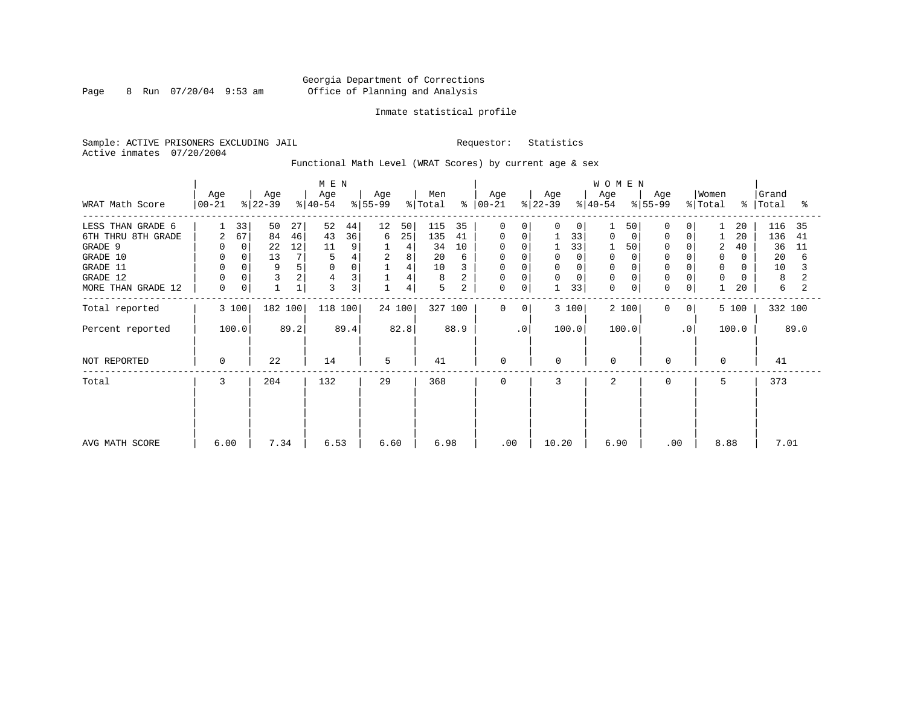Georgia Department of Corrections
Office of Planning and Analysis

Inmate statistical profile

Sample: ACTIVE PRISONERS EXCLUDING JAIL — Requestor: Statistics
Active inmates 07/20/2004

Functional Math Level (WRAT Scores) by current age & sex

| WRAT Math Score | MEN Age 00-21 | % | Age 22-39 | % | Age 40-54 | % | Age 55-99 | % | Men Total | % | WOMEN Age 00-21 | % | Age 22-39 | % | Age 40-54 | % | Age 55-99 | % | Women Total | % | Grand Total | % |
|---|---|---|---|---|---|---|---|---|---|---|---|---|---|---|---|---|---|---|---|---|---|---|
| LESS THAN GRADE 6 | 1 | 33 | 50 | 27 | 52 | 44 | 12 | 50 | 115 | 35 | 0 | 0 | 0 | 0 | 1 | 50 | 0 | 0 | 1 | 20 | 116 | 35 |
| 6TH THRU 8TH GRADE | 2 | 67 | 84 | 46 | 43 | 36 | 6 | 25 | 135 | 41 | 0 | 0 | 1 | 33 | 0 | 0 | 0 | 0 | 1 | 20 | 136 | 41 |
| GRADE 9 | 0 | 0 | 22 | 12 | 11 | 9 | 1 | 4 | 34 | 10 | 0 | 0 | 1 | 33 | 1 | 50 | 0 | 0 | 2 | 40 | 36 | 11 |
| GRADE 10 | 0 | 0 | 13 | 7 | 5 | 4 | 2 | 8 | 20 | 6 | 0 | 0 | 0 | 0 | 0 | 0 | 0 | 0 | 0 | 0 | 20 | 6 |
| GRADE 11 | 0 | 0 | 9 | 5 | 0 | 0 | 1 | 4 | 10 | 3 | 0 | 0 | 0 | 0 | 0 | 0 | 0 | 0 | 0 | 0 | 10 | 3 |
| GRADE 12 | 0 | 0 | 3 | 2 | 4 | 3 | 1 | 4 | 8 | 2 | 0 | 0 | 0 | 0 | 0 | 0 | 0 | 0 | 0 | 0 | 8 | 2 |
| MORE THAN GRADE 12 | 0 | 0 | 1 | 1 | 3 | 3 | 1 | 4 | 5 | 2 | 0 | 0 | 1 | 33 | 0 | 0 | 0 | 0 | 1 | 20 | 6 | 2 |
| Total reported | 3 | 100 | 182 | 100 | 118 | 100 | 24 | 100 | 327 | 100 | 0 | 0 | 3 | 100 | 2 | 100 | 0 | 0 | 5 | 100 | 332 | 100 |
| Percent reported | 100.0 | | 89.2 | | 89.4 | | 82.8 | | 88.9 | | .0 | | 100.0 | | 100.0 | | .0 | | 100.0 | | 89.0 | |
| NOT REPORTED | 0 | | 22 | | 14 | | 5 | | 41 | | 0 | | 0 | | 0 | | 0 | | 0 | | 41 | |
| Total | 3 | | 204 | | 132 | | 29 | | 368 | | 0 | | 3 | | 2 | | 0 | | 5 | | 373 | |
| AVG MATH SCORE | 6.00 | | 7.34 | | 6.53 | | 6.60 | | 6.98 | | .00 | | 10.20 | | 6.90 | | .00 | | 8.88 | | 7.01 | |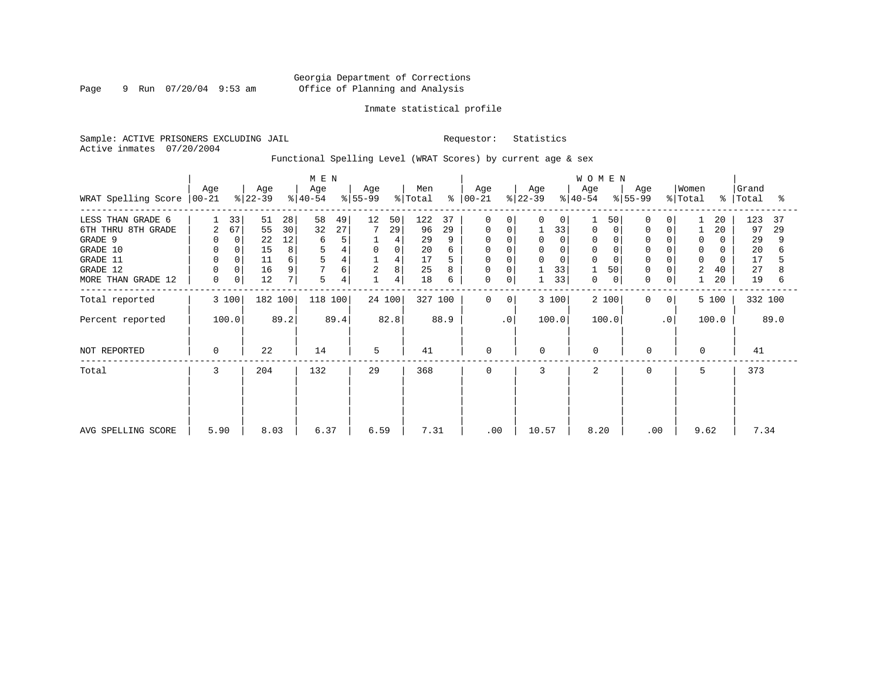Georgia Department of Corrections
Office of Planning and Analysis

Inmate statistical profile

Sample: ACTIVE PRISONERS EXCLUDING JAIL    Requestor: Statistics
Active inmates 07/20/2004

Functional Spelling Level (WRAT Scores) by current age & sex

| WRAT Spelling Score | MEN Age 00-21 | % | MEN Age 22-39 | % | MEN Age 40-54 | % | MEN Age 55-99 | % | Men Total | % | WOMEN Age 00-21 | % | WOMEN Age 22-39 | % | WOMEN Age 40-54 | % | WOMEN Age 55-99 | % | Women Total | % | Grand Total | % |
|---|---|---|---|---|---|---|---|---|---|---|---|---|---|---|---|---|---|---|---|---|---|---|
| LESS THAN GRADE 6 | 1 | 33 | 51 | 28 | 58 | 49 | 12 | 50 | 122 | 37 | 0 | 0 | 0 | 0 | 1 | 50 | 0 | 0 | 1 | 20 | 123 | 37 |
| 6TH THRU 8TH GRADE | 2 | 67 | 55 | 30 | 32 | 27 | 7 | 29 | 96 | 29 | 0 | 0 | 1 | 33 | 0 | 0 | 0 | 0 | 1 | 20 | 97 | 29 |
| GRADE 9 | 0 | 0 | 22 | 12 | 6 | 5 | 1 | 4 | 29 | 9 | 0 | 0 | 0 | 0 | 0 | 0 | 0 | 0 | 0 | 0 | 29 | 9 |
| GRADE 10 | 0 | 0 | 15 | 8 | 5 | 4 | 0 | 0 | 20 | 6 | 0 | 0 | 0 | 0 | 0 | 0 | 0 | 0 | 0 | 0 | 20 | 6 |
| GRADE 11 | 0 | 0 | 11 | 6 | 5 | 4 | 1 | 4 | 17 | 5 | 0 | 0 | 0 | 0 | 0 | 0 | 0 | 0 | 0 | 0 | 17 | 5 |
| GRADE 12 | 0 | 0 | 16 | 9 | 7 | 6 | 2 | 8 | 25 | 8 | 0 | 0 | 1 | 33 | 1 | 50 | 0 | 0 | 2 | 40 | 27 | 8 |
| MORE THAN GRADE 12 | 0 | 0 | 12 | 7 | 5 | 4 | 1 | 4 | 18 | 6 | 0 | 0 | 1 | 33 | 0 | 0 | 0 | 0 | 1 | 20 | 19 | 6 |
| Total reported | 3 | 100 | 182 | 100 | 118 | 100 | 24 | 100 | 327 | 100 | 0 | 0 | 3 | 100 | 2 | 100 | 0 | 0 | 5 | 100 | 332 | 100 |
| Percent reported | 100.0 | | 89.2 | | 89.4 | | 82.8 | | 88.9 | | .0 | | 100.0 | | 100.0 | | .0 | | 100.0 | | 89.0 | |
| NOT REPORTED | 0 | | 22 | | 14 | | 5 | | 41 | | 0 | | 0 | | 0 | | 0 | | 0 | | 41 | |
| Total | 3 | | 204 | | 132 | | 29 | | 368 | | 0 | | 3 | | 2 | | 0 | | 5 | | 373 | |
| AVG SPELLING SCORE | 5.90 | | 8.03 | | 6.37 | | 6.59 | | 7.31 | | .00 | | 10.57 | | 8.20 | | .00 | | 9.62 | | 7.34 | |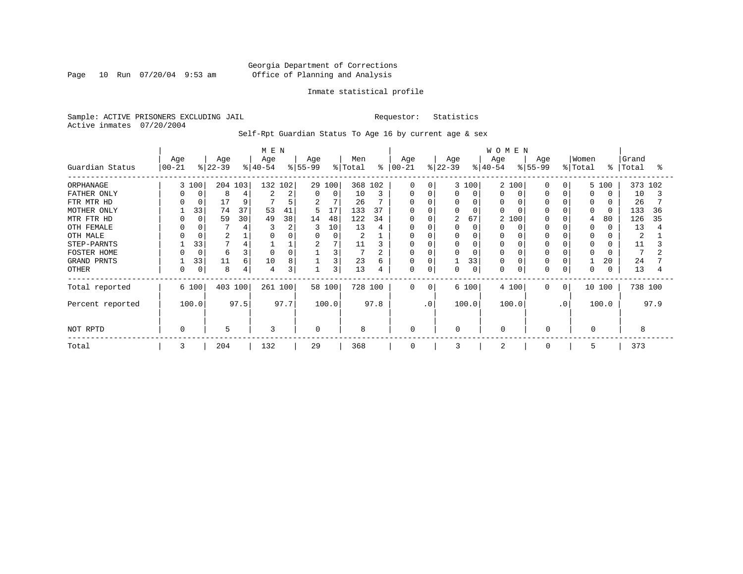Georgia Department of Corrections
Office of Planning and Analysis

Inmate statistical profile

Sample: ACTIVE PRISONERS EXCLUDING JAIL　　　Requestor: Statistics
Active inmates 07/20/2004

Self-Rpt Guardian Status To Age 16 by current age & sex

| Guardian Status | MEN Age 00-21 | % | Age 22-39 | % | Age 40-54 | % | Age 55-99 | % | Men Total | % | WOMEN Age 00-21 | % | Age 22-39 | % | Age 40-54 | % | Age 55-99 | % | Women Total | % | Grand Total | % |
|---|---|---|---|---|---|---|---|---|---|---|---|---|---|---|---|---|---|---|---|---|---|---|
| ORPHANAGE | 3 | 100 | 204 | 103 | 132 | 102 | 29 | 100 | 368 | 102 | 0 | 0 | 3 | 100 | 2 | 100 | 0 | 0 | 5 | 100 | 373 | 102 |
| FATHER ONLY | 0 | 0 | 8 | 4 | 2 | 2 | 0 | 0 | 10 | 3 | 0 | 0 | 0 | 0 | 0 | 0 | 0 | 0 | 0 | 0 | 10 | 3 |
| FTR MTR HD | 0 | 0 | 17 | 9 | 7 | 5 | 2 | 7 | 26 | 7 | 0 | 0 | 0 | 0 | 0 | 0 | 0 | 0 | 0 | 0 | 26 | 7 |
| MOTHER ONLY | 1 | 33 | 74 | 37 | 53 | 41 | 5 | 17 | 133 | 37 | 0 | 0 | 0 | 0 | 0 | 0 | 0 | 0 | 0 | 0 | 133 | 36 |
| MTR FTR HD | 0 | 0 | 59 | 30 | 49 | 38 | 14 | 48 | 122 | 34 | 0 | 0 | 2 | 67 | 2 | 100 | 0 | 0 | 4 | 80 | 126 | 35 |
| OTH FEMALE | 0 | 0 | 7 | 4 | 3 | 2 | 3 | 10 | 13 | 4 | 0 | 0 | 0 | 0 | 0 | 0 | 0 | 0 | 0 | 0 | 13 | 4 |
| OTH MALE | 0 | 0 | 2 | 1 | 0 | 0 | 0 | 0 | 2 | 1 | 0 | 0 | 0 | 0 | 0 | 0 | 0 | 0 | 0 | 0 | 2 | 1 |
| STEP-PARNTS | 1 | 33 | 7 | 4 | 1 | 1 | 2 | 7 | 11 | 3 | 0 | 0 | 0 | 0 | 0 | 0 | 0 | 0 | 0 | 0 | 11 | 3 |
| FOSTER HOME | 0 | 0 | 6 | 3 | 0 | 0 | 1 | 3 | 7 | 2 | 0 | 0 | 0 | 0 | 0 | 0 | 0 | 0 | 0 | 0 | 7 | 2 |
| GRAND PRNTS | 1 | 33 | 11 | 6 | 10 | 8 | 1 | 3 | 23 | 6 | 0 | 0 | 1 | 33 | 0 | 0 | 0 | 0 | 1 | 20 | 24 | 7 |
| OTHER | 0 | 0 | 8 | 4 | 4 | 3 | 1 | 3 | 13 | 4 | 0 | 0 | 0 | 0 | 0 | 0 | 0 | 0 | 0 | 0 | 13 | 4 |
| Total reported | 6 | 100 | 403 | 100 | 261 | 100 | 58 | 100 | 728 | 100 | 0 | 0 | 6 | 100 | 4 | 100 | 0 | 0 | 10 | 100 | 738 | 100 |
| Percent reported | | 100.0 | | 97.5 | | 97.7 | | 100.0 | | 97.8 | | .0 | | 100.0 | | 100.0 | | .0 | | 100.0 | | 97.9 |
| NOT RPTD | 0 | | 5 | | 3 | | 0 | | 8 | | 0 | | 0 | | 0 | | 0 | | 0 | | 8 | |
| Total | 3 | | 204 | | 132 | | 29 | | 368 | | 0 | | 3 | | 2 | | 0 | | 5 | | 373 | |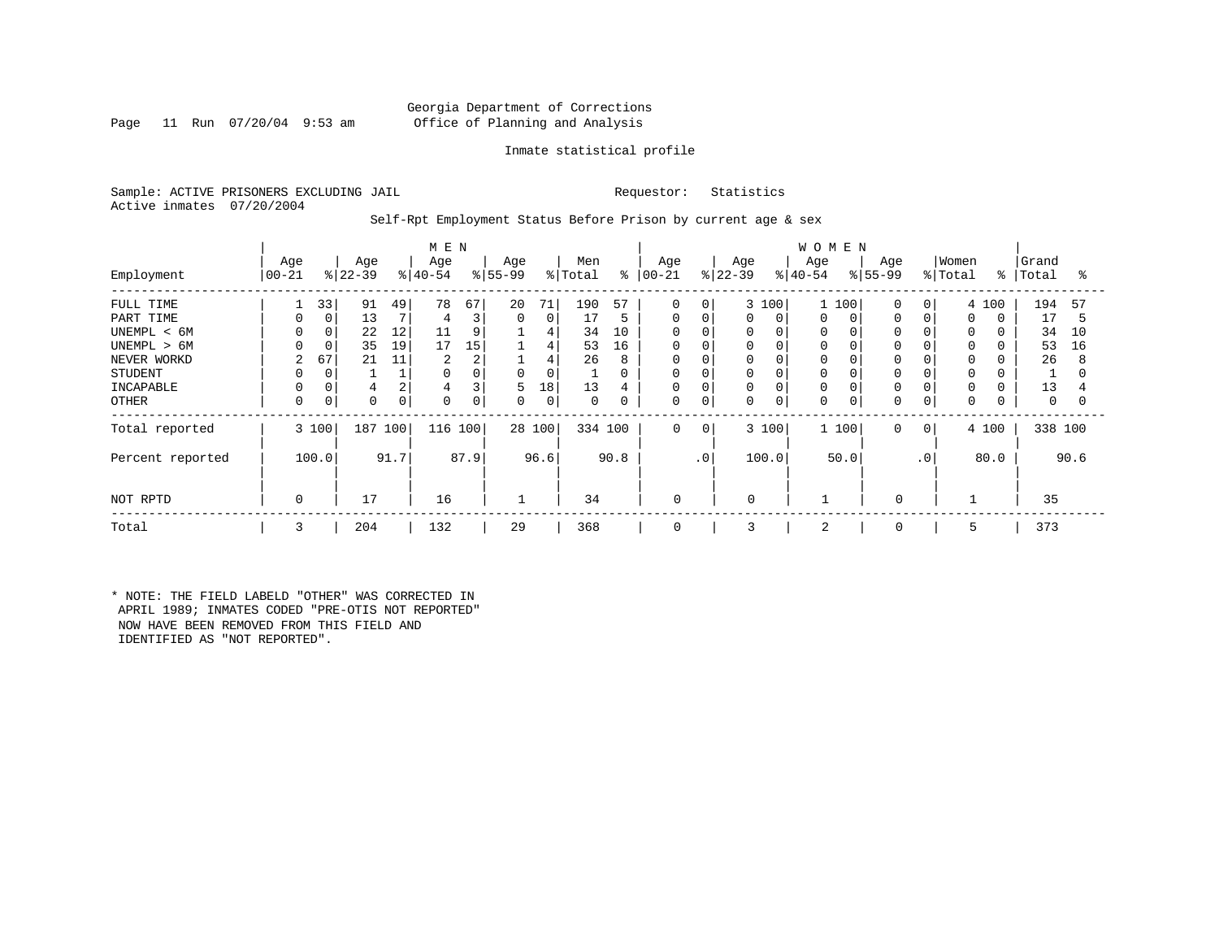Georgia Department of Corrections
Office of Planning and Analysis

Inmate statistical profile

Sample: ACTIVE PRISONERS EXCLUDING JAIL    Requestor: Statistics
Active inmates 07/20/2004

Self-Rpt Employment Status Before Prison by current age & sex

| Employment | MEN Age 00-21 | % | Age 22-39 | % | Age 40-54 | % | Age 55-99 | % | Men Total | % | WOMEN Age 00-21 | % | Age 22-39 | % | Age 40-54 | % | Age 55-99 | % | Women Total | % | Grand Total | % |
|---|---|---|---|---|---|---|---|---|---|---|---|---|---|---|---|---|---|---|---|---|---|---|
| FULL TIME | 1 | 33 | 91 | 49 | 78 | 67 | 20 | 71 | 190 | 57 | 0 | 0 | 3 | 100 | 1 | 100 | 0 | 0 | 4 | 100 | 194 | 57 |
| PART TIME | 0 | 0 | 13 | 7 | 4 | 3 | 0 | 0 | 17 | 5 | 0 | 0 | 0 | 0 | 0 | 0 | 0 | 0 | 0 | 0 | 17 | 5 |
| UNEMPL < 6M | 0 | 0 | 22 | 12 | 11 | 9 | 1 | 4 | 34 | 10 | 0 | 0 | 0 | 0 | 0 | 0 | 0 | 0 | 0 | 0 | 34 | 10 |
| UNEMPL > 6M | 0 | 0 | 35 | 19 | 17 | 15 | 1 | 4 | 53 | 16 | 0 | 0 | 0 | 0 | 0 | 0 | 0 | 0 | 0 | 0 | 53 | 16 |
| NEVER WORKD | 2 | 67 | 21 | 11 | 2 | 2 | 1 | 4 | 26 | 8 | 0 | 0 | 0 | 0 | 0 | 0 | 0 | 0 | 0 | 0 | 26 | 8 |
| STUDENT | 0 | 0 | 1 | 1 | 0 | 0 | 0 | 0 | 1 | 0 | 0 | 0 | 0 | 0 | 0 | 0 | 0 | 0 | 0 | 0 | 1 | 0 |
| INCAPABLE | 0 | 0 | 4 | 2 | 4 | 3 | 5 | 18 | 13 | 4 | 0 | 0 | 0 | 0 | 0 | 0 | 0 | 0 | 0 | 0 | 13 | 4 |
| OTHER | 0 | 0 | 0 | 0 | 0 | 0 | 0 | 0 | 0 | 0 | 0 | 0 | 0 | 0 | 0 | 0 | 0 | 0 | 0 | 0 | 0 | 0 |
| Total reported | 3 | 100 | 187 | 100 | 116 | 100 | 28 | 100 | 334 | 100 | 0 | 0 | 3 | 100 | 1 | 100 | 0 | 0 | 4 | 100 | 338 | 100 |
| Percent reported | | 100.0 | | 91.7 | | 87.9 | | 96.6 | | 90.8 | | .0 | | 100.0 | | 50.0 | | .0 | | 80.0 | | 90.6 |
| NOT RPTD | 0 | | 17 | | 16 | | 1 | | 34 | | 0 | | 0 | | 1 | | 0 | | 1 | | 35 | |
| Total | 3 | | 204 | | 132 | | 29 | | 368 | | 0 | | 3 | | 2 | | 0 | | 5 | | 373 | |

* NOTE: THE FIELD LABELD "OTHER" WAS CORRECTED IN APRIL 1989; INMATES CODED "PRE-OTIS NOT REPORTED" NOW HAVE BEEN REMOVED FROM THIS FIELD AND IDENTIFIED AS "NOT REPORTED".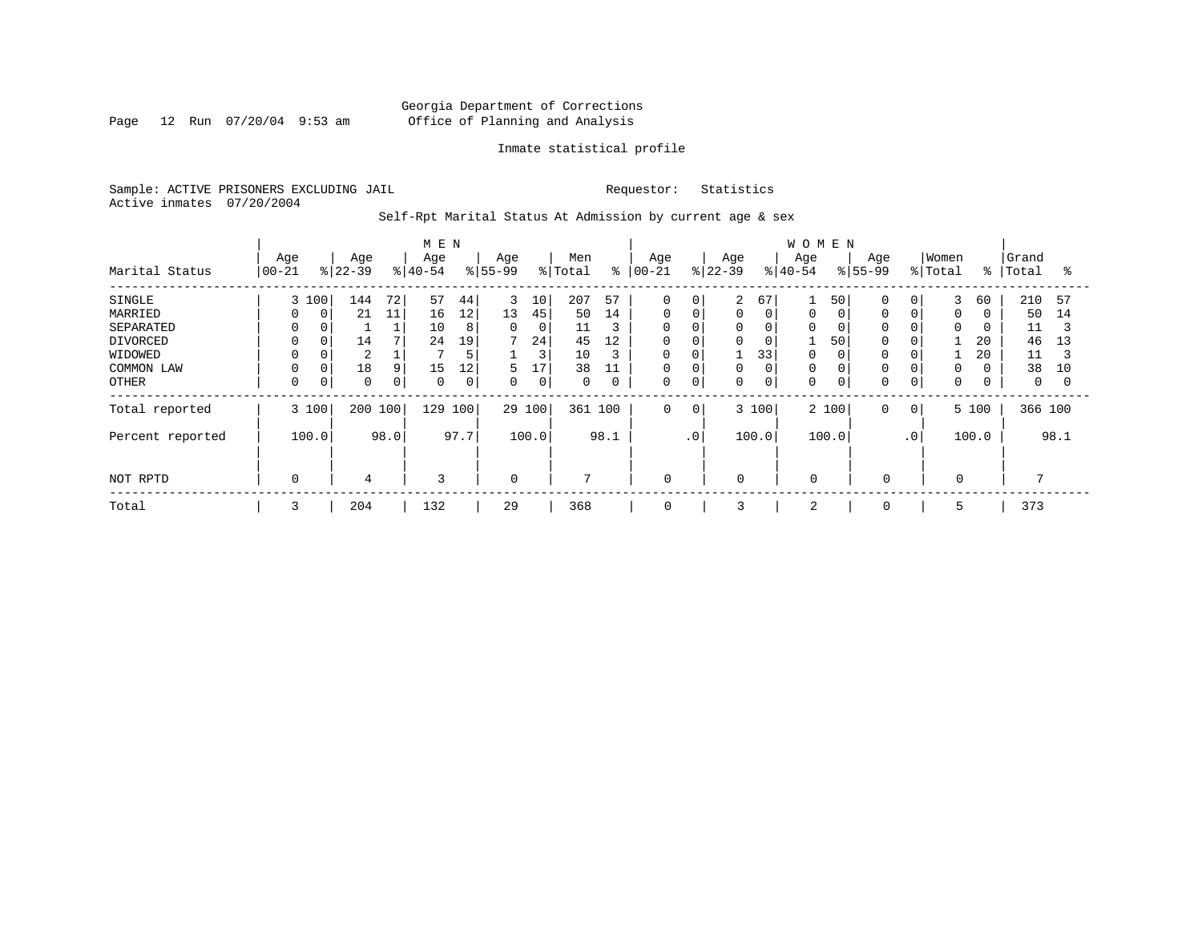Georgia Department of Corrections
Office of Planning and Analysis

Inmate statistical profile

Sample: ACTIVE PRISONERS EXCLUDING JAIL                Requestor: Statistics
Active inmates 07/20/2004

Self-Rpt Marital Status At Admission by current age & sex

| | MEN | | | | | | | | | | WOMEN | | | | | | | | | | | |
|---|---|---|---|---|---|---|---|---|---|---|---|---|---|---|---|---|---|---|---|---|---|---|
| Marital Status | Age 00-21 | % | Age 22-39 | % | Age 40-54 | % | Age 55-99 | % | Men Total | % | Age 00-21 | % | Age 22-39 | % | Age 40-54 | % | Age 55-99 | % | Women Total | % | Grand Total | % |
| SINGLE | 3 | 100 | 144 | 72 | 57 | 44 | 3 | 10 | 207 | 57 | 0 | 0 | 2 | 67 | 1 | 50 | 0 | 0 | 3 | 60 | 210 | 57 |
| MARRIED | 0 | 0 | 21 | 11 | 16 | 12 | 13 | 45 | 50 | 14 | 0 | 0 | 0 | 0 | 0 | 0 | 0 | 0 | 0 | 0 | 50 | 14 |
| SEPARATED | 0 | 0 | 1 | 1 | 10 | 8 | 0 | 0 | 11 | 3 | 0 | 0 | 0 | 0 | 0 | 0 | 0 | 0 | 0 | 0 | 11 | 3 |
| DIVORCED | 0 | 0 | 14 | 7 | 24 | 19 | 7 | 24 | 45 | 12 | 0 | 0 | 0 | 0 | 1 | 50 | 0 | 0 | 1 | 20 | 46 | 13 |
| WIDOWED | 0 | 0 | 2 | 1 | 7 | 5 | 1 | 3 | 10 | 3 | 0 | 0 | 1 | 33 | 0 | 0 | 0 | 0 | 1 | 20 | 11 | 3 |
| COMMON LAW | 0 | 0 | 18 | 9 | 15 | 12 | 5 | 17 | 38 | 11 | 0 | 0 | 0 | 0 | 0 | 0 | 0 | 0 | 0 | 0 | 38 | 10 |
| OTHER | 0 | 0 | 0 | 0 | 0 | 0 | 0 | 0 | 0 | 0 | 0 | 0 | 0 | 0 | 0 | 0 | 0 | 0 | 0 | 0 | 0 | 0 |
| Total reported | 3 | 100 | 200 | 100 | 129 | 100 | 29 | 100 | 361 | 100 | 0 | 0 | 3 | 100 | 2 | 100 | 0 | 0 | 5 | 100 | 366 | 100 |
| Percent reported | 100.0 | | 98.0 | | 97.7 | | 100.0 | | 98.1 | | .0 | | 100.0 | | 100.0 | | .0 | | 100.0 | | 98.1 | |
| NOT RPTD | 0 | | 4 | | 3 | | 0 | | 7 | | 0 | | 0 | | 0 | | 0 | | 0 | | 7 | |
| Total | 3 | | 204 | | 132 | | 29 | | 368 | | 0 | | 3 | | 2 | | 0 | | 5 | | 373 | |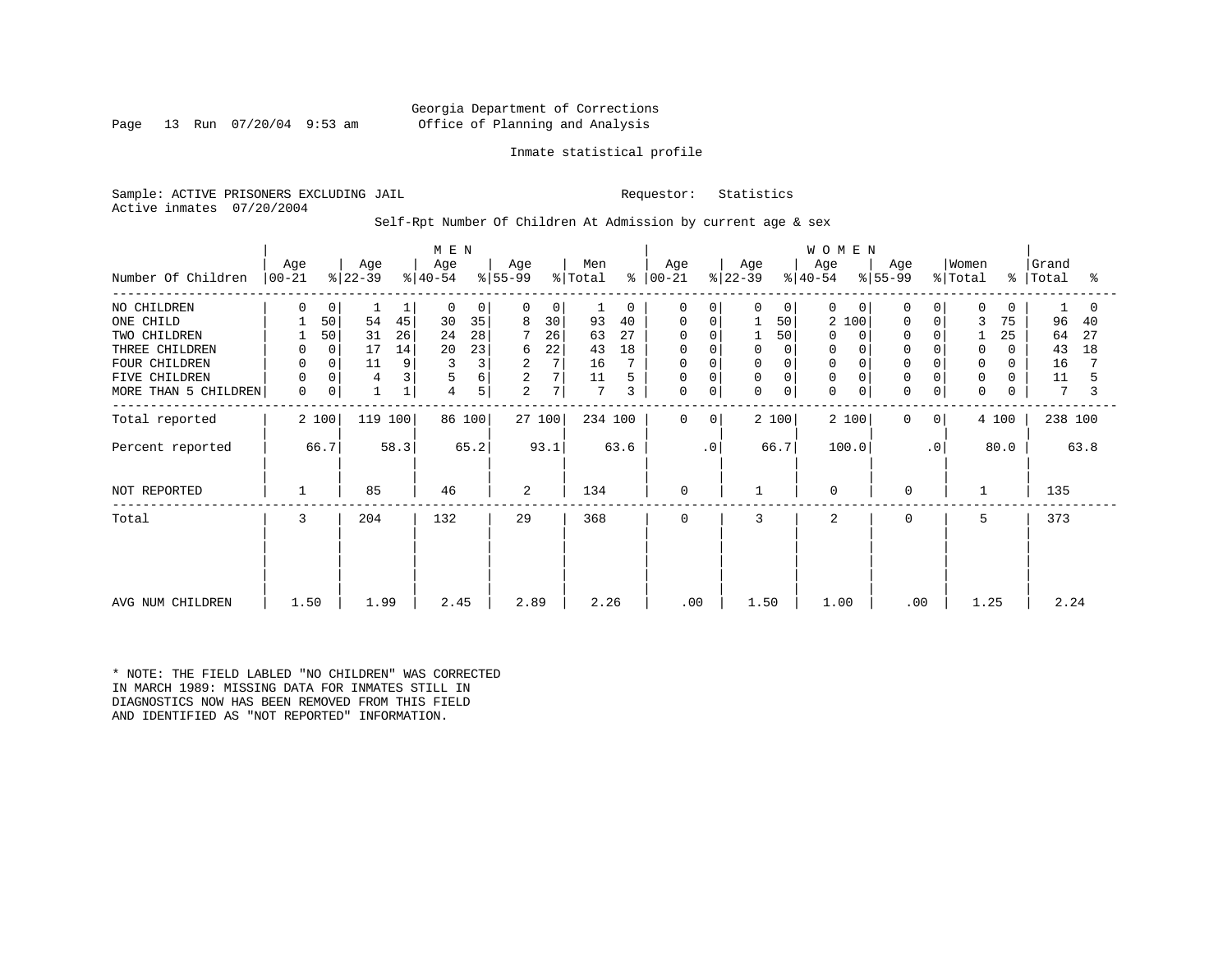Georgia Department of Corrections
Office of Planning and Analysis

Inmate statistical profile

Sample: ACTIVE PRISONERS EXCLUDING JAIL                Requestor: Statistics
Active inmates 07/20/2004

Self-Rpt Number Of Children At Admission by current age & sex

| Number Of Children | MEN Age 00-21 | % | Age 22-39 | % | Age 40-54 | % | Age 55-99 | % | Men Total | % | WOMEN Age 00-21 | % | Age 22-39 | % | Age 40-54 | % | Age 55-99 | % | Women Total | % | Grand Total | % |
|---|---|---|---|---|---|---|---|---|---|---|---|---|---|---|---|---|---|---|---|---|---|---|
| NO CHILDREN | 0 | 0 | 1 | 1 | 0 | 0 | 0 | 0 | 1 | 0 | 0 | 0 | 0 | 0 | 0 | 0 | 0 | 0 | 0 | 0 | 1 | 0 |
| ONE CHILD | 1 | 50 | 54 | 45 | 30 | 35 | 8 | 30 | 93 | 40 | 0 | 0 | 1 | 50 | 2 | 100 | 0 | 0 | 3 | 75 | 96 | 40 |
| TWO CHILDREN | 1 | 50 | 31 | 26 | 24 | 28 | 7 | 26 | 63 | 27 | 0 | 0 | 1 | 50 | 0 | 0 | 0 | 0 | 1 | 25 | 64 | 27 |
| THREE CHILDREN | 0 | 0 | 17 | 14 | 20 | 23 | 6 | 22 | 43 | 18 | 0 | 0 | 0 | 0 | 0 | 0 | 0 | 0 | 0 | 0 | 43 | 18 |
| FOUR CHILDREN | 0 | 0 | 11 | 9 | 3 | 3 | 2 | 7 | 16 | 7 | 0 | 0 | 0 | 0 | 0 | 0 | 0 | 0 | 0 | 0 | 16 | 7 |
| FIVE CHILDREN | 0 | 0 | 4 | 3 | 5 | 6 | 2 | 7 | 11 | 5 | 0 | 0 | 0 | 0 | 0 | 0 | 0 | 0 | 0 | 0 | 11 | 5 |
| MORE THAN 5 CHILDREN | 0 | 0 | 1 | 1 | 4 | 5 | 2 | 7 | 7 | 3 | 0 | 0 | 0 | 0 | 0 | 0 | 0 | 0 | 0 | 0 | 7 | 3 |
| Total reported | 2 | 100 | 119 | 100 | 86 | 100 | 27 | 100 | 234 | 100 | 0 | 0 | 2 | 100 | 2 | 100 | 0 | 0 | 4 | 100 | 238 | 100 |
| Percent reported | | 66.7 | | 58.3 | | 65.2 | | 93.1 | | 63.6 | | .0 | | 66.7 | | 100.0 | | .0 | | 80.0 | | 63.8 |
| NOT REPORTED | 1 | | 85 | | 46 | | 2 | | 134 | | 0 | | 1 | | 0 | | 0 | | 1 | | 135 | |
| Total | 3 | | 204 | | 132 | | 29 | | 368 | | 0 | | 3 | | 2 | | 0 | | 5 | | 373 | |
| AVG NUM CHILDREN | 1.50 | | 1.99 | | 2.45 | | 2.89 | | 2.26 | | .00 | | 1.50 | | 1.00 | | .00 | | 1.25 | | 2.24 | |

* NOTE: THE FIELD LABLED "NO CHILDREN" WAS CORRECTED IN MARCH 1989: MISSING DATA FOR INMATES STILL IN DIAGNOSTICS NOW HAS BEEN REMOVED FROM THIS FIELD AND IDENTIFIED AS "NOT REPORTED" INFORMATION.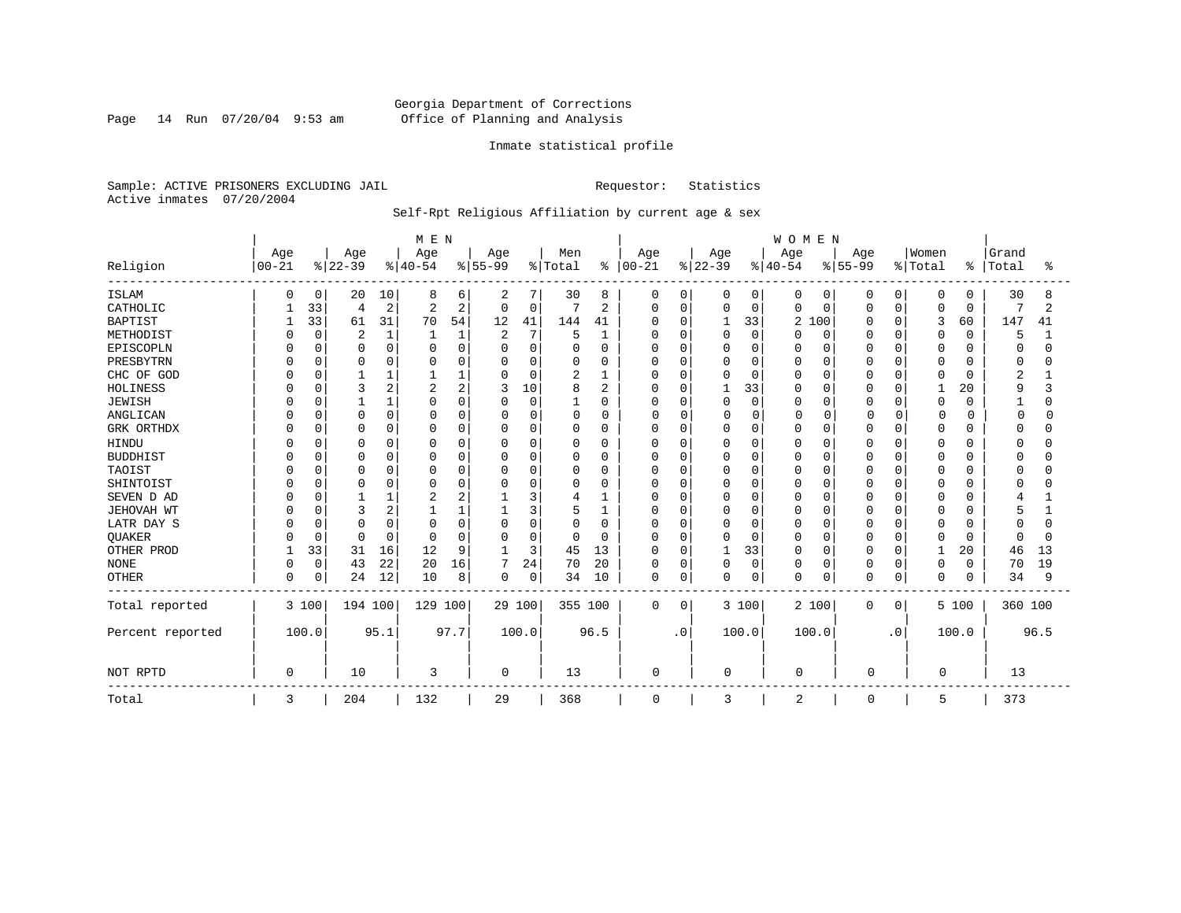Georgia Department of Corrections
Office of Planning and Analysis

Inmate statistical profile

Sample: ACTIVE PRISONERS EXCLUDING JAIL

Requestor: Statistics

Active inmates 07/20/2004

Self-Rpt Religious Affiliation by current age & sex

| | MEN | | | | | | | | | | WOMEN | | | | | | | | | | | |
|---|---|---|---|---|---|---|---|---|---|---|---|---|---|---|---|---|---|---|---|---|---|---|
| Religion | Age 00-21 | % | Age 22-39 | % | Age 40-54 | % | Age 55-99 | % | Men Total | % | Age 00-21 | % | Age 22-39 | % | Age 40-54 | % | Age 55-99 | % | Women Total | % | Grand Total | % |
| ISLAM | 0 | 0 | 20 | 10 | 8 | 6 | 2 | 7 | 30 | 8 | 0 | 0 | 0 | 0 | 0 | 0 | 0 | 0 | 0 | 0 | 30 | 8 |
| CATHOLIC | 1 | 33 | 4 | 2 | 2 | 2 | 0 | 0 | 7 | 2 | 0 | 0 | 0 | 0 | 0 | 0 | 0 | 0 | 0 | 0 | 7 | 2 |
| BAPTIST | 1 | 33 | 61 | 31 | 70 | 54 | 12 | 41 | 144 | 41 | 0 | 0 | 1 | 33 | 2 | 100 | 0 | 0 | 3 | 60 | 147 | 41 |
| METHODIST | 0 | 0 | 2 | 1 | 1 | 1 | 2 | 7 | 5 | 1 | 0 | 0 | 0 | 0 | 0 | 0 | 0 | 0 | 0 | 0 | 5 | 1 |
| EPISCOPLN | 0 | 0 | 0 | 0 | 0 | 0 | 0 | 0 | 0 | 0 | 0 | 0 | 0 | 0 | 0 | 0 | 0 | 0 | 0 | 0 | 0 | 0 |
| PRESBYTRN | 0 | 0 | 0 | 0 | 0 | 0 | 0 | 0 | 0 | 0 | 0 | 0 | 0 | 0 | 0 | 0 | 0 | 0 | 0 | 0 | 0 | 0 |
| CHC OF GOD | 0 | 0 | 1 | 1 | 1 | 1 | 0 | 0 | 2 | 1 | 0 | 0 | 0 | 0 | 0 | 0 | 0 | 0 | 0 | 0 | 2 | 1 |
| HOLINESS | 0 | 0 | 3 | 2 | 2 | 2 | 3 | 10 | 8 | 2 | 0 | 0 | 1 | 33 | 0 | 0 | 0 | 0 | 1 | 20 | 9 | 3 |
| JEWISH | 0 | 0 | 1 | 1 | 0 | 0 | 0 | 0 | 1 | 0 | 0 | 0 | 0 | 0 | 0 | 0 | 0 | 0 | 0 | 0 | 1 | 0 |
| ANGLICAN | 0 | 0 | 0 | 0 | 0 | 0 | 0 | 0 | 0 | 0 | 0 | 0 | 0 | 0 | 0 | 0 | 0 | 0 | 0 | 0 | 0 | 0 |
| GRK ORTHDX | 0 | 0 | 0 | 0 | 0 | 0 | 0 | 0 | 0 | 0 | 0 | 0 | 0 | 0 | 0 | 0 | 0 | 0 | 0 | 0 | 0 | 0 |
| HINDU | 0 | 0 | 0 | 0 | 0 | 0 | 0 | 0 | 0 | 0 | 0 | 0 | 0 | 0 | 0 | 0 | 0 | 0 | 0 | 0 | 0 | 0 |
| BUDDHIST | 0 | 0 | 0 | 0 | 0 | 0 | 0 | 0 | 0 | 0 | 0 | 0 | 0 | 0 | 0 | 0 | 0 | 0 | 0 | 0 | 0 | 0 |
| TAOIST | 0 | 0 | 0 | 0 | 0 | 0 | 0 | 0 | 0 | 0 | 0 | 0 | 0 | 0 | 0 | 0 | 0 | 0 | 0 | 0 | 0 | 0 |
| SHINTOIST | 0 | 0 | 0 | 0 | 0 | 0 | 0 | 0 | 0 | 0 | 0 | 0 | 0 | 0 | 0 | 0 | 0 | 0 | 0 | 0 | 0 | 0 |
| SEVEN D AD | 0 | 0 | 1 | 1 | 2 | 2 | 1 | 3 | 4 | 1 | 0 | 0 | 0 | 0 | 0 | 0 | 0 | 0 | 0 | 0 | 4 | 1 |
| JEHOVAH WT | 0 | 0 | 3 | 2 | 1 | 1 | 1 | 3 | 5 | 1 | 0 | 0 | 0 | 0 | 0 | 0 | 0 | 0 | 0 | 0 | 5 | 1 |
| LATR DAY S | 0 | 0 | 0 | 0 | 0 | 0 | 0 | 0 | 0 | 0 | 0 | 0 | 0 | 0 | 0 | 0 | 0 | 0 | 0 | 0 | 0 | 0 |
| QUAKER | 0 | 0 | 0 | 0 | 0 | 0 | 0 | 0 | 0 | 0 | 0 | 0 | 0 | 0 | 0 | 0 | 0 | 0 | 0 | 0 | 0 | 0 |
| OTHER PROD | 1 | 33 | 31 | 16 | 12 | 9 | 1 | 3 | 45 | 13 | 0 | 0 | 1 | 33 | 0 | 0 | 0 | 0 | 1 | 20 | 46 | 13 |
| NONE | 0 | 0 | 43 | 22 | 20 | 16 | 7 | 24 | 70 | 20 | 0 | 0 | 0 | 0 | 0 | 0 | 0 | 0 | 0 | 0 | 70 | 19 |
| OTHER | 0 | 0 | 24 | 12 | 10 | 8 | 0 | 0 | 34 | 10 | 0 | 0 | 0 | 0 | 0 | 0 | 0 | 0 | 0 | 0 | 34 | 9 |
| Total reported | 3 | 100 | 194 | 100 | 129 | 100 | 29 | 100 | 355 | 100 | 0 | 0 | 3 | 100 | 2 | 100 | 0 | 0 | 5 | 100 | 360 | 100 |
| Percent reported | | 100.0 | | 95.1 | | 97.7 | | 100.0 | | 96.5 | | .0 | | 100.0 | | 100.0 | | .0 | | 100.0 | | 96.5 |
| NOT RPTD | 0 | | 10 | | 3 | | 0 | | 13 | | 0 | | 0 | | 0 | | 0 | | 0 | | 13 | |
| Total | 3 | | 204 | | 132 | | 29 | | 368 | | 0 | | 3 | | 2 | | 0 | | 5 | | 373 | |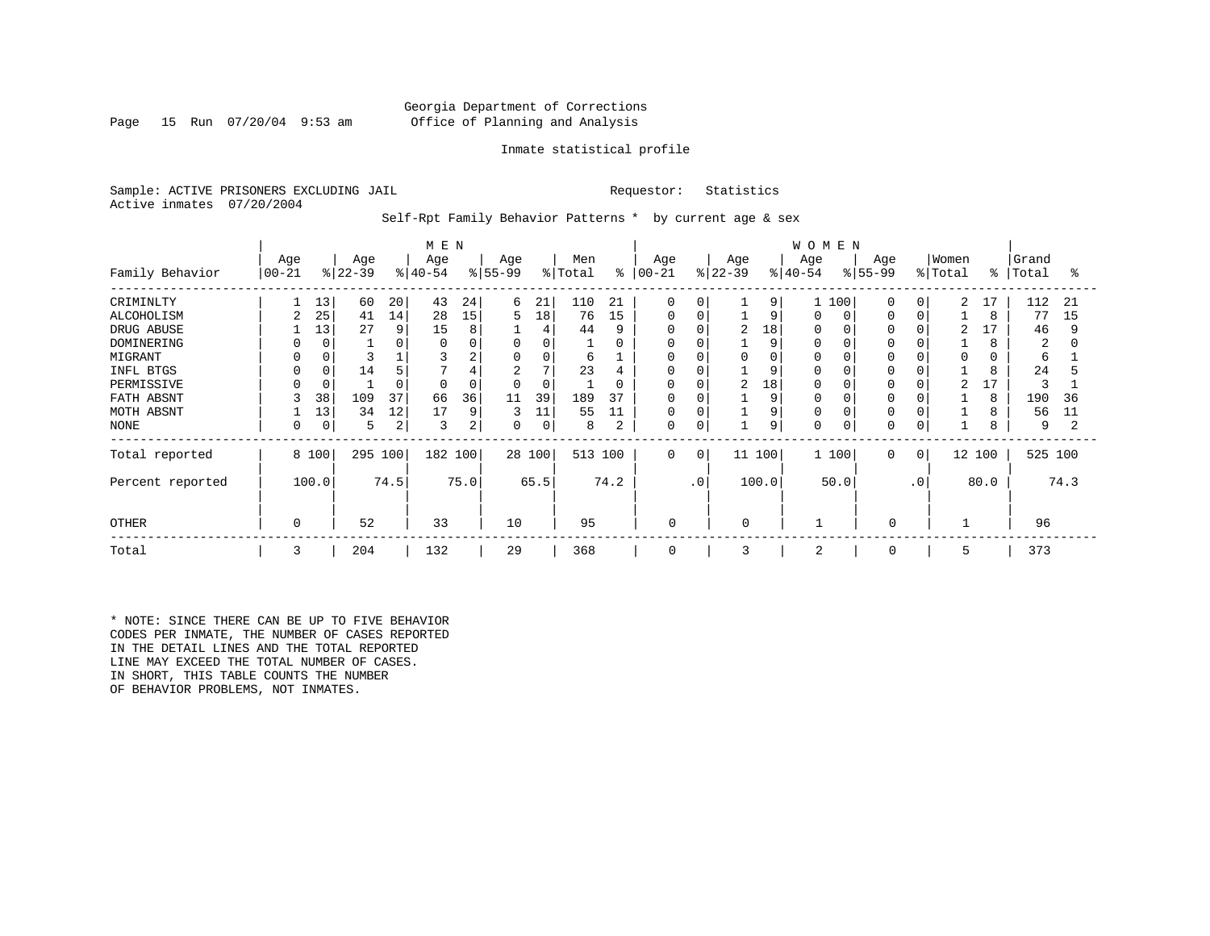Georgia Department of Corrections
Office of Planning and Analysis

Inmate statistical profile

Sample: ACTIVE PRISONERS EXCLUDING JAIL    Requestor: Statistics
Active inmates 07/20/2004

Self-Rpt Family Behavior Patterns * by current age & sex

| Family Behavior | MEN Age 00-21 | % | Age 22-39 | % | Age 40-54 | % | Age 55-99 | % | Men Total | % | WOMEN Age 00-21 | % | Age 22-39 | % | Age 40-54 | % | Age 55-99 | % | Women Total | % | Grand Total | % |
|---|---|---|---|---|---|---|---|---|---|---|---|---|---|---|---|---|---|---|---|---|---|---|
| CRIMINLTY | 1 | 13 | 60 | 20 | 43 | 24 | 6 | 21 | 110 | 21 | 0 | 0 | 1 | 9 | 1 | 100 | 0 | 0 | 2 | 17 | 112 | 21 |
| ALCOHOLISM | 2 | 25 | 41 | 14 | 28 | 15 | 5 | 18 | 76 | 15 | 0 | 0 | 1 | 9 | 0 | 0 | 0 | 0 | 1 | 8 | 77 | 15 |
| DRUG ABUSE | 1 | 13 | 27 | 9 | 15 | 8 | 1 | 4 | 44 | 9 | 0 | 0 | 2 | 18 | 0 | 0 | 0 | 0 | 2 | 17 | 46 | 9 |
| DOMINERING | 0 | 0 | 1 | 0 | 0 | 0 | 0 | 0 | 1 | 0 | 0 | 0 | 1 | 9 | 0 | 0 | 0 | 0 | 1 | 8 | 2 | 0 |
| MIGRANT | 0 | 0 | 3 | 1 | 3 | 2 | 0 | 0 | 6 | 1 | 0 | 0 | 0 | 0 | 0 | 0 | 0 | 0 | 0 | 0 | 6 | 1 |
| INFL BTGS | 0 | 0 | 14 | 5 | 7 | 4 | 2 | 7 | 23 | 4 | 0 | 0 | 1 | 9 | 0 | 0 | 0 | 0 | 1 | 8 | 24 | 5 |
| PERMISSIVE | 0 | 0 | 1 | 0 | 0 | 0 | 0 | 0 | 1 | 0 | 0 | 0 | 2 | 18 | 0 | 0 | 0 | 0 | 2 | 17 | 3 | 1 |
| FATH ABSNT | 3 | 38 | 109 | 37 | 66 | 36 | 11 | 39 | 189 | 37 | 0 | 0 | 1 | 9 | 0 | 0 | 0 | 0 | 1 | 8 | 190 | 36 |
| MOTH ABSNT | 1 | 13 | 34 | 12 | 17 | 9 | 3 | 11 | 55 | 11 | 0 | 0 | 1 | 9 | 0 | 0 | 0 | 0 | 1 | 8 | 56 | 11 |
| NONE | 0 | 0 | 5 | 2 | 3 | 2 | 0 | 0 | 8 | 2 | 0 | 0 | 1 | 9 | 0 | 0 | 0 | 0 | 1 | 8 | 9 | 2 |
| Total reported | 8 | 100 | 295 | 100 | 182 | 100 | 28 | 100 | 513 | 100 | 0 | 0 | 11 | 100 | 1 | 100 | 0 | 0 | 12 | 100 | 525 | 100 |
| Percent reported | | 100.0 | | 74.5 | | 75.0 | | 65.5 | | 74.2 | | .0 | | 100.0 | | 50.0 | | .0 | | 80.0 | | 74.3 |
| OTHER | 0 | | 52 | | 33 | | 10 | | 95 | | 0 | | 0 | | 1 | | 0 | | 1 | | 96 | |
| Total | 3 | | 204 | | 132 | | 29 | | 368 | | 0 | | 3 | | 2 | | 0 | | 5 | | 373 | |

* NOTE: SINCE THERE CAN BE UP TO FIVE BEHAVIOR CODES PER INMATE, THE NUMBER OF CASES REPORTED IN THE DETAIL LINES AND THE TOTAL REPORTED LINE MAY EXCEED THE TOTAL NUMBER OF CASES. IN SHORT, THIS TABLE COUNTS THE NUMBER OF BEHAVIOR PROBLEMS, NOT INMATES.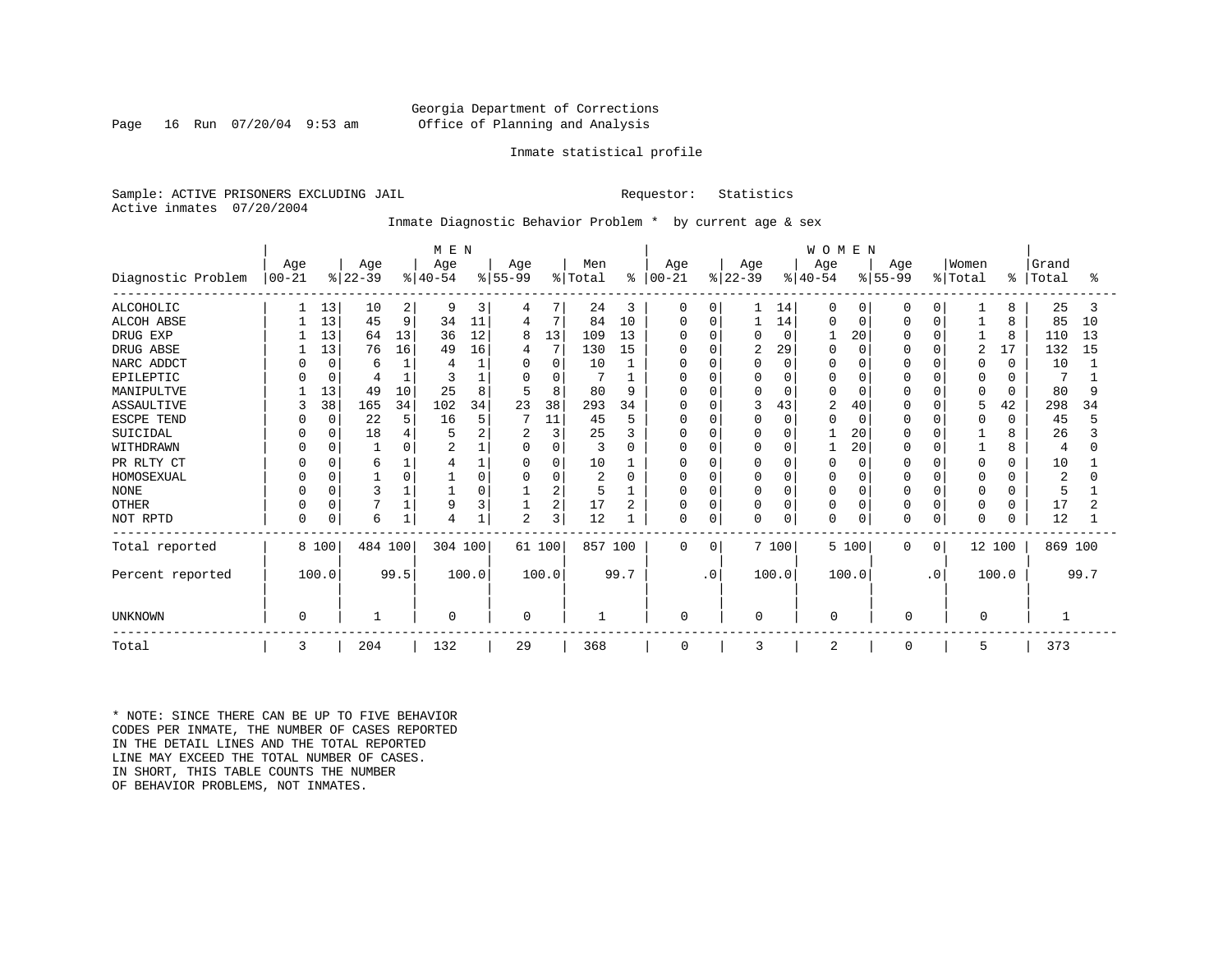Georgia Department of Corrections
Office of Planning and Analysis

Inmate statistical profile

Sample: ACTIVE PRISONERS EXCLUDING JAIL Requestor: Statistics
Active inmates 07/20/2004

Inmate Diagnostic Behavior Problem * by current age & sex

| Diagnostic Problem | MEN Age 00-21 | % | Age 22-39 | % | Age 40-54 | % | Age 55-99 | % | Men Total | % | WOMEN Age 00-21 | % | Age 22-39 | % | Age 40-54 | % | Age 55-99 | % | Women Total | % | Grand Total | % |
|---|---|---|---|---|---|---|---|---|---|---|---|---|---|---|---|---|---|---|---|---|---|---|
| ALCOHOLIC | 1 | 13 | 10 | 2 | 9 | 3 | 4 | 7 | 24 | 3 | 0 | 0 | 1 | 14 | 0 | 0 | 0 | 0 | 1 | 8 | 25 | 3 |
| ALCOH ABSE | 1 | 13 | 45 | 9 | 34 | 11 | 4 | 7 | 84 | 10 | 0 | 0 | 1 | 14 | 0 | 0 | 0 | 0 | 1 | 8 | 85 | 10 |
| DRUG EXP | 1 | 13 | 64 | 13 | 36 | 12 | 8 | 13 | 109 | 13 | 0 | 0 | 0 | 0 | 1 | 20 | 0 | 0 | 1 | 8 | 110 | 13 |
| DRUG ABSE | 1 | 13 | 76 | 16 | 49 | 16 | 4 | 7 | 130 | 15 | 0 | 0 | 2 | 29 | 0 | 0 | 0 | 0 | 2 | 17 | 132 | 15 |
| NARC ADDCT | 0 | 0 | 6 | 1 | 4 | 1 | 0 | 0 | 10 | 1 | 0 | 0 | 0 | 0 | 0 | 0 | 0 | 0 | 0 | 0 | 10 | 1 |
| EPILEPTIC | 0 | 0 | 4 | 1 | 3 | 1 | 0 | 0 | 7 | 1 | 0 | 0 | 0 | 0 | 0 | 0 | 0 | 0 | 0 | 0 | 7 | 1 |
| MANIPULTVE | 1 | 13 | 49 | 10 | 25 | 8 | 5 | 8 | 80 | 9 | 0 | 0 | 0 | 0 | 0 | 0 | 0 | 0 | 0 | 0 | 80 | 9 |
| ASSAULTIVE | 3 | 38 | 165 | 34 | 102 | 34 | 23 | 38 | 293 | 34 | 0 | 0 | 3 | 43 | 2 | 40 | 0 | 0 | 5 | 42 | 298 | 34 |
| ESCPE TEND | 0 | 0 | 22 | 5 | 16 | 5 | 7 | 11 | 45 | 5 | 0 | 0 | 0 | 0 | 0 | 0 | 0 | 0 | 0 | 0 | 45 | 5 |
| SUICIDAL | 0 | 0 | 18 | 4 | 5 | 2 | 2 | 3 | 25 | 3 | 0 | 0 | 0 | 0 | 1 | 20 | 0 | 0 | 1 | 8 | 26 | 3 |
| WITHDRAWN | 0 | 0 | 1 | 0 | 2 | 1 | 0 | 0 | 3 | 0 | 0 | 0 | 0 | 0 | 1 | 20 | 0 | 0 | 1 | 8 | 4 | 0 |
| PR RLTY CT | 0 | 0 | 6 | 1 | 4 | 1 | 0 | 0 | 10 | 1 | 0 | 0 | 0 | 0 | 0 | 0 | 0 | 0 | 0 | 0 | 10 | 1 |
| HOMOSEXUAL | 0 | 0 | 1 | 0 | 1 | 0 | 0 | 0 | 2 | 0 | 0 | 0 | 0 | 0 | 0 | 0 | 0 | 0 | 0 | 0 | 2 | 0 |
| NONE | 0 | 0 | 3 | 1 | 1 | 0 | 1 | 2 | 5 | 1 | 0 | 0 | 0 | 0 | 0 | 0 | 0 | 0 | 0 | 0 | 5 | 1 |
| OTHER | 0 | 0 | 7 | 1 | 9 | 3 | 1 | 2 | 17 | 2 | 0 | 0 | 0 | 0 | 0 | 0 | 0 | 0 | 0 | 0 | 17 | 2 |
| NOT RPTD | 0 | 0 | 6 | 1 | 4 | 1 | 2 | 3 | 12 | 1 | 0 | 0 | 0 | 0 | 0 | 0 | 0 | 0 | 0 | 0 | 12 | 1 |
| Total reported | 8 | 100 | 484 | 100 | 304 | 100 | 61 | 100 | 857 | 100 | 0 | 0 | 7 | 100 | 5 | 100 | 0 | 0 | 12 | 100 | 869 | 100 |
| Percent reported | 100.0 | | 99.5 | | 100.0 | | 100.0 | | 99.7 | | .0 | | 100.0 | | 100.0 | | .0 | | 100.0 | | 99.7 | |
| UNKNOWN | 0 | | 1 | | 0 | | 0 | | 1 | | 0 | | 0 | | 0 | | 0 | | 0 | | 1 | |
| Total | 3 | | 204 | | 132 | | 29 | | 368 | | 0 | | 3 | | 2 | | 0 | | 5 | | 373 | |

* NOTE: SINCE THERE CAN BE UP TO FIVE BEHAVIOR CODES PER INMATE, THE NUMBER OF CASES REPORTED IN THE DETAIL LINES AND THE TOTAL REPORTED LINE MAY EXCEED THE TOTAL NUMBER OF CASES. IN SHORT, THIS TABLE COUNTS THE NUMBER OF BEHAVIOR PROBLEMS, NOT INMATES.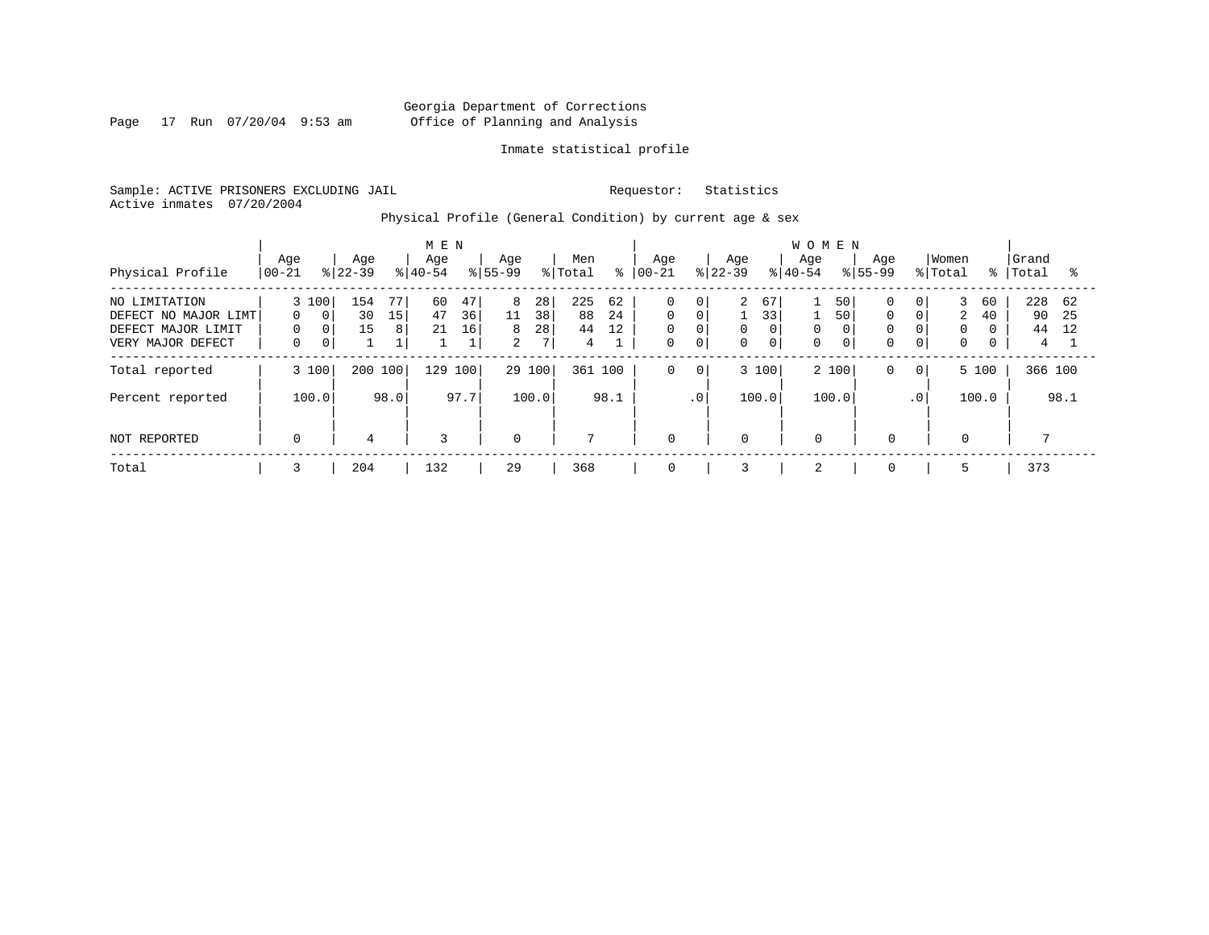Georgia Department of Corrections
Office of Planning and Analysis

Inmate statistical profile

Sample: ACTIVE PRISONERS EXCLUDING JAIL          Requestor: Statistics
Active inmates 07/20/2004

Physical Profile (General Condition) by current age & sex

| Physical Profile | MEN Age 00-21 | % | Age 22-39 | % | Age 40-54 | % | Age 55-99 | % | Men Total | % | WOMEN Age 00-21 | % | Age 22-39 | % | Age 40-54 | % | Age 55-99 | % | Women Total | % | Grand Total | % |
|---|---|---|---|---|---|---|---|---|---|---|---|---|---|---|---|---|---|---|---|---|---|---|
| NO LIMITATION | 3 | 100 | 154 | 77 | 60 | 47 | 8 | 28 | 225 | 62 | 0 | 0 | 2 | 67 | 1 | 50 | 0 | 0 | 3 | 60 | 228 | 62 |
| DEFECT NO MAJOR LIMT | 0 | 0 | 30 | 15 | 47 | 36 | 11 | 38 | 88 | 24 | 0 | 0 | 1 | 33 | 1 | 50 | 0 | 0 | 2 | 40 | 90 | 25 |
| DEFECT MAJOR LIMIT | 0 | 0 | 15 | 8 | 21 | 16 | 8 | 28 | 44 | 12 | 0 | 0 | 0 | 0 | 0 | 0 | 0 | 0 | 0 | 0 | 44 | 12 |
| VERY MAJOR DEFECT | 0 | 0 | 1 | 1 | 1 | 1 | 2 | 7 | 4 | 1 | 0 | 0 | 0 | 0 | 0 | 0 | 0 | 0 | 0 | 0 | 4 | 1 |
| Total reported | 3 | 100 | 200 | 100 | 129 | 100 | 29 | 100 | 361 | 100 | 0 | 0 | 3 | 100 | 2 | 100 | 0 | 0 | 5 | 100 | 366 | 100 |
| Percent reported | 100.0 | | 98.0 | | 97.7 | | 100.0 | | 98.1 | | .0 | | 100.0 | | 100.0 | | .0 | | 100.0 | | 98.1 | |
| NOT REPORTED | 0 | | 4 | | 3 | | 0 | | 7 | | 0 | | 0 | | 0 | | 0 | | 0 | | 7 | |
| Total | 3 | | 204 | | 132 | | 29 | | 368 | | 0 | | 3 | | 2 | | 0 | | 5 | | 373 | |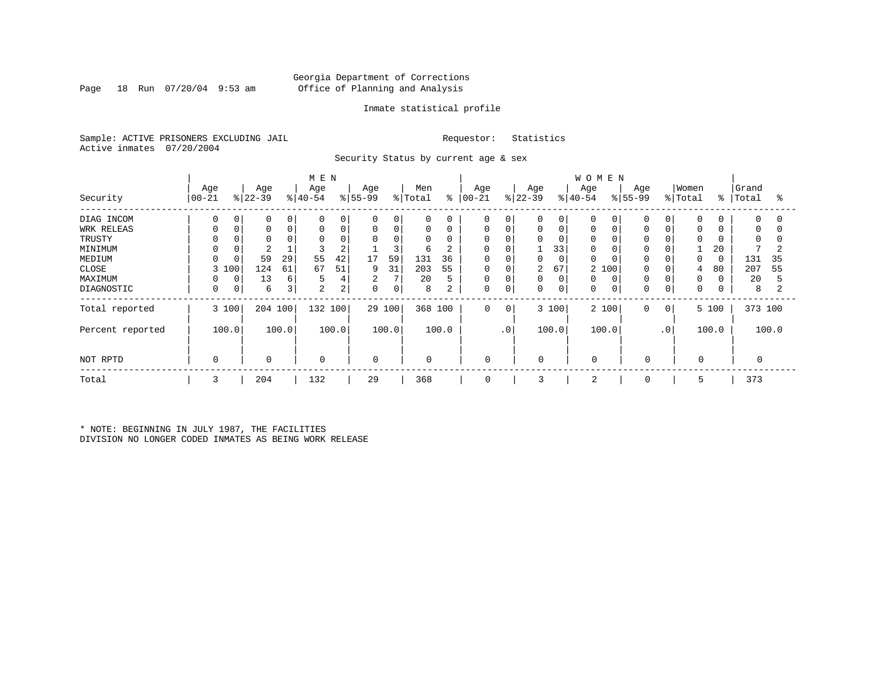Georgia Department of Corrections
Office of Planning and Analysis

Inmate statistical profile

Sample: ACTIVE PRISONERS EXCLUDING JAIL        Requestor: Statistics
Active inmates 07/20/2004

Security Status by current age & sex

| Security | MEN Age 00-21 | % | Age 22-39 | % | Age 40-54 | % | Age 55-99 | % | Men Total | % | WOMEN Age 00-21 | % | Age 22-39 | % | Age 40-54 | % | Age 55-99 | % | Women Total | % | Grand Total | % |
|---|---|---|---|---|---|---|---|---|---|---|---|---|---|---|---|---|---|---|---|---|---|---|
| DIAG INCOM | 0 | 0 | 0 | 0 | 0 | 0 | 0 | 0 | 0 | 0 | 0 | 0 | 0 | 0 | 0 | 0 | 0 | 0 | 0 | 0 | 0 | 0 |
| WRK RELEAS | 0 | 0 | 0 | 0 | 0 | 0 | 0 | 0 | 0 | 0 | 0 | 0 | 0 | 0 | 0 | 0 | 0 | 0 | 0 | 0 | 0 | 0 |
| TRUSTY | 0 | 0 | 0 | 0 | 0 | 0 | 0 | 0 | 0 | 0 | 0 | 0 | 0 | 0 | 0 | 0 | 0 | 0 | 0 | 0 | 0 | 0 |
| MINIMUM | 0 | 0 | 2 | 1 | 3 | 2 | 1 | 3 | 6 | 2 | 0 | 0 | 1 | 33 | 0 | 0 | 0 | 0 | 1 | 20 | 7 | 2 |
| MEDIUM | 0 | 0 | 59 | 29 | 55 | 42 | 17 | 59 | 131 | 36 | 0 | 0 | 0 | 0 | 0 | 0 | 0 | 0 | 0 | 0 | 131 | 35 |
| CLOSE | 3 | 100 | 124 | 61 | 67 | 51 | 9 | 31 | 203 | 55 | 0 | 0 | 2 | 67 | 2 | 100 | 0 | 0 | 4 | 80 | 207 | 55 |
| MAXIMUM | 0 | 0 | 13 | 6 | 5 | 4 | 2 | 7 | 20 | 5 | 0 | 0 | 0 | 0 | 0 | 0 | 0 | 0 | 0 | 0 | 20 | 5 |
| DIAGNOSTIC | 0 | 0 | 6 | 3 | 2 | 2 | 0 | 0 | 8 | 2 | 0 | 0 | 0 | 0 | 0 | 0 | 0 | 0 | 0 | 0 | 8 | 2 |
| Total reported | 3 | 100 | 204 | 100 | 132 | 100 | 29 | 100 | 368 | 100 | 0 | 0 | 3 | 100 | 2 | 100 | 0 | 0 | 5 | 100 | 373 | 100 |
| Percent reported | | 100.0 | | 100.0 | | 100.0 | | 100.0 | | 100.0 | | .0 | | 100.0 | | 100.0 | | .0 | | 100.0 | | 100.0 |
| NOT RPTD | 0 | | 0 | | 0 | | 0 | | 0 | | 0 | | 0 | | 0 | | 0 | | 0 | | 0 | |
| Total | 3 | | 204 | | 132 | | 29 | | 368 | | 0 | | 3 | | 2 | | 0 | | 5 | | 373 | |

* NOTE: BEGINNING IN JULY 1987, THE FACILITIES DIVISION NO LONGER CODED INMATES AS BEING WORK RELEASE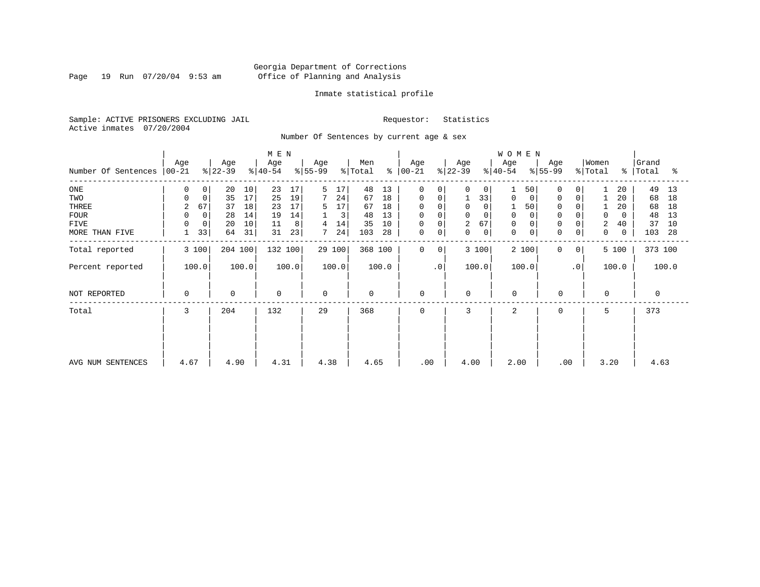Georgia Department of Corrections
Office of Planning and Analysis

Inmate statistical profile

Sample: ACTIVE PRISONERS EXCLUDING JAIL
Active inmates 07/20/2004

Requestor: Statistics

Number Of Sentences by current age & sex

| Number Of Sentences | MEN Age 00-21 | % | Age 22-39 | % | Age 40-54 | % | Age 55-99 | % | Men Total | % | WOMEN Age 00-21 | % | Age 22-39 | % | Age 40-54 | % | Age 55-99 | % | Women Total | % | Grand Total | % |
|---|---|---|---|---|---|---|---|---|---|---|---|---|---|---|---|---|---|---|---|---|---|---|
| ONE | 0 | 0 | 20 | 10 | 23 | 17 | 5 | 17 | 48 | 13 | 0 | 0 | 0 | 0 | 1 | 50 | 0 | 0 | 1 | 20 | 49 | 13 |
| TWO | 0 | 0 | 35 | 17 | 25 | 19 | 7 | 24 | 67 | 18 | 0 | 0 | 1 | 33 | 0 | 0 | 0 | 0 | 1 | 20 | 68 | 18 |
| THREE | 2 | 67 | 37 | 18 | 23 | 17 | 5 | 17 | 67 | 18 | 0 | 0 | 0 | 0 | 1 | 50 | 0 | 0 | 1 | 20 | 68 | 18 |
| FOUR | 0 | 0 | 28 | 14 | 19 | 14 | 1 | 3 | 48 | 13 | 0 | 0 | 0 | 0 | 0 | 0 | 0 | 0 | 0 | 0 | 48 | 13 |
| FIVE | 0 | 0 | 20 | 10 | 11 | 8 | 4 | 14 | 35 | 10 | 0 | 0 | 2 | 67 | 0 | 0 | 0 | 0 | 2 | 40 | 37 | 10 |
| MORE THAN FIVE | 1 | 33 | 64 | 31 | 31 | 23 | 7 | 24 | 103 | 28 | 0 | 0 | 0 | 0 | 0 | 0 | 0 | 0 | 0 | 0 | 103 | 28 |
| Total reported | 3 | 100 | 204 | 100 | 132 | 100 | 29 | 100 | 368 | 100 | 0 | 0 | 3 | 100 | 2 | 100 | 0 | 0 | 5 | 100 | 373 | 100 |
| Percent reported | 100.0 | | 100.0 | | 100.0 | | 100.0 | | 100.0 | | .0 | | 100.0 | | 100.0 | | .0 | | 100.0 | | 100.0 | |
| NOT REPORTED | 0 | | 0 | | 0 | | 0 | | 0 | | 0 | | 0 | | 0 | | 0 | | 0 | | 0 | |
| Total | 3 | | 204 | | 132 | | 29 | | 368 | | 0 | | 3 | | 2 | | 0 | | 5 | | 373 | |
| AVG NUM SENTENCES | 4.67 | | 4.90 | | 4.31 | | 4.38 | | 4.65 | | .00 | | 4.00 | | 2.00 | | .00 | | 3.20 | | 4.63 | |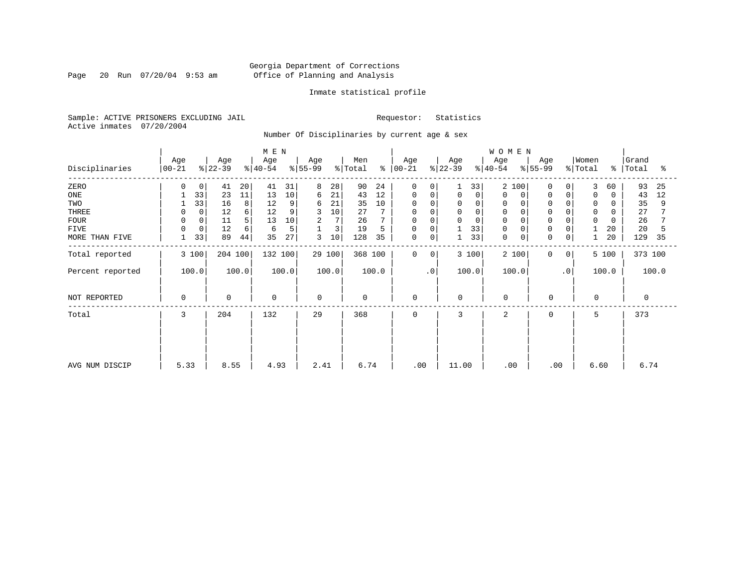Georgia Department of Corrections
Office of Planning and Analysis

Inmate statistical profile

Sample: ACTIVE PRISONERS EXCLUDING JAIL                    Requestor: Statistics
Active inmates 07/20/2004

Number Of Disciplinaries by current age & sex

| Disciplinaries | MEN Age 00-21 | % | Age 22-39 | % | Age 40-54 | % | Age 55-99 | % | Men Total | % | WOMEN Age 00-21 | % | Age 22-39 | % | Age 40-54 | % | Age 55-99 | % | Women Total | % | Grand Total | % |
|---|---|---|---|---|---|---|---|---|---|---|---|---|---|---|---|---|---|---|---|---|---|---|
| ZERO | 0 | 0 | 41 | 20 | 41 | 31 | 8 | 28 | 90 | 24 | 0 | 0 | 1 | 33 | 2 | 100 | 0 | 0 | 3 | 60 | 93 | 25 |
| ONE | 1 | 33 | 23 | 11 | 13 | 10 | 6 | 21 | 43 | 12 | 0 | 0 | 0 | 0 | 0 | 0 | 0 | 0 | 0 | 0 | 43 | 12 |
| TWO | 1 | 33 | 16 | 8 | 12 | 9 | 6 | 21 | 35 | 10 | 0 | 0 | 0 | 0 | 0 | 0 | 0 | 0 | 0 | 0 | 35 | 9 |
| THREE | 0 | 0 | 12 | 6 | 12 | 9 | 3 | 10 | 27 | 7 | 0 | 0 | 0 | 0 | 0 | 0 | 0 | 0 | 0 | 0 | 27 | 7 |
| FOUR | 0 | 0 | 11 | 5 | 13 | 10 | 2 | 7 | 26 | 7 | 0 | 0 | 0 | 0 | 0 | 0 | 0 | 0 | 0 | 0 | 26 | 7 |
| FIVE | 0 | 0 | 12 | 6 | 6 | 5 | 1 | 3 | 19 | 5 | 0 | 0 | 1 | 33 | 0 | 0 | 0 | 0 | 1 | 20 | 20 | 5 |
| MORE THAN FIVE | 1 | 33 | 89 | 44 | 35 | 27 | 3 | 10 | 128 | 35 | 0 | 0 | 1 | 33 | 0 | 0 | 0 | 0 | 1 | 20 | 129 | 35 |
| Total reported | 3 | 100 | 204 | 100 | 132 | 100 | 29 | 100 | 368 | 100 | 0 | 0 | 3 | 100 | 2 | 100 | 0 | 0 | 5 | 100 | 373 | 100 |
| Percent reported | 100.0 | | 100.0 | | 100.0 | | 100.0 | | 100.0 | | .0 | | 100.0 | | 100.0 | | .0 | | 100.0 | | 100.0 | |
| NOT REPORTED | 0 | | 0 | | 0 | | 0 | | 0 | | 0 | | 0 | | 0 | | 0 | | 0 | | 0 | |
| Total | 3 | | 204 | | 132 | | 29 | | 368 | | 0 | | 3 | | 2 | | 0 | | 5 | | 373 | |
| AVG NUM DISCIP | 5.33 | | 8.55 | | 4.93 | | 2.41 | | 6.74 | | .00 | | 11.00 | | .00 | | .00 | | 6.60 | | 6.74 | |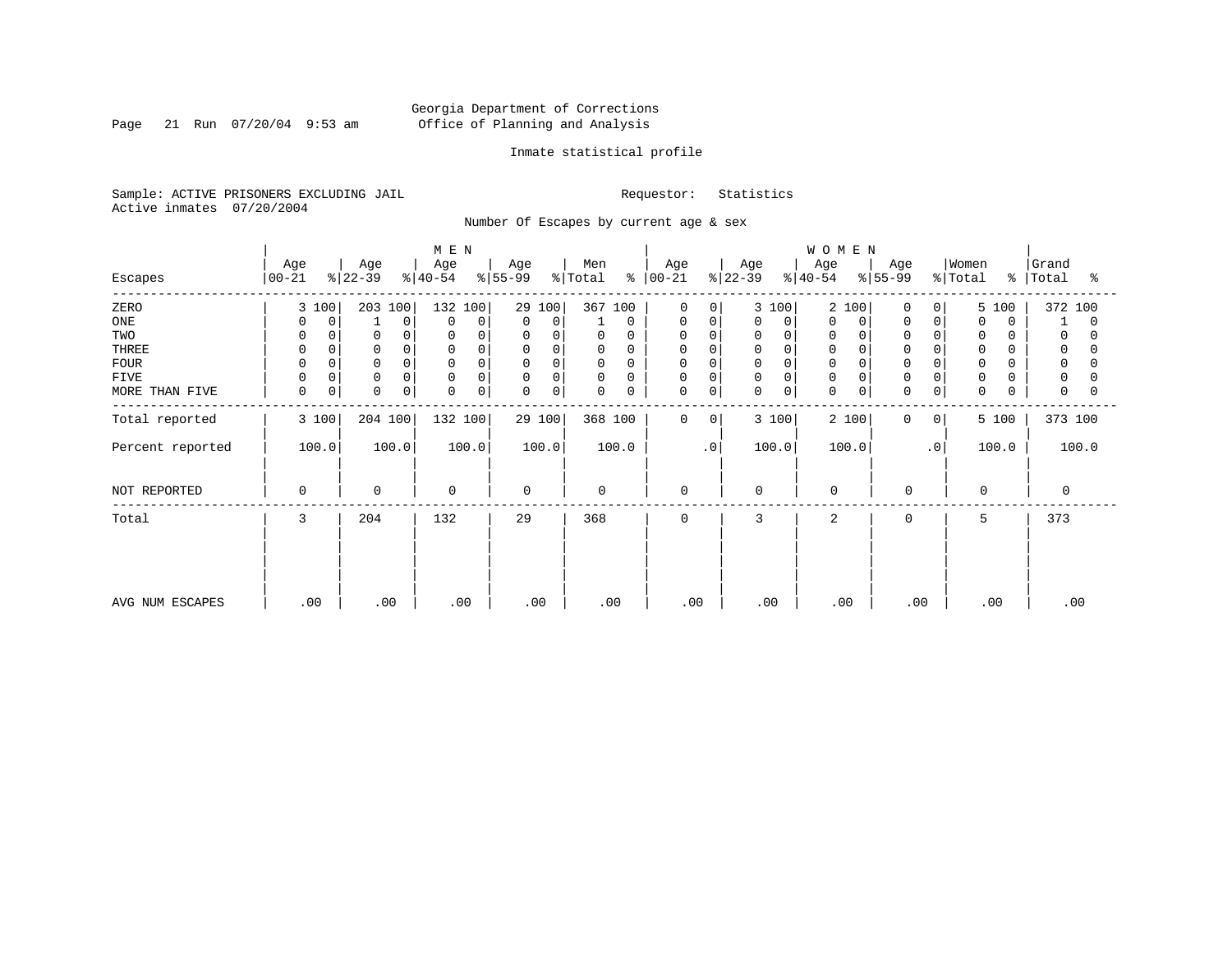Georgia Department of Corrections
Office of Planning and Analysis

Inmate statistical profile

Sample: ACTIVE PRISONERS EXCLUDING JAIL     Requestor: Statistics
Active inmates 07/20/2004

Number Of Escapes by current age & sex

| Escapes | MEN Age 00-21 | % | Age 22-39 | % | Age 40-54 | % | Age 55-99 | % | Men Total | % | WOMEN Age 00-21 | % | Age 22-39 | % | Age 40-54 | % | Age 55-99 | % | Women Total | % | Grand Total | % |
|---|---|---|---|---|---|---|---|---|---|---|---|---|---|---|---|---|---|---|---|---|---|---|
| ZERO | 3 | 100 | 203 | 100 | 132 | 100 | 29 | 100 | 367 | 100 | 0 | 0 | 3 | 100 | 2 | 100 | 0 | 0 | 5 | 100 | 372 | 100 |
| ONE | 0 | 0 | 1 | 0 | 0 | 0 | 0 | 0 | 1 | 0 | 0 | 0 | 0 | 0 | 0 | 0 | 0 | 0 | 0 | 0 | 1 | 0 |
| TWO | 0 | 0 | 0 | 0 | 0 | 0 | 0 | 0 | 0 | 0 | 0 | 0 | 0 | 0 | 0 | 0 | 0 | 0 | 0 | 0 | 0 | 0 |
| THREE | 0 | 0 | 0 | 0 | 0 | 0 | 0 | 0 | 0 | 0 | 0 | 0 | 0 | 0 | 0 | 0 | 0 | 0 | 0 | 0 | 0 | 0 |
| FOUR | 0 | 0 | 0 | 0 | 0 | 0 | 0 | 0 | 0 | 0 | 0 | 0 | 0 | 0 | 0 | 0 | 0 | 0 | 0 | 0 | 0 | 0 |
| FIVE | 0 | 0 | 0 | 0 | 0 | 0 | 0 | 0 | 0 | 0 | 0 | 0 | 0 | 0 | 0 | 0 | 0 | 0 | 0 | 0 | 0 | 0 |
| MORE THAN FIVE | 0 | 0 | 0 | 0 | 0 | 0 | 0 | 0 | 0 | 0 | 0 | 0 | 0 | 0 | 0 | 0 | 0 | 0 | 0 | 0 | 0 | 0 |
| Total reported | 3 | 100 | 204 | 100 | 132 | 100 | 29 | 100 | 368 | 100 | 0 | 0 | 3 | 100 | 2 | 100 | 0 | 0 | 5 | 100 | 373 | 100 |
| Percent reported | 100.0 | | 100.0 | | 100.0 | | 100.0 | | 100.0 | | .0 | | 100.0 | | 100.0 | | .0 | | 100.0 | | 100.0 | |
| NOT REPORTED | 0 | | 0 | | 0 | | 0 | | 0 | | 0 | | 0 | | 0 | | 0 | | 0 | | 0 | |
| Total | 3 | | 204 | | 132 | | 29 | | 368 | | 0 | | 3 | | 2 | | 0 | | 5 | | 373 | |
| AVG NUM ESCAPES | .00 | | .00 | | .00 | | .00 | | .00 | | .00 | | .00 | | .00 | | .00 | | .00 | | .00 | |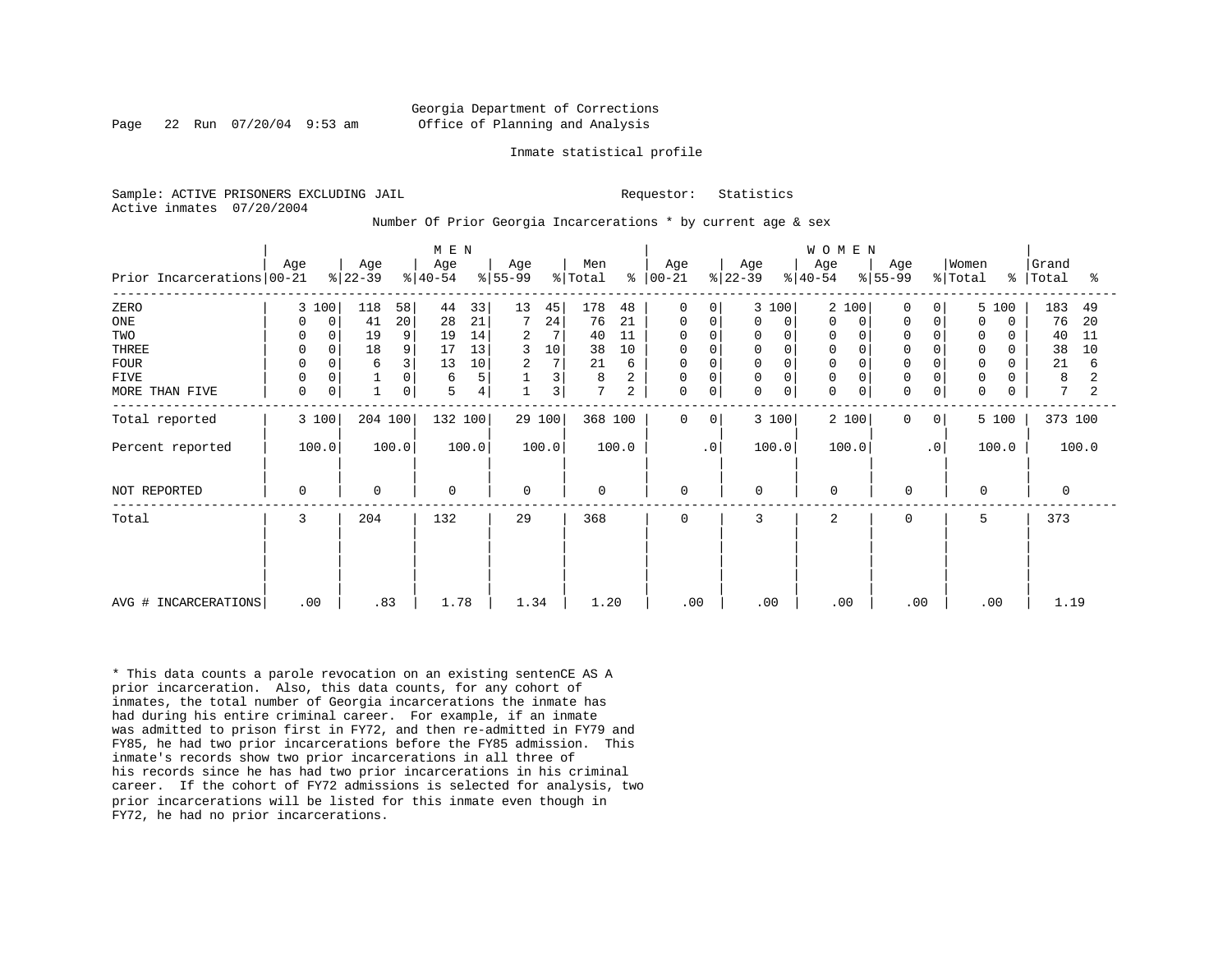Georgia Department of Corrections
Office of Planning and Analysis

Inmate statistical profile

Sample: ACTIVE PRISONERS EXCLUDING JAIL          Requestor: Statistics
Active inmates 07/20/2004

Number Of Prior Georgia Incarcerations * by current age & sex

| | MEN | | | | | | | | | | WOMEN | | | | | | | | | | | |
|---|---|---|---|---|---|---|---|---|---|---|---|---|---|---|---|---|---|---|---|---|---|---|
| Prior Incarcerations | Age 00-21 | % | Age 22-39 | % | Age 40-54 | % | Age 55-99 | % | Men Total | % | Age 00-21 | % | Age 22-39 | % | Age 40-54 | % | Age 55-99 | % | Women Total | % | Grand Total | % |
| ZERO | 3 | 100 | 118 | 58 | 44 | 33 | 13 | 45 | 178 | 48 | 0 | 0 | 3 | 100 | 2 | 100 | 0 | 0 | 5 | 100 | 183 | 49 |
| ONE | 0 | 0 | 41 | 20 | 28 | 21 | 7 | 24 | 76 | 21 | 0 | 0 | 0 | 0 | 0 | 0 | 0 | 0 | 0 | 0 | 76 | 20 |
| TWO | 0 | 0 | 19 | 9 | 19 | 14 | 2 | 7 | 40 | 11 | 0 | 0 | 0 | 0 | 0 | 0 | 0 | 0 | 0 | 0 | 40 | 11 |
| THREE | 0 | 0 | 18 | 9 | 17 | 13 | 3 | 10 | 38 | 10 | 0 | 0 | 0 | 0 | 0 | 0 | 0 | 0 | 0 | 0 | 38 | 10 |
| FOUR | 0 | 0 | 6 | 3 | 13 | 10 | 2 | 7 | 21 | 6 | 0 | 0 | 0 | 0 | 0 | 0 | 0 | 0 | 0 | 0 | 21 | 6 |
| FIVE | 0 | 0 | 1 | 0 | 6 | 5 | 1 | 3 | 8 | 2 | 0 | 0 | 0 | 0 | 0 | 0 | 0 | 0 | 0 | 0 | 8 | 2 |
| MORE THAN FIVE | 0 | 0 | 1 | 0 | 5 | 4 | 1 | 3 | 7 | 2 | 0 | 0 | 0 | 0 | 0 | 0 | 0 | 0 | 0 | 0 | 7 | 2 |
| Total reported | 3 | 100 | 204 | 100 | 132 | 100 | 29 | 100 | 368 | 100 | 0 | 0 | 3 | 100 | 2 | 100 | 0 | 0 | 5 | 100 | 373 | 100 |
| Percent reported | 100.0 | | 100.0 | | 100.0 | | 100.0 | | 100.0 | | .0 | | 100.0 | | 100.0 | | .0 | | 100.0 | | 100.0 | |
| NOT REPORTED | 0 | | 0 | | 0 | | 0 | | 0 | | 0 | | 0 | | 0 | | 0 | | 0 | | 0 | |
| Total | 3 | | 204 | | 132 | | 29 | | 368 | | 0 | | 3 | | 2 | | 0 | | 5 | | 373 | |
| AVG # INCARCERATIONS | .00 | | .83 | | 1.78 | | 1.34 | | 1.20 | | .00 | | .00 | | .00 | | .00 | | .00 | | 1.19 | |

* This data counts a parole revocation on an existing sentenCE AS A prior incarceration. Also, this data counts, for any cohort of inmates, the total number of Georgia incarcerations the inmate has had during his entire criminal career. For example, if an inmate was admitted to prison first in FY72, and then re-admitted in FY79 and FY85, he had two prior incarcerations before the FY85 admission. This inmate's records show two prior incarcerations in all three of his records since he has had two prior incarcerations in his criminal career. If the cohort of FY72 admissions is selected for analysis, two prior incarcerations will be listed for this inmate even though in FY72, he had no prior incarcerations.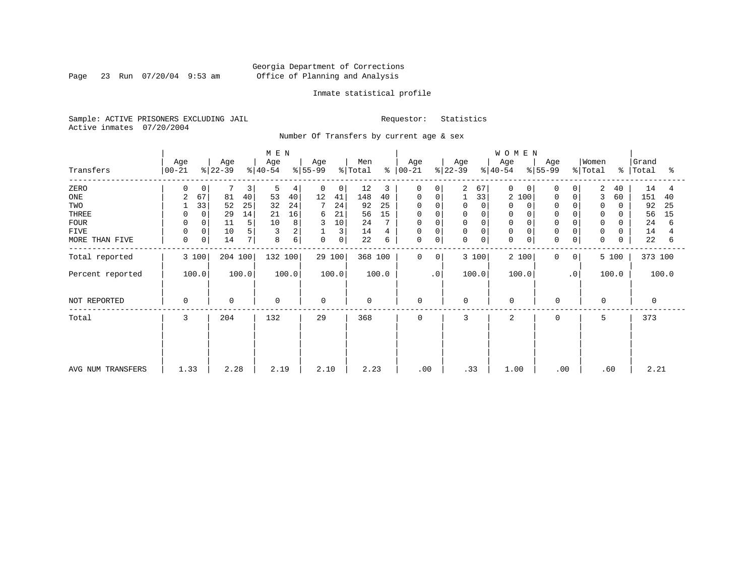Georgia Department of Corrections
Office of Planning and Analysis

Inmate statistical profile

Sample: ACTIVE PRISONERS EXCLUDING JAIL

Requestor: Statistics

Active inmates 07/20/2004

Number Of Transfers by current age & sex

| Transfers | MEN Age 00-21 | % | Age 22-39 | % | Age 40-54 | % | Age 55-99 | % | Men Total | % | WOMEN Age 00-21 | % | Age 22-39 | % | Age 40-54 | % | Age 55-99 | % | Women Total | % | Grand Total | % |
|---|---|---|---|---|---|---|---|---|---|---|---|---|---|---|---|---|---|---|---|---|---|---|
| ZERO | 0 | 0 | 7 | 3 | 5 | 4 | 0 | 0 | 12 | 3 | 0 | 0 | 2 | 67 | 0 | 0 | 0 | 0 | 2 | 40 | 14 | 4 |
| ONE | 2 | 67 | 81 | 40 | 53 | 40 | 12 | 41 | 148 | 40 | 0 | 0 | 1 | 33 | 2 | 100 | 0 | 0 | 3 | 60 | 151 | 40 |
| TWO | 1 | 33 | 52 | 25 | 32 | 24 | 7 | 24 | 92 | 25 | 0 | 0 | 0 | 0 | 0 | 0 | 0 | 0 | 0 | 0 | 92 | 25 |
| THREE | 0 | 0 | 29 | 14 | 21 | 16 | 6 | 21 | 56 | 15 | 0 | 0 | 0 | 0 | 0 | 0 | 0 | 0 | 0 | 0 | 56 | 15 |
| FOUR | 0 | 0 | 11 | 5 | 10 | 8 | 3 | 10 | 24 | 7 | 0 | 0 | 0 | 0 | 0 | 0 | 0 | 0 | 0 | 0 | 24 | 6 |
| FIVE | 0 | 0 | 10 | 5 | 3 | 2 | 1 | 3 | 14 | 4 | 0 | 0 | 0 | 0 | 0 | 0 | 0 | 0 | 0 | 0 | 14 | 4 |
| MORE THAN FIVE | 0 | 0 | 14 | 7 | 8 | 6 | 0 | 0 | 22 | 6 | 0 | 0 | 0 | 0 | 0 | 0 | 0 | 0 | 0 | 0 | 22 | 6 |
| Total reported | 3 | 100 | 204 | 100 | 132 | 100 | 29 | 100 | 368 | 100 | 0 | 0 | 3 | 100 | 2 | 100 | 0 | 0 | 5 | 100 | 373 | 100 |
| Percent reported | 100.0 | | 100.0 | | 100.0 | | 100.0 | | 100.0 | | .0 | | 100.0 | | 100.0 | | .0 | | 100.0 | | 100.0 | |
| NOT REPORTED | 0 | | 0 | | 0 | | 0 | | 0 | | 0 | | 0 | | 0 | | 0 | | 0 | | 0 | |
| Total | 3 | | 204 | | 132 | | 29 | | 368 | | 0 | | 3 | | 2 | | 0 | | 5 | | 373 | |
| AVG NUM TRANSFERS | 1.33 | | 2.28 | | 2.19 | | 2.10 | | 2.23 | | .00 | | .33 | | 1.00 | | .00 | | .60 | | 2.21 | |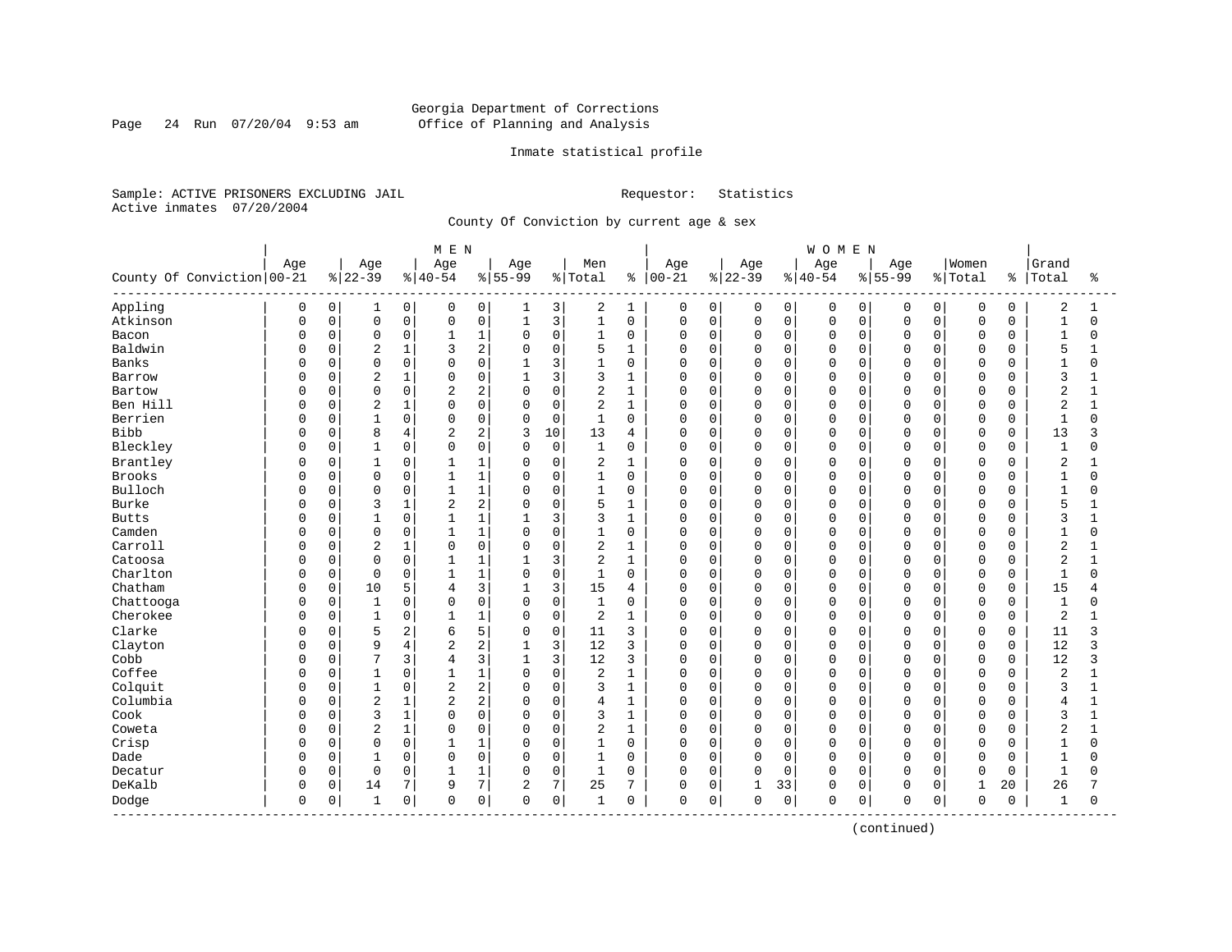Georgia Department of Corrections
Office of Planning and Analysis

Inmate statistical profile

Sample: ACTIVE PRISONERS EXCLUDING JAIL    Requestor: Statistics
Active inmates 07/20/2004

County Of Conviction by current age & sex

| County Of Conviction | MEN Age 00-21 | % | Age 22-39 | % | Age 40-54 | % | Age 55-99 | % | Men Total | % | WOMEN Age 00-21 | % | Age 22-39 | % | Age 40-54 | % | Age 55-99 | % | Women Total | % | Grand Total | % |
|---|---|---|---|---|---|---|---|---|---|---|---|---|---|---|---|---|---|---|---|---|---|---|
| Appling | 0 | 0 | 1 | 0 | 0 | 0 | 1 | 3 | 2 | 1 | 0 | 0 | 0 | 0 | 0 | 0 | 0 | 0 | 0 | 0 | 2 | 1 |
| Atkinson | 0 | 0 | 0 | 0 | 0 | 0 | 1 | 3 | 1 | 0 | 0 | 0 | 0 | 0 | 0 | 0 | 0 | 0 | 0 | 0 | 1 | 0 |
| Bacon | 0 | 0 | 0 | 0 | 1 | 1 | 0 | 0 | 1 | 0 | 0 | 0 | 0 | 0 | 0 | 0 | 0 | 0 | 0 | 0 | 1 | 0 |
| Baldwin | 0 | 0 | 2 | 1 | 3 | 2 | 0 | 0 | 5 | 1 | 0 | 0 | 0 | 0 | 0 | 0 | 0 | 0 | 0 | 0 | 5 | 1 |
| Banks | 0 | 0 | 0 | 0 | 0 | 0 | 1 | 3 | 1 | 0 | 0 | 0 | 0 | 0 | 0 | 0 | 0 | 0 | 0 | 0 | 1 | 0 |
| Barrow | 0 | 0 | 2 | 1 | 0 | 0 | 1 | 3 | 3 | 1 | 0 | 0 | 0 | 0 | 0 | 0 | 0 | 0 | 0 | 0 | 3 | 1 |
| Bartow | 0 | 0 | 0 | 0 | 2 | 2 | 0 | 0 | 2 | 1 | 0 | 0 | 0 | 0 | 0 | 0 | 0 | 0 | 0 | 0 | 2 | 1 |
| Ben Hill | 0 | 0 | 2 | 1 | 0 | 0 | 0 | 0 | 2 | 1 | 0 | 0 | 0 | 0 | 0 | 0 | 0 | 0 | 0 | 0 | 2 | 1 |
| Berrien | 0 | 0 | 1 | 0 | 0 | 0 | 0 | 0 | 1 | 0 | 0 | 0 | 0 | 0 | 0 | 0 | 0 | 0 | 0 | 0 | 1 | 0 |
| Bibb | 0 | 0 | 8 | 4 | 2 | 2 | 3 | 10 | 13 | 4 | 0 | 0 | 0 | 0 | 0 | 0 | 0 | 0 | 0 | 0 | 13 | 3 |
| Bleckley | 0 | 0 | 1 | 0 | 0 | 0 | 0 | 0 | 1 | 0 | 0 | 0 | 0 | 0 | 0 | 0 | 0 | 0 | 0 | 0 | 1 | 0 |
| Brantley | 0 | 0 | 1 | 0 | 1 | 1 | 0 | 0 | 2 | 1 | 0 | 0 | 0 | 0 | 0 | 0 | 0 | 0 | 0 | 0 | 2 | 1 |
| Brooks | 0 | 0 | 0 | 0 | 1 | 1 | 0 | 0 | 1 | 0 | 0 | 0 | 0 | 0 | 0 | 0 | 0 | 0 | 0 | 0 | 1 | 0 |
| Bulloch | 0 | 0 | 0 | 0 | 1 | 1 | 0 | 0 | 1 | 0 | 0 | 0 | 0 | 0 | 0 | 0 | 0 | 0 | 0 | 0 | 1 | 0 |
| Burke | 0 | 0 | 3 | 1 | 2 | 2 | 0 | 0 | 5 | 1 | 0 | 0 | 0 | 0 | 0 | 0 | 0 | 0 | 0 | 0 | 5 | 1 |
| Butts | 0 | 0 | 1 | 0 | 1 | 1 | 1 | 3 | 3 | 1 | 0 | 0 | 0 | 0 | 0 | 0 | 0 | 0 | 0 | 0 | 3 | 1 |
| Camden | 0 | 0 | 0 | 0 | 1 | 1 | 0 | 0 | 1 | 0 | 0 | 0 | 0 | 0 | 0 | 0 | 0 | 0 | 0 | 0 | 1 | 0 |
| Carroll | 0 | 0 | 2 | 1 | 0 | 0 | 0 | 0 | 2 | 1 | 0 | 0 | 0 | 0 | 0 | 0 | 0 | 0 | 0 | 0 | 2 | 1 |
| Catoosa | 0 | 0 | 0 | 0 | 1 | 1 | 1 | 3 | 2 | 1 | 0 | 0 | 0 | 0 | 0 | 0 | 0 | 0 | 0 | 0 | 2 | 1 |
| Charlton | 0 | 0 | 0 | 0 | 1 | 1 | 0 | 0 | 1 | 0 | 0 | 0 | 0 | 0 | 0 | 0 | 0 | 0 | 0 | 0 | 1 | 0 |
| Chatham | 0 | 0 | 10 | 5 | 4 | 3 | 1 | 3 | 15 | 4 | 0 | 0 | 0 | 0 | 0 | 0 | 0 | 0 | 0 | 0 | 15 | 4 |
| Chattooga | 0 | 0 | 1 | 0 | 0 | 0 | 0 | 0 | 1 | 0 | 0 | 0 | 0 | 0 | 0 | 0 | 0 | 0 | 0 | 0 | 1 | 0 |
| Cherokee | 0 | 0 | 1 | 0 | 1 | 1 | 0 | 0 | 2 | 1 | 0 | 0 | 0 | 0 | 0 | 0 | 0 | 0 | 0 | 0 | 2 | 1 |
| Clarke | 0 | 0 | 5 | 2 | 6 | 5 | 0 | 0 | 11 | 3 | 0 | 0 | 0 | 0 | 0 | 0 | 0 | 0 | 0 | 0 | 11 | 3 |
| Clayton | 0 | 0 | 9 | 4 | 2 | 2 | 1 | 3 | 12 | 3 | 0 | 0 | 0 | 0 | 0 | 0 | 0 | 0 | 0 | 0 | 12 | 3 |
| Cobb | 0 | 0 | 7 | 3 | 4 | 3 | 1 | 3 | 12 | 3 | 0 | 0 | 0 | 0 | 0 | 0 | 0 | 0 | 0 | 0 | 12 | 3 |
| Coffee | 0 | 0 | 1 | 0 | 1 | 1 | 0 | 0 | 2 | 1 | 0 | 0 | 0 | 0 | 0 | 0 | 0 | 0 | 0 | 0 | 2 | 1 |
| Colquit | 0 | 0 | 1 | 0 | 2 | 2 | 0 | 0 | 3 | 1 | 0 | 0 | 0 | 0 | 0 | 0 | 0 | 0 | 0 | 0 | 3 | 1 |
| Columbia | 0 | 0 | 2 | 1 | 2 | 2 | 0 | 0 | 4 | 1 | 0 | 0 | 0 | 0 | 0 | 0 | 0 | 0 | 0 | 0 | 4 | 1 |
| Cook | 0 | 0 | 3 | 1 | 0 | 0 | 0 | 0 | 3 | 1 | 0 | 0 | 0 | 0 | 0 | 0 | 0 | 0 | 0 | 0 | 3 | 1 |
| Coweta | 0 | 0 | 2 | 1 | 0 | 0 | 0 | 0 | 2 | 1 | 0 | 0 | 0 | 0 | 0 | 0 | 0 | 0 | 0 | 0 | 2 | 1 |
| Crisp | 0 | 0 | 0 | 0 | 1 | 1 | 0 | 0 | 1 | 0 | 0 | 0 | 0 | 0 | 0 | 0 | 0 | 0 | 0 | 0 | 1 | 0 |
| Dade | 0 | 0 | 1 | 0 | 0 | 0 | 0 | 0 | 1 | 0 | 0 | 0 | 0 | 0 | 0 | 0 | 0 | 0 | 0 | 0 | 1 | 0 |
| Decatur | 0 | 0 | 0 | 0 | 1 | 1 | 0 | 0 | 1 | 0 | 0 | 0 | 0 | 0 | 0 | 0 | 0 | 0 | 0 | 0 | 1 | 0 |
| DeKalb | 0 | 0 | 14 | 7 | 9 | 7 | 2 | 7 | 25 | 7 | 0 | 0 | 1 | 33 | 0 | 0 | 0 | 0 | 1 | 20 | 26 | 7 |
| Dodge | 0 | 0 | 1 | 0 | 0 | 0 | 0 | 0 | 1 | 0 | 0 | 0 | 0 | 0 | 0 | 0 | 0 | 0 | 0 | 0 | 1 | 0 |

(continued)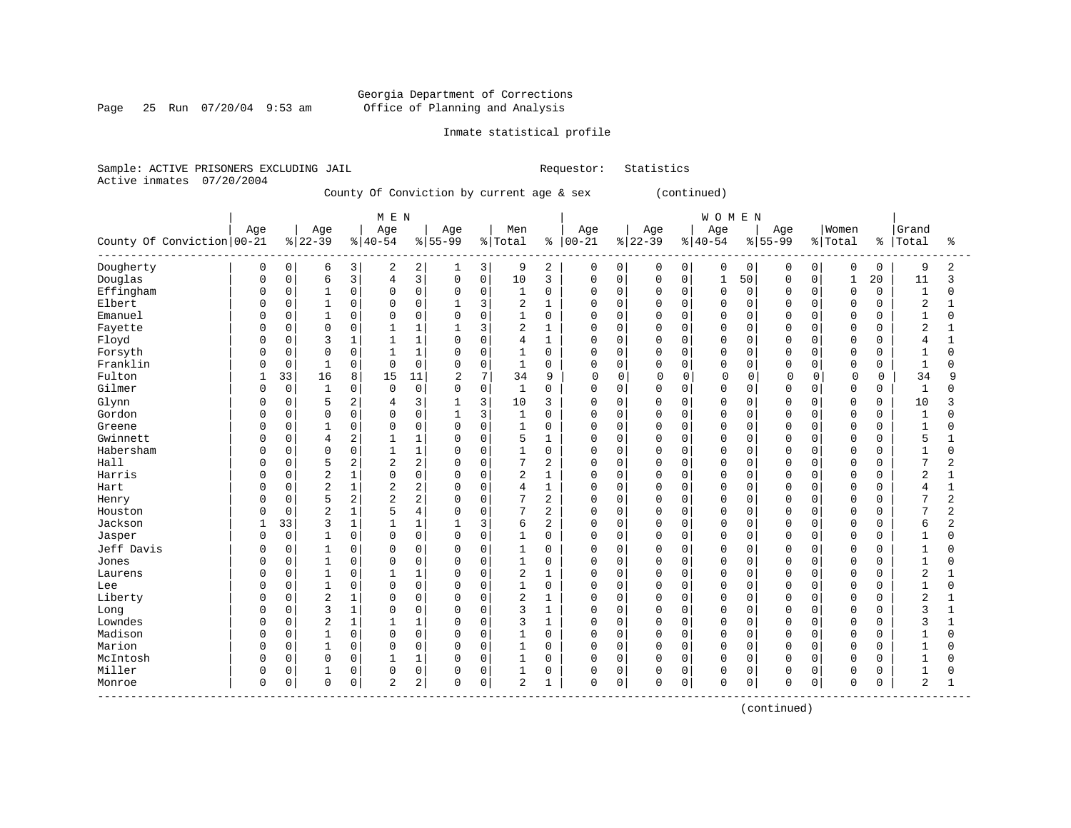Georgia Department of Corrections
Office of Planning and Analysis

Inmate statistical profile

Sample: ACTIVE PRISONERS EXCLUDING JAIL                                    Requestor: Statistics
Active inmates 07/20/2004

County Of Conviction by current age & sex (continued)

| County Of Conviction | MEN Age 00-21 | % | Age 22-39 | % | Age 40-54 | % | Age 55-99 | % | Men Total | % | WOMEN Age 00-21 | % | Age 22-39 | % | Age 40-54 | % | Age 55-99 | % | Women Total | % | Grand Total | % |
|---|---|---|---|---|---|---|---|---|---|---|---|---|---|---|---|---|---|---|---|---|---|---|
| Dougherty | 0 | 0 | 6 | 3 | 2 | 2 | 1 | 3 | 9 | 2 | 0 | 0 | 0 | 0 | 0 | 0 | 0 | 0 | 0 | 0 | 9 | 2 |
| Douglas | 0 | 0 | 6 | 3 | 4 | 3 | 0 | 0 | 10 | 3 | 0 | 0 | 0 | 0 | 1 | 50 | 0 | 0 | 1 | 20 | 11 | 3 |
| Effingham | 0 | 0 | 1 | 0 | 0 | 0 | 0 | 0 | 1 | 0 | 0 | 0 | 0 | 0 | 0 | 0 | 0 | 0 | 0 | 0 | 1 | 0 |
| Elbert | 0 | 0 | 1 | 0 | 0 | 0 | 1 | 3 | 2 | 1 | 0 | 0 | 0 | 0 | 0 | 0 | 0 | 0 | 0 | 0 | 2 | 1 |
| Emanuel | 0 | 0 | 1 | 0 | 0 | 0 | 0 | 0 | 1 | 0 | 0 | 0 | 0 | 0 | 0 | 0 | 0 | 0 | 0 | 0 | 1 | 0 |
| Fayette | 0 | 0 | 0 | 0 | 1 | 1 | 1 | 3 | 2 | 1 | 0 | 0 | 0 | 0 | 0 | 0 | 0 | 0 | 0 | 0 | 2 | 1 |
| Floyd | 0 | 0 | 3 | 1 | 1 | 1 | 0 | 0 | 4 | 1 | 0 | 0 | 0 | 0 | 0 | 0 | 0 | 0 | 0 | 0 | 4 | 1 |
| Forsyth | 0 | 0 | 0 | 0 | 1 | 1 | 0 | 0 | 1 | 0 | 0 | 0 | 0 | 0 | 0 | 0 | 0 | 0 | 0 | 0 | 1 | 0 |
| Franklin | 0 | 0 | 1 | 0 | 0 | 0 | 0 | 0 | 1 | 0 | 0 | 0 | 0 | 0 | 0 | 0 | 0 | 0 | 0 | 0 | 1 | 0 |
| Fulton | 1 | 33 | 16 | 8 | 15 | 11 | 2 | 7 | 34 | 9 | 0 | 0 | 0 | 0 | 0 | 0 | 0 | 0 | 0 | 0 | 34 | 9 |
| Gilmer | 0 | 0 | 1 | 0 | 0 | 0 | 0 | 0 | 1 | 0 | 0 | 0 | 0 | 0 | 0 | 0 | 0 | 0 | 0 | 0 | 1 | 0 |
| Glynn | 0 | 0 | 5 | 2 | 4 | 3 | 1 | 3 | 10 | 3 | 0 | 0 | 0 | 0 | 0 | 0 | 0 | 0 | 0 | 0 | 10 | 3 |
| Gordon | 0 | 0 | 0 | 0 | 0 | 0 | 1 | 3 | 1 | 0 | 0 | 0 | 0 | 0 | 0 | 0 | 0 | 0 | 0 | 0 | 1 | 0 |
| Greene | 0 | 0 | 1 | 0 | 0 | 0 | 0 | 0 | 1 | 0 | 0 | 0 | 0 | 0 | 0 | 0 | 0 | 0 | 0 | 0 | 1 | 0 |
| Gwinnett | 0 | 0 | 4 | 2 | 1 | 1 | 0 | 0 | 5 | 1 | 0 | 0 | 0 | 0 | 0 | 0 | 0 | 0 | 0 | 0 | 5 | 1 |
| Habersham | 0 | 0 | 0 | 0 | 1 | 1 | 0 | 0 | 1 | 0 | 0 | 0 | 0 | 0 | 0 | 0 | 0 | 0 | 0 | 0 | 1 | 0 |
| Hall | 0 | 0 | 5 | 2 | 2 | 2 | 0 | 0 | 7 | 2 | 0 | 0 | 0 | 0 | 0 | 0 | 0 | 0 | 0 | 0 | 7 | 2 |
| Harris | 0 | 0 | 2 | 1 | 0 | 0 | 0 | 0 | 2 | 1 | 0 | 0 | 0 | 0 | 0 | 0 | 0 | 0 | 0 | 0 | 2 | 1 |
| Hart | 0 | 0 | 2 | 1 | 2 | 2 | 0 | 0 | 4 | 1 | 0 | 0 | 0 | 0 | 0 | 0 | 0 | 0 | 0 | 0 | 4 | 1 |
| Henry | 0 | 0 | 5 | 2 | 2 | 2 | 0 | 0 | 7 | 2 | 0 | 0 | 0 | 0 | 0 | 0 | 0 | 0 | 0 | 0 | 7 | 2 |
| Houston | 0 | 0 | 2 | 1 | 5 | 4 | 0 | 0 | 7 | 2 | 0 | 0 | 0 | 0 | 0 | 0 | 0 | 0 | 0 | 0 | 7 | 2 |
| Jackson | 1 | 33 | 3 | 1 | 1 | 1 | 1 | 3 | 6 | 2 | 0 | 0 | 0 | 0 | 0 | 0 | 0 | 0 | 0 | 0 | 6 | 2 |
| Jasper | 0 | 0 | 1 | 0 | 0 | 0 | 0 | 0 | 1 | 0 | 0 | 0 | 0 | 0 | 0 | 0 | 0 | 0 | 0 | 0 | 1 | 0 |
| Jeff Davis | 0 | 0 | 1 | 0 | 0 | 0 | 0 | 0 | 1 | 0 | 0 | 0 | 0 | 0 | 0 | 0 | 0 | 0 | 0 | 0 | 1 | 0 |
| Jones | 0 | 0 | 1 | 0 | 0 | 0 | 0 | 0 | 1 | 0 | 0 | 0 | 0 | 0 | 0 | 0 | 0 | 0 | 0 | 0 | 1 | 0 |
| Laurens | 0 | 0 | 1 | 0 | 1 | 1 | 0 | 0 | 2 | 1 | 0 | 0 | 0 | 0 | 0 | 0 | 0 | 0 | 0 | 0 | 2 | 1 |
| Lee | 0 | 0 | 1 | 0 | 0 | 0 | 0 | 0 | 1 | 0 | 0 | 0 | 0 | 0 | 0 | 0 | 0 | 0 | 0 | 0 | 1 | 0 |
| Liberty | 0 | 0 | 2 | 1 | 0 | 0 | 0 | 0 | 2 | 1 | 0 | 0 | 0 | 0 | 0 | 0 | 0 | 0 | 0 | 0 | 2 | 1 |
| Long | 0 | 0 | 3 | 1 | 0 | 0 | 0 | 0 | 3 | 1 | 0 | 0 | 0 | 0 | 0 | 0 | 0 | 0 | 0 | 0 | 3 | 1 |
| Lowndes | 0 | 0 | 2 | 1 | 1 | 1 | 0 | 0 | 3 | 1 | 0 | 0 | 0 | 0 | 0 | 0 | 0 | 0 | 0 | 0 | 3 | 1 |
| Madison | 0 | 0 | 1 | 0 | 0 | 0 | 0 | 0 | 1 | 0 | 0 | 0 | 0 | 0 | 0 | 0 | 0 | 0 | 0 | 0 | 1 | 0 |
| Marion | 0 | 0 | 1 | 0 | 0 | 0 | 0 | 0 | 1 | 0 | 0 | 0 | 0 | 0 | 0 | 0 | 0 | 0 | 0 | 0 | 1 | 0 |
| McIntosh | 0 | 0 | 0 | 0 | 1 | 1 | 0 | 0 | 1 | 0 | 0 | 0 | 0 | 0 | 0 | 0 | 0 | 0 | 0 | 0 | 1 | 0 |
| Miller | 0 | 0 | 1 | 0 | 0 | 0 | 0 | 0 | 1 | 0 | 0 | 0 | 0 | 0 | 0 | 0 | 0 | 0 | 0 | 0 | 1 | 0 |
| Monroe | 0 | 0 | 0 | 0 | 2 | 2 | 0 | 0 | 2 | 1 | 0 | 0 | 0 | 0 | 0 | 0 | 0 | 0 | 0 | 0 | 2 | 1 |

(continued)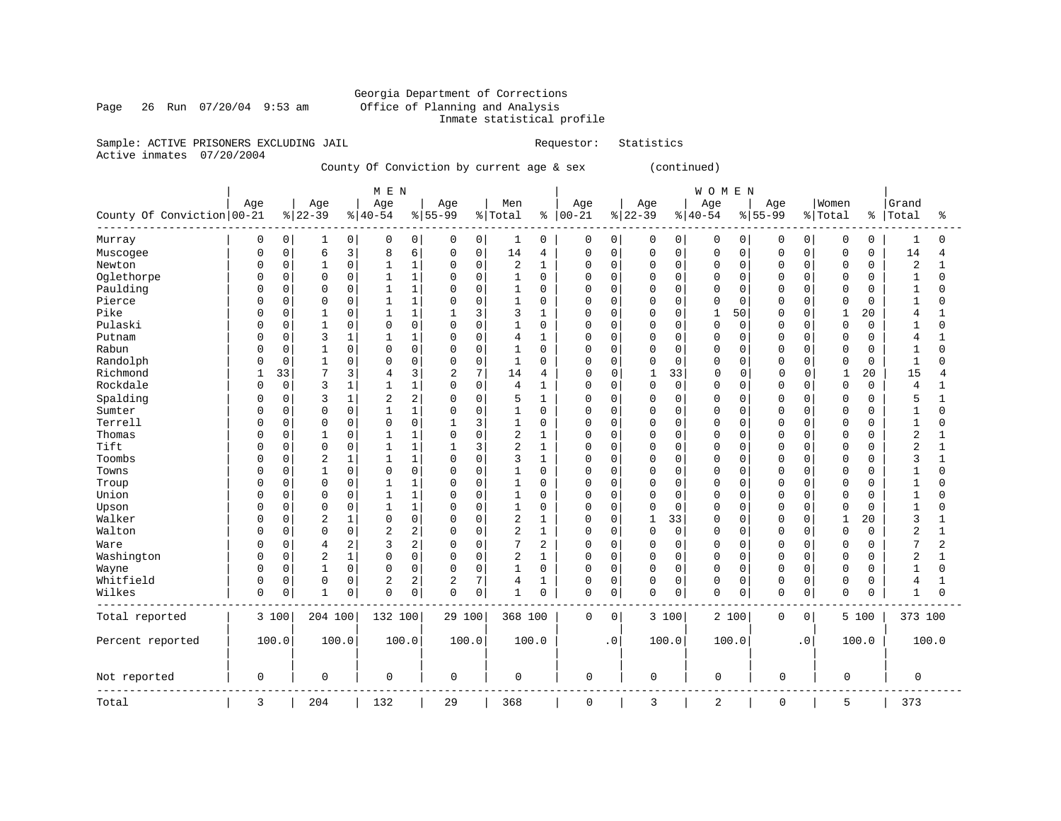Georgia Department of Corrections
Office of Planning and Analysis
Inmate statistical profile

Page 26 Run 07/20/04 9:53 am

Sample: ACTIVE PRISONERS EXCLUDING JAIL    Requestor: Statistics
Active inmates 07/20/2004

County Of Conviction by current age & sex (continued)

| County Of Conviction | MEN Age 00-21 | % | Age 22-39 | % | Age 40-54 | % | Age 55-99 | % | Men Total | % | WOMEN Age 00-21 | % | Age 22-39 | % | Age 40-54 | % | Age 55-99 | % | Women Total | % | Grand Total | % |
|---|---|---|---|---|---|---|---|---|---|---|---|---|---|---|---|---|---|---|---|---|---|---|
| Murray | 0 | 0 | 1 | 0 | 0 | 0 | 0 | 0 | 1 | 0 | 0 | 0 | 0 | 0 | 0 | 0 | 0 | 0 | 0 | 0 | 1 | 0 |
| Muscogee | 0 | 0 | 6 | 3 | 8 | 6 | 0 | 0 | 14 | 4 | 0 | 0 | 0 | 0 | 0 | 0 | 0 | 0 | 0 | 0 | 14 | 4 |
| Newton | 0 | 0 | 1 | 0 | 1 | 1 | 0 | 0 | 2 | 1 | 0 | 0 | 0 | 0 | 0 | 0 | 0 | 0 | 0 | 0 | 2 | 1 |
| Oglethorpe | 0 | 0 | 0 | 0 | 1 | 1 | 0 | 0 | 1 | 0 | 0 | 0 | 0 | 0 | 0 | 0 | 0 | 0 | 0 | 0 | 1 | 0 |
| Paulding | 0 | 0 | 0 | 0 | 1 | 1 | 0 | 0 | 1 | 0 | 0 | 0 | 0 | 0 | 0 | 0 | 0 | 0 | 0 | 0 | 1 | 0 |
| Pierce | 0 | 0 | 0 | 0 | 1 | 1 | 0 | 0 | 1 | 0 | 0 | 0 | 0 | 0 | 0 | 0 | 0 | 0 | 0 | 0 | 1 | 0 |
| Pike | 0 | 0 | 1 | 0 | 1 | 1 | 1 | 3 | 3 | 1 | 0 | 0 | 0 | 0 | 1 | 50 | 0 | 0 | 1 | 20 | 4 | 1 |
| Pulaski | 0 | 0 | 1 | 0 | 0 | 0 | 0 | 0 | 1 | 0 | 0 | 0 | 0 | 0 | 0 | 0 | 0 | 0 | 0 | 0 | 1 | 0 |
| Putnam | 0 | 0 | 3 | 1 | 1 | 1 | 0 | 0 | 4 | 1 | 0 | 0 | 0 | 0 | 0 | 0 | 0 | 0 | 0 | 0 | 4 | 1 |
| Rabun | 0 | 0 | 1 | 0 | 0 | 0 | 0 | 0 | 1 | 0 | 0 | 0 | 0 | 0 | 0 | 0 | 0 | 0 | 0 | 0 | 1 | 0 |
| Randolph | 0 | 0 | 1 | 0 | 0 | 0 | 0 | 0 | 1 | 0 | 0 | 0 | 0 | 0 | 0 | 0 | 0 | 0 | 0 | 0 | 1 | 0 |
| Richmond | 1 | 33 | 7 | 3 | 4 | 3 | 2 | 7 | 14 | 4 | 0 | 0 | 1 | 33 | 0 | 0 | 0 | 0 | 1 | 20 | 15 | 4 |
| Rockdale | 0 | 0 | 3 | 1 | 1 | 1 | 0 | 0 | 4 | 1 | 0 | 0 | 0 | 0 | 0 | 0 | 0 | 0 | 0 | 0 | 4 | 1 |
| Spalding | 0 | 0 | 3 | 1 | 2 | 2 | 0 | 0 | 5 | 1 | 0 | 0 | 0 | 0 | 0 | 0 | 0 | 0 | 0 | 0 | 5 | 1 |
| Sumter | 0 | 0 | 0 | 0 | 1 | 1 | 0 | 0 | 1 | 0 | 0 | 0 | 0 | 0 | 0 | 0 | 0 | 0 | 0 | 0 | 1 | 0 |
| Terrell | 0 | 0 | 0 | 0 | 0 | 0 | 1 | 3 | 1 | 0 | 0 | 0 | 0 | 0 | 0 | 0 | 0 | 0 | 0 | 0 | 1 | 0 |
| Thomas | 0 | 0 | 1 | 0 | 1 | 1 | 0 | 0 | 2 | 1 | 0 | 0 | 0 | 0 | 0 | 0 | 0 | 0 | 0 | 0 | 2 | 1 |
| Tift | 0 | 0 | 0 | 0 | 1 | 1 | 1 | 3 | 2 | 1 | 0 | 0 | 0 | 0 | 0 | 0 | 0 | 0 | 0 | 0 | 2 | 1 |
| Toombs | 0 | 0 | 2 | 1 | 1 | 1 | 0 | 0 | 3 | 1 | 0 | 0 | 0 | 0 | 0 | 0 | 0 | 0 | 0 | 0 | 3 | 1 |
| Towns | 0 | 0 | 1 | 0 | 0 | 0 | 0 | 0 | 1 | 0 | 0 | 0 | 0 | 0 | 0 | 0 | 0 | 0 | 0 | 0 | 1 | 0 |
| Troup | 0 | 0 | 0 | 0 | 1 | 1 | 0 | 0 | 1 | 0 | 0 | 0 | 0 | 0 | 0 | 0 | 0 | 0 | 0 | 0 | 1 | 0 |
| Union | 0 | 0 | 0 | 0 | 1 | 1 | 0 | 0 | 1 | 0 | 0 | 0 | 0 | 0 | 0 | 0 | 0 | 0 | 0 | 0 | 1 | 0 |
| Upson | 0 | 0 | 0 | 0 | 1 | 1 | 0 | 0 | 1 | 0 | 0 | 0 | 0 | 0 | 0 | 0 | 0 | 0 | 0 | 0 | 1 | 0 |
| Walker | 0 | 0 | 2 | 1 | 0 | 0 | 0 | 0 | 2 | 1 | 0 | 0 | 1 | 33 | 0 | 0 | 0 | 0 | 1 | 20 | 3 | 1 |
| Walton | 0 | 0 | 0 | 0 | 2 | 2 | 0 | 0 | 2 | 1 | 0 | 0 | 0 | 0 | 0 | 0 | 0 | 0 | 0 | 0 | 2 | 1 |
| Ware | 0 | 0 | 4 | 2 | 3 | 2 | 0 | 0 | 7 | 2 | 0 | 0 | 0 | 0 | 0 | 0 | 0 | 0 | 0 | 0 | 7 | 2 |
| Washington | 0 | 0 | 2 | 1 | 0 | 0 | 0 | 0 | 2 | 1 | 0 | 0 | 0 | 0 | 0 | 0 | 0 | 0 | 0 | 0 | 2 | 1 |
| Wayne | 0 | 0 | 1 | 0 | 0 | 0 | 0 | 0 | 1 | 0 | 0 | 0 | 0 | 0 | 0 | 0 | 0 | 0 | 0 | 0 | 1 | 0 |
| Whitfield | 0 | 0 | 0 | 0 | 2 | 2 | 2 | 7 | 4 | 1 | 0 | 0 | 0 | 0 | 0 | 0 | 0 | 0 | 0 | 0 | 4 | 1 |
| Wilkes | 0 | 0 | 1 | 0 | 0 | 0 | 0 | 0 | 1 | 0 | 0 | 0 | 0 | 0 | 0 | 0 | 0 | 0 | 0 | 0 | 1 | 0 |
| Total reported | 3 | 100 | 204 | 100 | 132 | 100 | 29 | 100 | 368 | 100 | 0 | 0 | 3 | 100 | 2 | 100 | 0 | 0 | 5 | 100 | 373 | 100 |
| Percent reported | 100.0 | | 100.0 | | 100.0 | | 100.0 | | 100.0 | | .0 | | 100.0 | | 100.0 | | .0 | | 100.0 | | 100.0 | |
| Not reported | 0 | | 0 | | 0 | | 0 | | 0 | | 0 | | 0 | | 0 | | 0 | | 0 | | 0 | |
| Total | 3 | | 204 | | 132 | | 29 | | 368 | | 0 | | 3 | | 2 | | 0 | | 5 | | 373 | |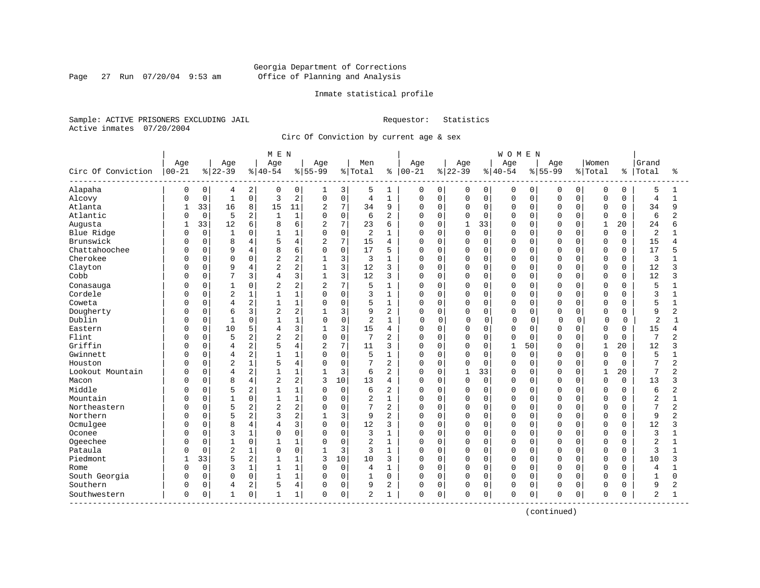Georgia Department of Corrections
Office of Planning and Analysis

Inmate statistical profile

Sample: ACTIVE PRISONERS EXCLUDING JAIL    Requestor: Statistics
Active inmates 07/20/2004

Circ Of Conviction by current age & sex

| Circ Of Conviction | MEN Age 00-21 | % | Age 22-39 | % | Age 40-54 | % | Age 55-99 | % | Men Total | % | WOMEN Age 00-21 | % | Age 22-39 | % | Age 40-54 | % | Age 55-99 | % | Women Total | % | Grand Total | % |
|---|---|---|---|---|---|---|---|---|---|---|---|---|---|---|---|---|---|---|---|---|---|---|
| Alapaha | 0 | 0 | 4 | 2 | 0 | 0 | 1 | 3 | 5 | 1 | 0 | 0 | 0 | 0 | 0 | 0 | 0 | 0 | 0 | 0 | 5 | 1 |
| Alcovy | 0 | 0 | 1 | 0 | 3 | 2 | 0 | 0 | 4 | 1 | 0 | 0 | 0 | 0 | 0 | 0 | 0 | 0 | 0 | 0 | 4 | 1 |
| Atlanta | 1 | 33 | 16 | 8 | 15 | 11 | 2 | 7 | 34 | 9 | 0 | 0 | 0 | 0 | 0 | 0 | 0 | 0 | 0 | 0 | 34 | 9 |
| Atlantic | 0 | 0 | 5 | 2 | 1 | 1 | 0 | 0 | 6 | 2 | 0 | 0 | 0 | 0 | 0 | 0 | 0 | 0 | 0 | 0 | 6 | 2 |
| Augusta | 1 | 33 | 12 | 6 | 8 | 6 | 2 | 7 | 23 | 6 | 0 | 0 | 1 | 33 | 0 | 0 | 0 | 0 | 1 | 20 | 24 | 6 |
| Blue Ridge | 0 | 0 | 1 | 0 | 1 | 1 | 0 | 0 | 2 | 1 | 0 | 0 | 0 | 0 | 0 | 0 | 0 | 0 | 0 | 0 | 2 | 1 |
| Brunswick | 0 | 0 | 8 | 4 | 5 | 4 | 2 | 7 | 15 | 4 | 0 | 0 | 0 | 0 | 0 | 0 | 0 | 0 | 0 | 0 | 15 | 4 |
| Chattahoochee | 0 | 0 | 9 | 4 | 8 | 6 | 0 | 0 | 17 | 5 | 0 | 0 | 0 | 0 | 0 | 0 | 0 | 0 | 0 | 0 | 17 | 5 |
| Cherokee | 0 | 0 | 0 | 0 | 2 | 2 | 1 | 3 | 3 | 1 | 0 | 0 | 0 | 0 | 0 | 0 | 0 | 0 | 0 | 0 | 3 | 1 |
| Clayton | 0 | 0 | 9 | 4 | 2 | 2 | 1 | 3 | 12 | 3 | 0 | 0 | 0 | 0 | 0 | 0 | 0 | 0 | 0 | 0 | 12 | 3 |
| Cobb | 0 | 0 | 7 | 3 | 4 | 3 | 1 | 3 | 12 | 3 | 0 | 0 | 0 | 0 | 0 | 0 | 0 | 0 | 0 | 0 | 12 | 3 |
| Conasauga | 0 | 0 | 1 | 0 | 2 | 2 | 2 | 7 | 5 | 1 | 0 | 0 | 0 | 0 | 0 | 0 | 0 | 0 | 0 | 0 | 5 | 1 |
| Cordele | 0 | 0 | 2 | 1 | 1 | 1 | 0 | 0 | 3 | 1 | 0 | 0 | 0 | 0 | 0 | 0 | 0 | 0 | 0 | 0 | 3 | 1 |
| Coweta | 0 | 0 | 4 | 2 | 1 | 1 | 0 | 0 | 5 | 1 | 0 | 0 | 0 | 0 | 0 | 0 | 0 | 0 | 0 | 0 | 5 | 1 |
| Dougherty | 0 | 0 | 6 | 3 | 2 | 2 | 1 | 3 | 9 | 2 | 0 | 0 | 0 | 0 | 0 | 0 | 0 | 0 | 0 | 0 | 9 | 2 |
| Dublin | 0 | 0 | 1 | 0 | 1 | 1 | 0 | 0 | 2 | 1 | 0 | 0 | 0 | 0 | 0 | 0 | 0 | 0 | 0 | 0 | 2 | 1 |
| Eastern | 0 | 0 | 10 | 5 | 4 | 3 | 1 | 3 | 15 | 4 | 0 | 0 | 0 | 0 | 0 | 0 | 0 | 0 | 0 | 0 | 15 | 4 |
| Flint | 0 | 0 | 5 | 2 | 2 | 2 | 0 | 0 | 7 | 2 | 0 | 0 | 0 | 0 | 0 | 0 | 0 | 0 | 0 | 0 | 7 | 2 |
| Griffin | 0 | 0 | 4 | 2 | 5 | 4 | 2 | 7 | 11 | 3 | 0 | 0 | 0 | 0 | 1 | 50 | 0 | 0 | 1 | 20 | 12 | 3 |
| Gwinnett | 0 | 0 | 4 | 2 | 1 | 1 | 0 | 0 | 5 | 1 | 0 | 0 | 0 | 0 | 0 | 0 | 0 | 0 | 0 | 0 | 5 | 1 |
| Houston | 0 | 0 | 2 | 1 | 5 | 4 | 0 | 0 | 7 | 2 | 0 | 0 | 0 | 0 | 0 | 0 | 0 | 0 | 0 | 0 | 7 | 2 |
| Lookout Mountain | 0 | 0 | 4 | 2 | 1 | 1 | 1 | 3 | 6 | 2 | 0 | 0 | 1 | 33 | 0 | 0 | 0 | 0 | 1 | 20 | 7 | 2 |
| Macon | 0 | 0 | 8 | 4 | 2 | 2 | 3 | 10 | 13 | 4 | 0 | 0 | 0 | 0 | 0 | 0 | 0 | 0 | 0 | 0 | 13 | 3 |
| Middle | 0 | 0 | 5 | 2 | 1 | 1 | 0 | 0 | 6 | 2 | 0 | 0 | 0 | 0 | 0 | 0 | 0 | 0 | 0 | 0 | 6 | 2 |
| Mountain | 0 | 0 | 1 | 0 | 1 | 1 | 0 | 0 | 2 | 1 | 0 | 0 | 0 | 0 | 0 | 0 | 0 | 0 | 0 | 0 | 2 | 1 |
| Northeastern | 0 | 0 | 5 | 2 | 2 | 2 | 0 | 0 | 7 | 2 | 0 | 0 | 0 | 0 | 0 | 0 | 0 | 0 | 0 | 0 | 7 | 2 |
| Northern | 0 | 0 | 5 | 2 | 3 | 2 | 1 | 3 | 9 | 2 | 0 | 0 | 0 | 0 | 0 | 0 | 0 | 0 | 0 | 0 | 9 | 2 |
| Ocmulgee | 0 | 0 | 8 | 4 | 4 | 3 | 0 | 0 | 12 | 3 | 0 | 0 | 0 | 0 | 0 | 0 | 0 | 0 | 0 | 0 | 12 | 3 |
| Oconee | 0 | 0 | 3 | 1 | 0 | 0 | 0 | 0 | 3 | 1 | 0 | 0 | 0 | 0 | 0 | 0 | 0 | 0 | 0 | 0 | 3 | 1 |
| Ogeechee | 0 | 0 | 1 | 0 | 1 | 1 | 0 | 0 | 2 | 1 | 0 | 0 | 0 | 0 | 0 | 0 | 0 | 0 | 0 | 0 | 2 | 1 |
| Pataula | 0 | 0 | 2 | 1 | 0 | 0 | 1 | 3 | 3 | 1 | 0 | 0 | 0 | 0 | 0 | 0 | 0 | 0 | 0 | 0 | 3 | 1 |
| Piedmont | 1 | 33 | 5 | 2 | 1 | 1 | 3 | 10 | 10 | 3 | 0 | 0 | 0 | 0 | 0 | 0 | 0 | 0 | 0 | 0 | 10 | 3 |
| Rome | 0 | 0 | 3 | 1 | 1 | 1 | 0 | 0 | 4 | 1 | 0 | 0 | 0 | 0 | 0 | 0 | 0 | 0 | 0 | 0 | 4 | 1 |
| South Georgia | 0 | 0 | 0 | 0 | 1 | 1 | 0 | 0 | 1 | 0 | 0 | 0 | 0 | 0 | 0 | 0 | 0 | 0 | 0 | 0 | 1 | 0 |
| Southern | 0 | 0 | 4 | 2 | 5 | 4 | 0 | 0 | 9 | 2 | 0 | 0 | 0 | 0 | 0 | 0 | 0 | 0 | 0 | 0 | 9 | 2 |
| Southwestern | 0 | 0 | 1 | 0 | 1 | 1 | 0 | 0 | 2 | 1 | 0 | 0 | 0 | 0 | 0 | 0 | 0 | 0 | 0 | 0 | 2 | 1 |

(continued)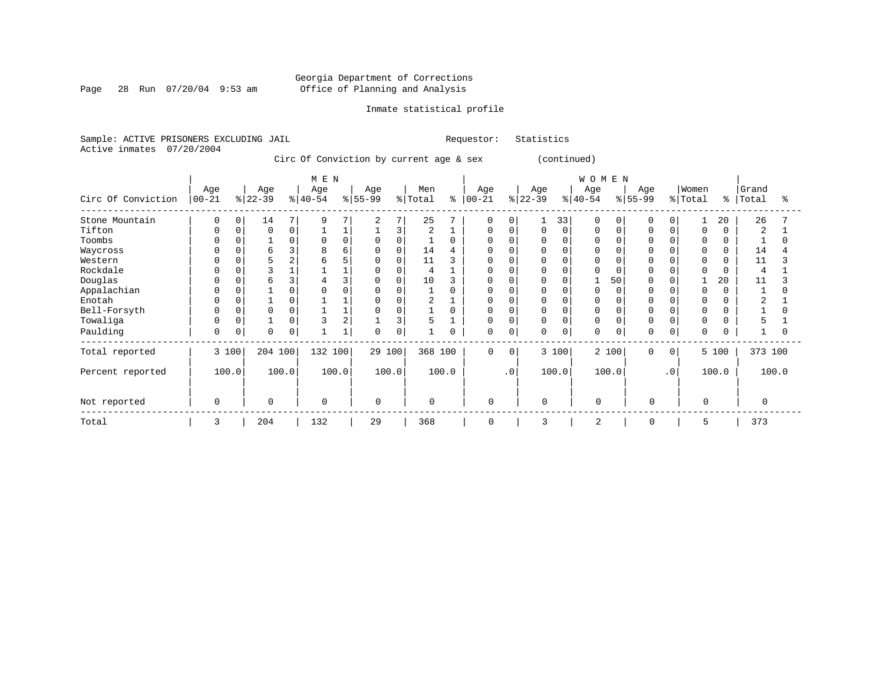Georgia Department of Corrections
Office of Planning and Analysis

Inmate statistical profile

Sample: ACTIVE PRISONERS EXCLUDING JAIL    Requestor: Statistics
Active inmates 07/20/2004

Circ Of Conviction by current age & sex (continued)

| Circ Of Conviction | MEN Age 00-21 | % | Age 22-39 | % | Age 40-54 | % | Age 55-99 | % | Men Total | % | WOMEN Age 00-21 | % | Age 22-39 | % | Age 40-54 | % | Age 55-99 | % | Women Total | % | Grand Total | % |
|---|---|---|---|---|---|---|---|---|---|---|---|---|---|---|---|---|---|---|---|---|---|---|
| Stone Mountain | 0 | 0 | 14 | 7 | 9 | 7 | 2 | 7 | 25 | 7 | 0 | 0 | 1 | 33 | 0 | 0 | 0 | 0 | 1 | 20 | 26 | 7 |
| Tifton | 0 | 0 | 0 | 0 | 1 | 1 | 1 | 3 | 2 | 1 | 0 | 0 | 0 | 0 | 0 | 0 | 0 | 0 | 0 | 0 | 2 | 1 |
| Toombs | 0 | 0 | 1 | 0 | 0 | 0 | 0 | 0 | 1 | 0 | 0 | 0 | 0 | 0 | 0 | 0 | 0 | 0 | 0 | 0 | 1 | 0 |
| Waycross | 0 | 0 | 6 | 3 | 8 | 6 | 0 | 0 | 14 | 4 | 0 | 0 | 0 | 0 | 0 | 0 | 0 | 0 | 0 | 0 | 14 | 4 |
| Western | 0 | 0 | 5 | 2 | 6 | 5 | 0 | 0 | 11 | 3 | 0 | 0 | 0 | 0 | 0 | 0 | 0 | 0 | 0 | 0 | 11 | 3 |
| Rockdale | 0 | 0 | 3 | 1 | 1 | 1 | 0 | 0 | 4 | 1 | 0 | 0 | 0 | 0 | 0 | 0 | 0 | 0 | 0 | 0 | 4 | 1 |
| Douglas | 0 | 0 | 6 | 3 | 4 | 3 | 0 | 0 | 10 | 3 | 0 | 0 | 0 | 0 | 1 | 50 | 0 | 0 | 1 | 20 | 11 | 3 |
| Appalachian | 0 | 0 | 1 | 0 | 0 | 0 | 0 | 0 | 1 | 0 | 0 | 0 | 0 | 0 | 0 | 0 | 0 | 0 | 0 | 0 | 1 | 0 |
| Enotah | 0 | 0 | 1 | 0 | 1 | 1 | 0 | 0 | 2 | 1 | 0 | 0 | 0 | 0 | 0 | 0 | 0 | 0 | 0 | 0 | 2 | 1 |
| Bell-Forsyth | 0 | 0 | 0 | 0 | 1 | 1 | 0 | 0 | 1 | 0 | 0 | 0 | 0 | 0 | 0 | 0 | 0 | 0 | 0 | 0 | 1 | 0 |
| Towaliga | 0 | 0 | 1 | 0 | 3 | 2 | 1 | 3 | 5 | 1 | 0 | 0 | 0 | 0 | 0 | 0 | 0 | 0 | 0 | 0 | 5 | 1 |
| Paulding | 0 | 0 | 0 | 0 | 1 | 1 | 0 | 0 | 1 | 0 | 0 | 0 | 0 | 0 | 0 | 0 | 0 | 0 | 0 | 0 | 1 | 0 |
| Total reported | 3 | 100 | 204 | 100 | 132 | 100 | 29 | 100 | 368 | 100 | 0 | 0 | 3 | 100 | 2 | 100 | 0 | 0 | 5 | 100 | 373 | 100 |
| Percent reported | 100.0 | | 100.0 | | 100.0 | | 100.0 | | 100.0 | | | .0 | 100.0 | | 100.0 | | | .0 | 100.0 | | 100.0 | |
| Not reported | 0 | | 0 | | 0 | | 0 | | 0 | | 0 | | 0 | | 0 | | 0 | | 0 | | 0 | |
| Total | 3 | | 204 | | 132 | | 29 | | 368 | | 0 | | 3 | | 2 | | 0 | | 5 | | 373 | |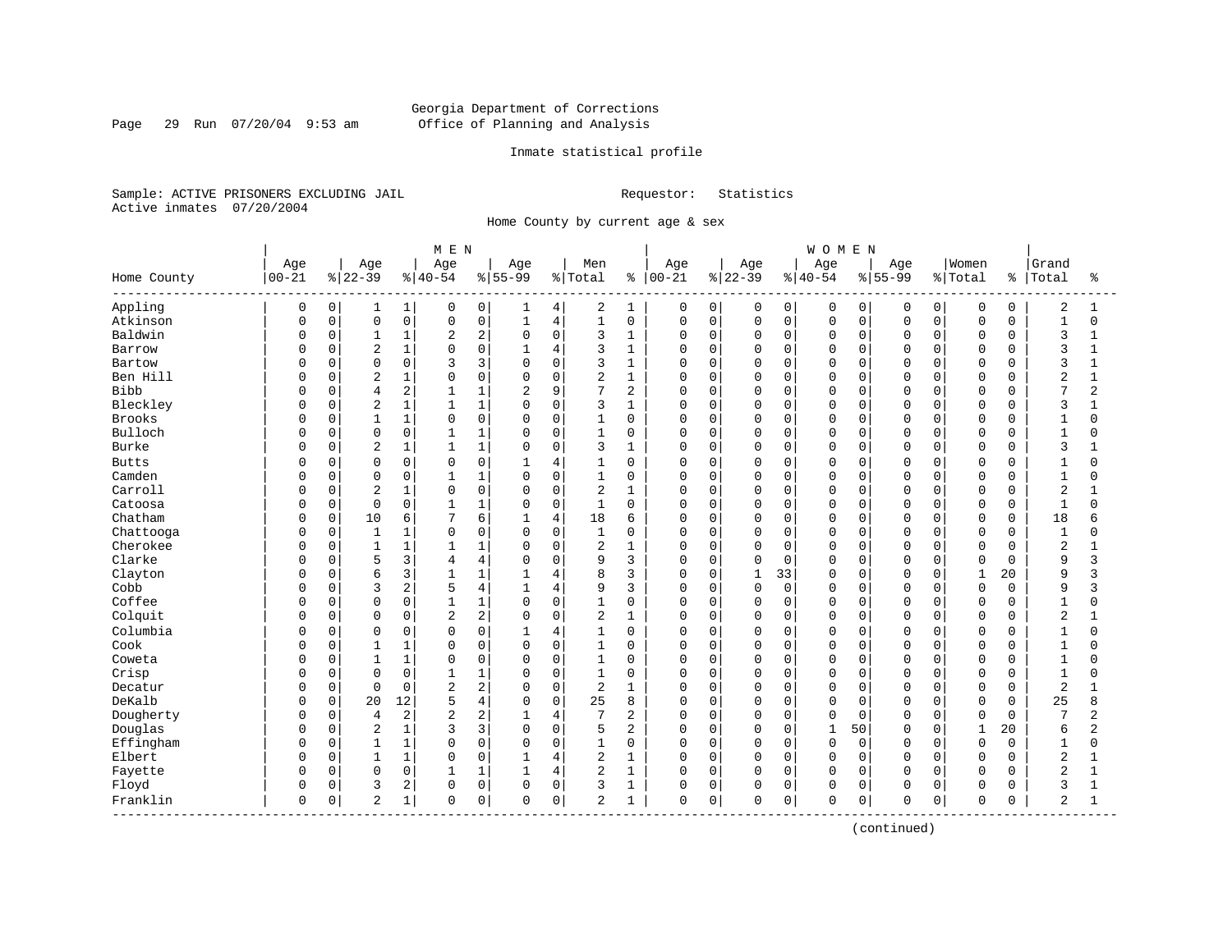Georgia Department of Corrections
Office of Planning and Analysis

Inmate statistical profile

Sample: ACTIVE PRISONERS EXCLUDING JAIL
Active inmates 07/20/2004

Requestor: Statistics

Home County by current age & sex

| | MEN | | | | | | | | | | WOMEN | | | | | | | | | | | |
|---|---|---|---|---|---|---|---|---|---|---|---|---|---|---|---|---|---|---|---|---|---|---|
| Home County | Age 00-21 | % | Age 22-39 | % | Age 40-54 | % | Age 55-99 | % | Men Total | % | Age 00-21 | % | Age 22-39 | % | Age 40-54 | % | Age 55-99 | % | Women Total | % | Grand Total | % |
| Appling | 0 | 0 | 1 | 1 | 0 | 0 | 1 | 4 | 2 | 1 | 0 | 0 | 0 | 0 | 0 | 0 | 0 | 0 | 0 | 0 | 2 | 1 |
| Atkinson | 0 | 0 | 0 | 0 | 0 | 0 | 1 | 4 | 1 | 0 | 0 | 0 | 0 | 0 | 0 | 0 | 0 | 0 | 0 | 0 | 1 | 0 |
| Baldwin | 0 | 0 | 1 | 1 | 2 | 2 | 0 | 0 | 3 | 1 | 0 | 0 | 0 | 0 | 0 | 0 | 0 | 0 | 0 | 0 | 3 | 1 |
| Barrow | 0 | 0 | 2 | 1 | 0 | 0 | 1 | 4 | 3 | 1 | 0 | 0 | 0 | 0 | 0 | 0 | 0 | 0 | 0 | 0 | 3 | 1 |
| Bartow | 0 | 0 | 0 | 0 | 3 | 3 | 0 | 0 | 3 | 1 | 0 | 0 | 0 | 0 | 0 | 0 | 0 | 0 | 0 | 0 | 3 | 1 |
| Ben Hill | 0 | 0 | 2 | 1 | 0 | 0 | 0 | 0 | 2 | 1 | 0 | 0 | 0 | 0 | 0 | 0 | 0 | 0 | 0 | 0 | 2 | 1 |
| Bibb | 0 | 0 | 4 | 2 | 1 | 1 | 2 | 9 | 7 | 2 | 0 | 0 | 0 | 0 | 0 | 0 | 0 | 0 | 0 | 0 | 7 | 2 |
| Bleckley | 0 | 0 | 2 | 1 | 1 | 1 | 0 | 0 | 3 | 1 | 0 | 0 | 0 | 0 | 0 | 0 | 0 | 0 | 0 | 0 | 3 | 1 |
| Brooks | 0 | 0 | 1 | 1 | 0 | 0 | 0 | 0 | 1 | 0 | 0 | 0 | 0 | 0 | 0 | 0 | 0 | 0 | 0 | 0 | 1 | 0 |
| Bulloch | 0 | 0 | 0 | 0 | 1 | 1 | 0 | 0 | 1 | 0 | 0 | 0 | 0 | 0 | 0 | 0 | 0 | 0 | 0 | 0 | 1 | 0 |
| Burke | 0 | 0 | 2 | 1 | 1 | 1 | 0 | 0 | 3 | 1 | 0 | 0 | 0 | 0 | 0 | 0 | 0 | 0 | 0 | 0 | 3 | 1 |
| Butts | 0 | 0 | 0 | 0 | 0 | 0 | 1 | 4 | 1 | 0 | 0 | 0 | 0 | 0 | 0 | 0 | 0 | 0 | 0 | 0 | 1 | 0 |
| Camden | 0 | 0 | 0 | 0 | 1 | 1 | 0 | 0 | 1 | 0 | 0 | 0 | 0 | 0 | 0 | 0 | 0 | 0 | 0 | 0 | 1 | 0 |
| Carroll | 0 | 0 | 2 | 1 | 0 | 0 | 0 | 0 | 2 | 1 | 0 | 0 | 0 | 0 | 0 | 0 | 0 | 0 | 0 | 0 | 2 | 1 |
| Catoosa | 0 | 0 | 0 | 0 | 1 | 1 | 0 | 0 | 1 | 0 | 0 | 0 | 0 | 0 | 0 | 0 | 0 | 0 | 0 | 0 | 1 | 0 |
| Chatham | 0 | 0 | 10 | 6 | 7 | 6 | 1 | 4 | 18 | 6 | 0 | 0 | 0 | 0 | 0 | 0 | 0 | 0 | 0 | 0 | 18 | 6 |
| Chattooga | 0 | 0 | 1 | 1 | 0 | 0 | 0 | 0 | 1 | 0 | 0 | 0 | 0 | 0 | 0 | 0 | 0 | 0 | 0 | 0 | 1 | 0 |
| Cherokee | 0 | 0 | 1 | 1 | 1 | 1 | 0 | 0 | 2 | 1 | 0 | 0 | 0 | 0 | 0 | 0 | 0 | 0 | 0 | 0 | 2 | 1 |
| Clarke | 0 | 0 | 5 | 3 | 4 | 4 | 0 | 0 | 9 | 3 | 0 | 0 | 0 | 0 | 0 | 0 | 0 | 0 | 0 | 0 | 9 | 3 |
| Clayton | 0 | 0 | 6 | 3 | 1 | 1 | 1 | 4 | 8 | 3 | 0 | 0 | 1 | 33 | 0 | 0 | 0 | 0 | 1 | 20 | 9 | 3 |
| Cobb | 0 | 0 | 3 | 2 | 5 | 4 | 1 | 4 | 9 | 3 | 0 | 0 | 0 | 0 | 0 | 0 | 0 | 0 | 0 | 0 | 9 | 3 |
| Coffee | 0 | 0 | 0 | 0 | 1 | 1 | 0 | 0 | 1 | 0 | 0 | 0 | 0 | 0 | 0 | 0 | 0 | 0 | 0 | 0 | 1 | 0 |
| Colquit | 0 | 0 | 0 | 0 | 2 | 2 | 0 | 0 | 2 | 1 | 0 | 0 | 0 | 0 | 0 | 0 | 0 | 0 | 0 | 0 | 2 | 1 |
| Columbia | 0 | 0 | 0 | 0 | 0 | 0 | 1 | 4 | 1 | 0 | 0 | 0 | 0 | 0 | 0 | 0 | 0 | 0 | 0 | 0 | 1 | 0 |
| Cook | 0 | 0 | 1 | 1 | 0 | 0 | 0 | 0 | 1 | 0 | 0 | 0 | 0 | 0 | 0 | 0 | 0 | 0 | 0 | 0 | 1 | 0 |
| Coweta | 0 | 0 | 1 | 1 | 0 | 0 | 0 | 0 | 1 | 0 | 0 | 0 | 0 | 0 | 0 | 0 | 0 | 0 | 0 | 0 | 1 | 0 |
| Crisp | 0 | 0 | 0 | 0 | 1 | 1 | 0 | 0 | 1 | 0 | 0 | 0 | 0 | 0 | 0 | 0 | 0 | 0 | 0 | 0 | 1 | 0 |
| Decatur | 0 | 0 | 0 | 0 | 2 | 2 | 0 | 0 | 2 | 1 | 0 | 0 | 0 | 0 | 0 | 0 | 0 | 0 | 0 | 0 | 2 | 1 |
| DeKalb | 0 | 0 | 20 | 12 | 5 | 4 | 0 | 0 | 25 | 8 | 0 | 0 | 0 | 0 | 0 | 0 | 0 | 0 | 0 | 0 | 25 | 8 |
| Dougherty | 0 | 0 | 4 | 2 | 2 | 2 | 1 | 4 | 7 | 2 | 0 | 0 | 0 | 0 | 0 | 0 | 0 | 0 | 0 | 0 | 7 | 2 |
| Douglas | 0 | 0 | 2 | 1 | 3 | 3 | 0 | 0 | 5 | 2 | 0 | 0 | 0 | 0 | 1 | 50 | 0 | 0 | 1 | 20 | 6 | 2 |
| Effingham | 0 | 0 | 1 | 1 | 0 | 0 | 0 | 0 | 1 | 0 | 0 | 0 | 0 | 0 | 0 | 0 | 0 | 0 | 0 | 0 | 1 | 0 |
| Elbert | 0 | 0 | 1 | 1 | 0 | 0 | 1 | 4 | 2 | 1 | 0 | 0 | 0 | 0 | 0 | 0 | 0 | 0 | 0 | 0 | 2 | 1 |
| Fayette | 0 | 0 | 0 | 0 | 1 | 1 | 1 | 4 | 2 | 1 | 0 | 0 | 0 | 0 | 0 | 0 | 0 | 0 | 0 | 0 | 2 | 1 |
| Floyd | 0 | 0 | 3 | 2 | 0 | 0 | 0 | 0 | 3 | 1 | 0 | 0 | 0 | 0 | 0 | 0 | 0 | 0 | 0 | 0 | 3 | 1 |
| Franklin | 0 | 0 | 2 | 1 | 0 | 0 | 0 | 0 | 2 | 1 | 0 | 0 | 0 | 0 | 0 | 0 | 0 | 0 | 0 | 0 | 2 | 1 |

(continued)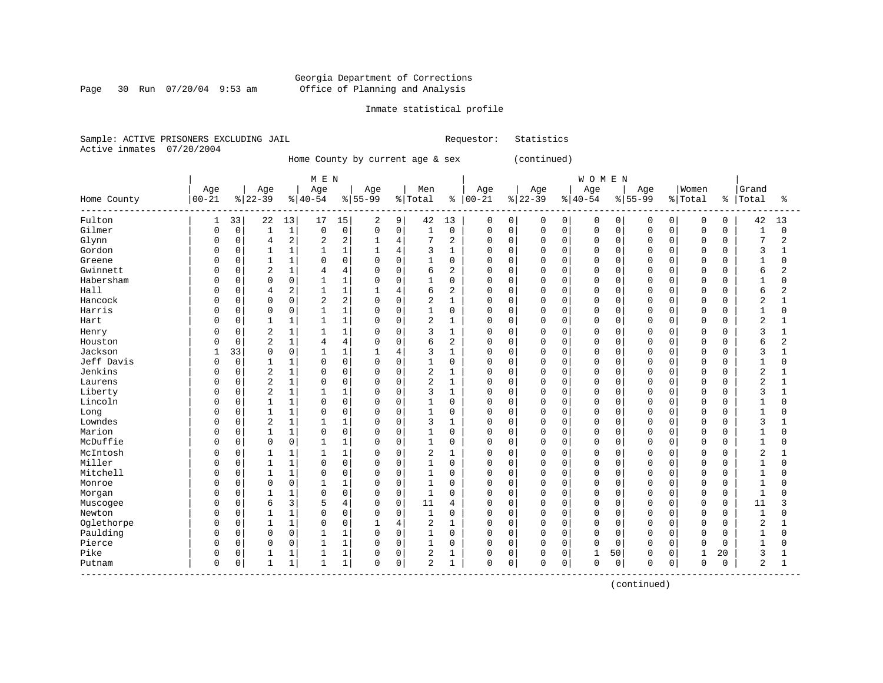Georgia Department of Corrections
Office of Planning and Analysis

Inmate statistical profile

Sample: ACTIVE PRISONERS EXCLUDING JAIL                Requestor: Statistics
Active inmates 07/20/2004

Home County by current age & sex (continued)

| Home County | MEN Age 00-21 | % | Age 22-39 | % | Age 40-54 | % | Age 55-99 | % | Men Total | % | WOMEN Age 00-21 | % | Age 22-39 | % | Age 40-54 | % | Age 55-99 | % | Women Total | % | Grand Total | % |
|---|---|---|---|---|---|---|---|---|---|---|---|---|---|---|---|---|---|---|---|---|---|---|
| Fulton | 1 | 33 | 22 | 13 | 17 | 15 | 2 | 9 | 42 | 13 | 0 | 0 | 0 | 0 | 0 | 0 | 0 | 0 | 0 | 0 | 42 | 13 |
| Gilmer | 0 | 0 | 1 | 1 | 0 | 0 | 0 | 0 | 1 | 0 | 0 | 0 | 0 | 0 | 0 | 0 | 0 | 0 | 0 | 0 | 1 | 0 |
| Glynn | 0 | 0 | 4 | 2 | 2 | 2 | 1 | 4 | 7 | 2 | 0 | 0 | 0 | 0 | 0 | 0 | 0 | 0 | 0 | 0 | 7 | 2 |
| Gordon | 0 | 0 | 1 | 1 | 1 | 1 | 1 | 4 | 3 | 1 | 0 | 0 | 0 | 0 | 0 | 0 | 0 | 0 | 0 | 0 | 3 | 1 |
| Greene | 0 | 0 | 1 | 1 | 0 | 0 | 0 | 0 | 1 | 0 | 0 | 0 | 0 | 0 | 0 | 0 | 0 | 0 | 0 | 0 | 1 | 0 |
| Gwinnett | 0 | 0 | 2 | 1 | 4 | 4 | 0 | 0 | 6 | 2 | 0 | 0 | 0 | 0 | 0 | 0 | 0 | 0 | 0 | 0 | 6 | 2 |
| Habersham | 0 | 0 | 0 | 0 | 1 | 1 | 0 | 0 | 1 | 0 | 0 | 0 | 0 | 0 | 0 | 0 | 0 | 0 | 0 | 0 | 1 | 0 |
| Hall | 0 | 0 | 4 | 2 | 1 | 1 | 1 | 4 | 6 | 2 | 0 | 0 | 0 | 0 | 0 | 0 | 0 | 0 | 0 | 0 | 6 | 2 |
| Hancock | 0 | 0 | 0 | 0 | 2 | 2 | 0 | 0 | 2 | 1 | 0 | 0 | 0 | 0 | 0 | 0 | 0 | 0 | 0 | 0 | 2 | 1 |
| Harris | 0 | 0 | 0 | 0 | 1 | 1 | 0 | 0 | 1 | 0 | 0 | 0 | 0 | 0 | 0 | 0 | 0 | 0 | 0 | 0 | 1 | 0 |
| Hart | 0 | 0 | 1 | 1 | 1 | 1 | 0 | 0 | 2 | 1 | 0 | 0 | 0 | 0 | 0 | 0 | 0 | 0 | 0 | 0 | 2 | 1 |
| Henry | 0 | 0 | 2 | 1 | 1 | 1 | 0 | 0 | 3 | 1 | 0 | 0 | 0 | 0 | 0 | 0 | 0 | 0 | 0 | 0 | 3 | 1 |
| Houston | 0 | 0 | 2 | 1 | 4 | 4 | 0 | 0 | 6 | 2 | 0 | 0 | 0 | 0 | 0 | 0 | 0 | 0 | 0 | 0 | 6 | 2 |
| Jackson | 1 | 33 | 0 | 0 | 1 | 1 | 1 | 4 | 3 | 1 | 0 | 0 | 0 | 0 | 0 | 0 | 0 | 0 | 0 | 0 | 3 | 1 |
| Jeff Davis | 0 | 0 | 1 | 1 | 0 | 0 | 0 | 0 | 1 | 0 | 0 | 0 | 0 | 0 | 0 | 0 | 0 | 0 | 0 | 0 | 1 | 0 |
| Jenkins | 0 | 0 | 2 | 1 | 0 | 0 | 0 | 0 | 2 | 1 | 0 | 0 | 0 | 0 | 0 | 0 | 0 | 0 | 0 | 0 | 2 | 1 |
| Laurens | 0 | 0 | 2 | 1 | 0 | 0 | 0 | 0 | 2 | 1 | 0 | 0 | 0 | 0 | 0 | 0 | 0 | 0 | 0 | 0 | 2 | 1 |
| Liberty | 0 | 0 | 2 | 1 | 1 | 1 | 0 | 0 | 3 | 1 | 0 | 0 | 0 | 0 | 0 | 0 | 0 | 0 | 0 | 0 | 3 | 1 |
| Lincoln | 0 | 0 | 1 | 1 | 0 | 0 | 0 | 0 | 1 | 0 | 0 | 0 | 0 | 0 | 0 | 0 | 0 | 0 | 0 | 0 | 1 | 0 |
| Long | 0 | 0 | 1 | 1 | 0 | 0 | 0 | 0 | 1 | 0 | 0 | 0 | 0 | 0 | 0 | 0 | 0 | 0 | 0 | 0 | 1 | 0 |
| Lowndes | 0 | 0 | 2 | 1 | 1 | 1 | 0 | 0 | 3 | 1 | 0 | 0 | 0 | 0 | 0 | 0 | 0 | 0 | 0 | 0 | 3 | 1 |
| Marion | 0 | 0 | 1 | 1 | 0 | 0 | 0 | 0 | 1 | 0 | 0 | 0 | 0 | 0 | 0 | 0 | 0 | 0 | 0 | 0 | 1 | 0 |
| McDuffie | 0 | 0 | 0 | 0 | 1 | 1 | 0 | 0 | 1 | 0 | 0 | 0 | 0 | 0 | 0 | 0 | 0 | 0 | 0 | 0 | 1 | 0 |
| McIntosh | 0 | 0 | 1 | 1 | 1 | 1 | 0 | 0 | 2 | 1 | 0 | 0 | 0 | 0 | 0 | 0 | 0 | 0 | 0 | 0 | 2 | 1 |
| Miller | 0 | 0 | 1 | 1 | 0 | 0 | 0 | 0 | 1 | 0 | 0 | 0 | 0 | 0 | 0 | 0 | 0 | 0 | 0 | 0 | 1 | 0 |
| Mitchell | 0 | 0 | 1 | 1 | 0 | 0 | 0 | 0 | 1 | 0 | 0 | 0 | 0 | 0 | 0 | 0 | 0 | 0 | 0 | 0 | 1 | 0 |
| Monroe | 0 | 0 | 0 | 0 | 1 | 1 | 0 | 0 | 1 | 0 | 0 | 0 | 0 | 0 | 0 | 0 | 0 | 0 | 0 | 0 | 1 | 0 |
| Morgan | 0 | 0 | 1 | 1 | 0 | 0 | 0 | 0 | 1 | 0 | 0 | 0 | 0 | 0 | 0 | 0 | 0 | 0 | 0 | 0 | 1 | 0 |
| Muscogee | 0 | 0 | 6 | 3 | 5 | 4 | 0 | 0 | 11 | 4 | 0 | 0 | 0 | 0 | 0 | 0 | 0 | 0 | 0 | 0 | 11 | 3 |
| Newton | 0 | 0 | 1 | 1 | 0 | 0 | 0 | 0 | 1 | 0 | 0 | 0 | 0 | 0 | 0 | 0 | 0 | 0 | 0 | 0 | 1 | 0 |
| Oglethorpe | 0 | 0 | 1 | 1 | 0 | 0 | 1 | 4 | 2 | 1 | 0 | 0 | 0 | 0 | 0 | 0 | 0 | 0 | 0 | 0 | 2 | 1 |
| Paulding | 0 | 0 | 0 | 0 | 1 | 1 | 0 | 0 | 1 | 0 | 0 | 0 | 0 | 0 | 0 | 0 | 0 | 0 | 0 | 0 | 1 | 0 |
| Pierce | 0 | 0 | 0 | 0 | 1 | 1 | 0 | 0 | 1 | 0 | 0 | 0 | 0 | 0 | 0 | 0 | 0 | 0 | 0 | 0 | 1 | 0 |
| Pike | 0 | 0 | 1 | 1 | 1 | 1 | 0 | 0 | 2 | 1 | 0 | 0 | 0 | 0 | 1 | 50 | 0 | 0 | 1 | 20 | 3 | 1 |
| Putnam | 0 | 0 | 1 | 1 | 1 | 1 | 0 | 0 | 2 | 1 | 0 | 0 | 0 | 0 | 0 | 0 | 0 | 0 | 0 | 0 | 2 | 1 |

(continued)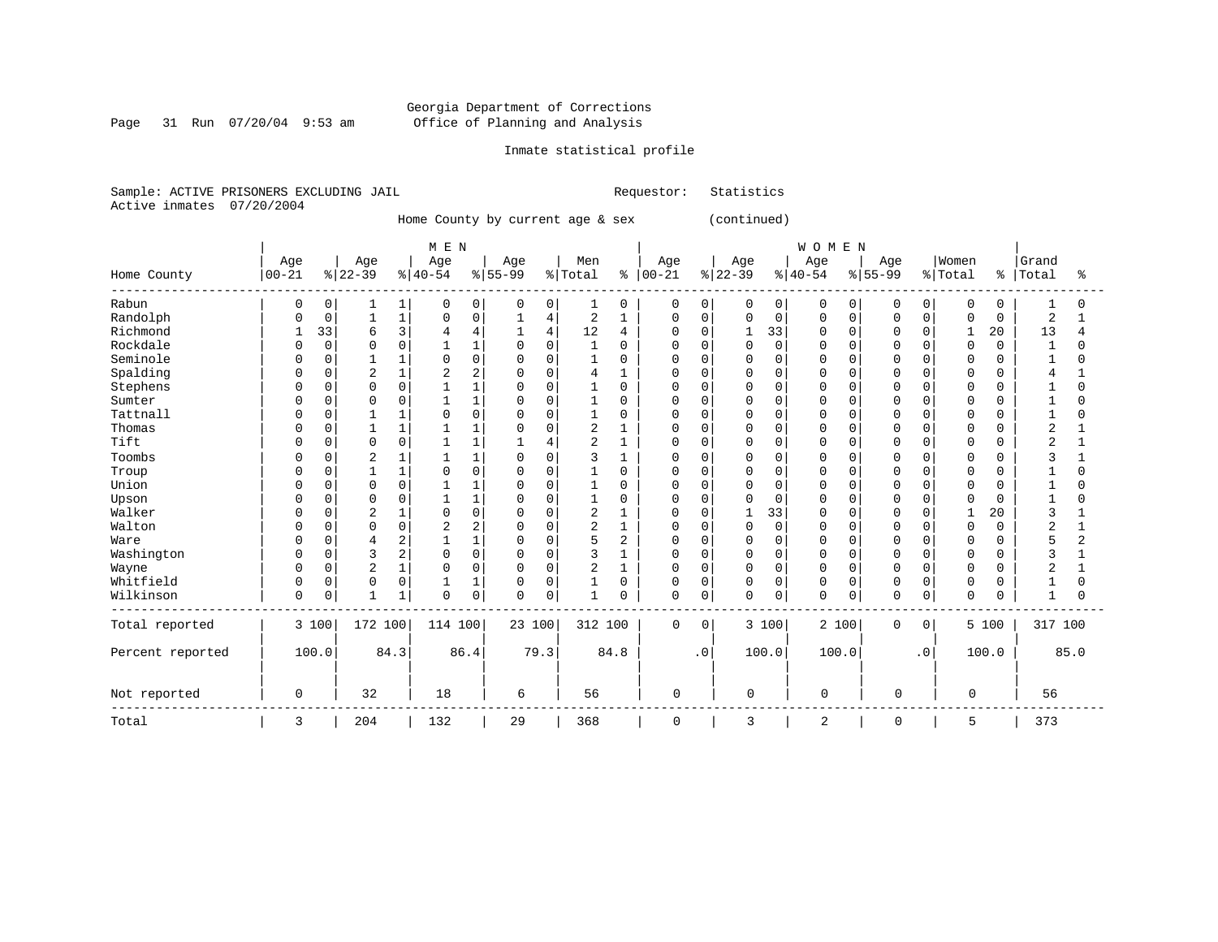Georgia Department of Corrections
Office of Planning and Analysis

Inmate statistical profile

Sample: ACTIVE PRISONERS EXCLUDING JAIL                Requestor: Statistics
Active inmates 07/20/2004

Home County by current age & sex (continued)

| Home County | MEN Age 00-21 | % | Age 22-39 | % | Age 40-54 | % | Age 55-99 | % | Men Total | % | WOMEN Age 00-21 | % | Age 22-39 | % | Age 40-54 | % | Age 55-99 | % | Women Total | % | Grand Total | % |
|---|---|---|---|---|---|---|---|---|---|---|---|---|---|---|---|---|---|---|---|---|---|---|
| Rabun | 0 | 0 | 1 | 1 | 0 | 0 | 0 | 0 | 1 | 0 | 0 | 0 | 0 | 0 | 0 | 0 | 0 | 0 | 0 | 0 | 1 | 0 |
| Randolph | 0 | 0 | 1 | 1 | 0 | 0 | 1 | 4 | 2 | 1 | 0 | 0 | 0 | 0 | 0 | 0 | 0 | 0 | 0 | 0 | 2 | 1 |
| Richmond | 1 | 33 | 6 | 3 | 4 | 4 | 1 | 4 | 12 | 4 | 0 | 0 | 1 | 33 | 0 | 0 | 0 | 0 | 1 | 20 | 13 | 4 |
| Rockdale | 0 | 0 | 0 | 0 | 1 | 1 | 0 | 0 | 1 | 0 | 0 | 0 | 0 | 0 | 0 | 0 | 0 | 0 | 0 | 0 | 1 | 0 |
| Seminole | 0 | 0 | 1 | 1 | 0 | 0 | 0 | 0 | 1 | 0 | 0 | 0 | 0 | 0 | 0 | 0 | 0 | 0 | 0 | 0 | 1 | 0 |
| Spalding | 0 | 0 | 2 | 1 | 2 | 2 | 0 | 0 | 4 | 1 | 0 | 0 | 0 | 0 | 0 | 0 | 0 | 0 | 0 | 0 | 4 | 1 |
| Stephens | 0 | 0 | 0 | 0 | 1 | 1 | 0 | 0 | 1 | 0 | 0 | 0 | 0 | 0 | 0 | 0 | 0 | 0 | 0 | 0 | 1 | 0 |
| Sumter | 0 | 0 | 0 | 0 | 1 | 1 | 0 | 0 | 1 | 0 | 0 | 0 | 0 | 0 | 0 | 0 | 0 | 0 | 0 | 0 | 1 | 0 |
| Tattnall | 0 | 0 | 1 | 1 | 0 | 0 | 0 | 0 | 1 | 0 | 0 | 0 | 0 | 0 | 0 | 0 | 0 | 0 | 0 | 0 | 1 | 0 |
| Thomas | 0 | 0 | 1 | 1 | 1 | 1 | 0 | 0 | 2 | 1 | 0 | 0 | 0 | 0 | 0 | 0 | 0 | 0 | 0 | 0 | 2 | 1 |
| Tift | 0 | 0 | 0 | 0 | 1 | 1 | 1 | 4 | 2 | 1 | 0 | 0 | 0 | 0 | 0 | 0 | 0 | 0 | 0 | 0 | 2 | 1 |
| Toombs | 0 | 0 | 2 | 1 | 1 | 1 | 0 | 0 | 3 | 1 | 0 | 0 | 0 | 0 | 0 | 0 | 0 | 0 | 0 | 0 | 3 | 1 |
| Troup | 0 | 0 | 1 | 1 | 0 | 0 | 0 | 0 | 1 | 0 | 0 | 0 | 0 | 0 | 0 | 0 | 0 | 0 | 0 | 0 | 1 | 0 |
| Union | 0 | 0 | 0 | 0 | 1 | 1 | 0 | 0 | 1 | 0 | 0 | 0 | 0 | 0 | 0 | 0 | 0 | 0 | 0 | 0 | 1 | 0 |
| Upson | 0 | 0 | 0 | 0 | 1 | 1 | 0 | 0 | 1 | 0 | 0 | 0 | 0 | 0 | 0 | 0 | 0 | 0 | 0 | 0 | 1 | 0 |
| Walker | 0 | 0 | 2 | 1 | 0 | 0 | 0 | 0 | 2 | 1 | 0 | 0 | 1 | 33 | 0 | 0 | 0 | 0 | 1 | 20 | 3 | 1 |
| Walton | 0 | 0 | 0 | 0 | 2 | 2 | 0 | 0 | 2 | 1 | 0 | 0 | 0 | 0 | 0 | 0 | 0 | 0 | 0 | 0 | 2 | 1 |
| Ware | 0 | 0 | 4 | 2 | 1 | 1 | 0 | 0 | 5 | 2 | 0 | 0 | 0 | 0 | 0 | 0 | 0 | 0 | 0 | 0 | 5 | 2 |
| Washington | 0 | 0 | 3 | 2 | 0 | 0 | 0 | 0 | 3 | 1 | 0 | 0 | 0 | 0 | 0 | 0 | 0 | 0 | 0 | 0 | 3 | 1 |
| Wayne | 0 | 0 | 2 | 1 | 0 | 0 | 0 | 0 | 2 | 1 | 0 | 0 | 0 | 0 | 0 | 0 | 0 | 0 | 0 | 0 | 2 | 1 |
| Whitfield | 0 | 0 | 0 | 0 | 1 | 1 | 0 | 0 | 1 | 0 | 0 | 0 | 0 | 0 | 0 | 0 | 0 | 0 | 0 | 0 | 1 | 0 |
| Wilkinson | 0 | 0 | 1 | 1 | 0 | 0 | 0 | 0 | 1 | 0 | 0 | 0 | 0 | 0 | 0 | 0 | 0 | 0 | 0 | 0 | 1 | 0 |
| Total reported | 3 | 100 | 172 | 100 | 114 | 100 | 23 | 100 | 312 | 100 | 0 | 0 | 3 | 100 | 2 | 100 | 0 | 0 | 5 | 100 | 317 | 100 |
| Percent reported | | 100.0 | | 84.3 | | 86.4 | | 79.3 | | 84.8 | | .0 | | 100.0 | | 100.0 | | .0 | | 100.0 | | 85.0 |
| Not reported | 0 | | 32 | | 18 | | 6 | | 56 | | 0 | | 0 | | 0 | | 0 | | 0 | | 56 | |
| Total | 3 | | 204 | | 132 | | 29 | | 368 | | 0 | | 3 | | 2 | | 0 | | 5 | | 373 | |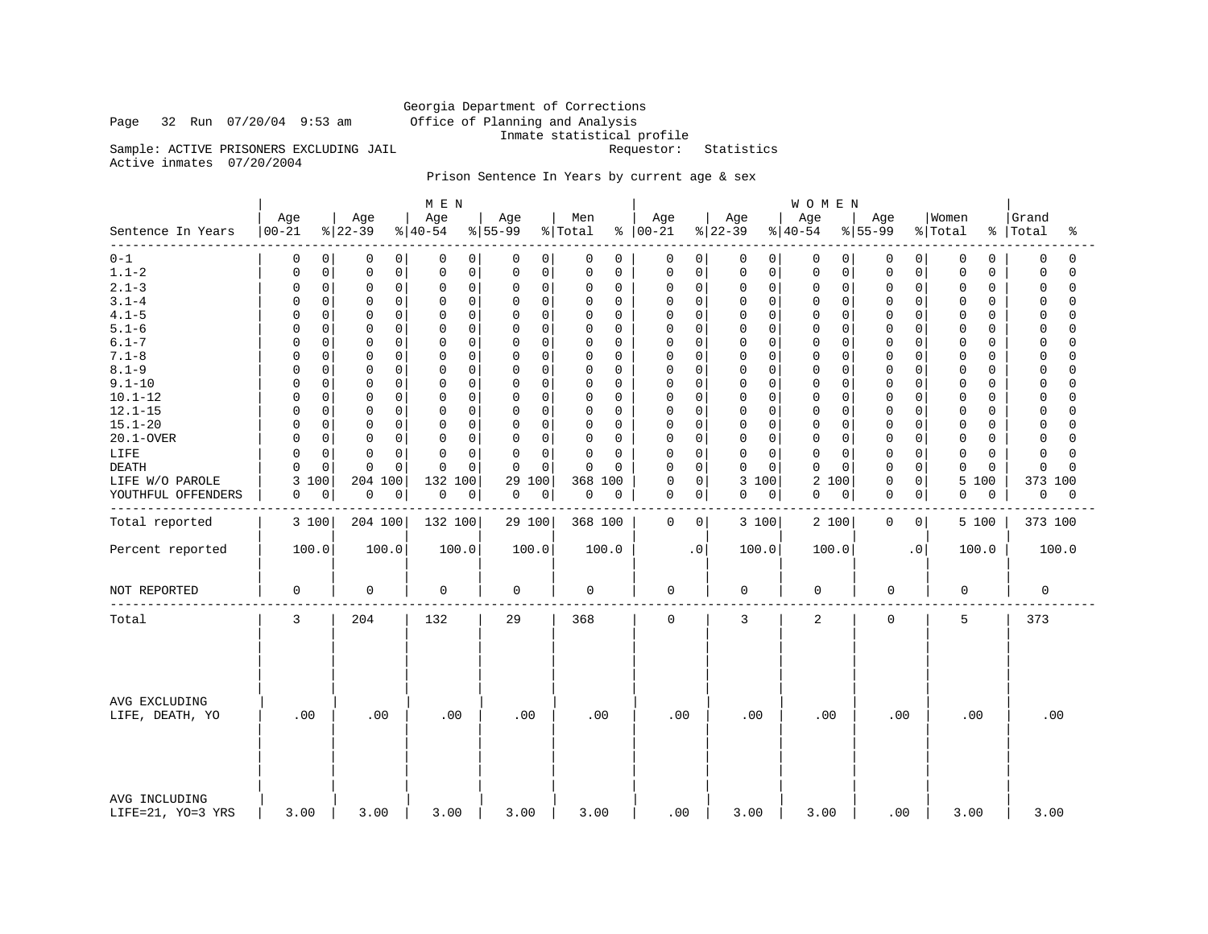Georgia Department of Corrections
Office of Planning and Analysis
Inmate statistical profile

Page 32 Run 07/20/04 9:53 am

Sample: ACTIVE PRISONERS EXCLUDING JAIL
Requestor: Statistics
Active inmates 07/20/2004

Prison Sentence In Years by current age & sex

| Sentence In Years | MEN Age 00-21 | % | Age 22-39 | % | Age 40-54 | % | Age 55-99 | % | Men Total | % | WOMEN Age 00-21 | % | Age 22-39 | % | Age 40-54 | % | Age 55-99 | % | Women Total | % | Grand Total | % |
|---|---|---|---|---|---|---|---|---|---|---|---|---|---|---|---|---|---|---|---|---|---|---|
| 0-1 | 0 | 0 | 0 | 0 | 0 | 0 | 0 | 0 | 0 | 0 | 0 | 0 | 0 | 0 | 0 | 0 | 0 | 0 | 0 | 0 | 0 | 0 |
| 1.1-2 | 0 | 0 | 0 | 0 | 0 | 0 | 0 | 0 | 0 | 0 | 0 | 0 | 0 | 0 | 0 | 0 | 0 | 0 | 0 | 0 | 0 | 0 |
| 2.1-3 | 0 | 0 | 0 | 0 | 0 | 0 | 0 | 0 | 0 | 0 | 0 | 0 | 0 | 0 | 0 | 0 | 0 | 0 | 0 | 0 | 0 | 0 |
| 3.1-4 | 0 | 0 | 0 | 0 | 0 | 0 | 0 | 0 | 0 | 0 | 0 | 0 | 0 | 0 | 0 | 0 | 0 | 0 | 0 | 0 | 0 | 0 |
| 4.1-5 | 0 | 0 | 0 | 0 | 0 | 0 | 0 | 0 | 0 | 0 | 0 | 0 | 0 | 0 | 0 | 0 | 0 | 0 | 0 | 0 | 0 | 0 |
| 5.1-6 | 0 | 0 | 0 | 0 | 0 | 0 | 0 | 0 | 0 | 0 | 0 | 0 | 0 | 0 | 0 | 0 | 0 | 0 | 0 | 0 | 0 | 0 |
| 6.1-7 | 0 | 0 | 0 | 0 | 0 | 0 | 0 | 0 | 0 | 0 | 0 | 0 | 0 | 0 | 0 | 0 | 0 | 0 | 0 | 0 | 0 | 0 |
| 7.1-8 | 0 | 0 | 0 | 0 | 0 | 0 | 0 | 0 | 0 | 0 | 0 | 0 | 0 | 0 | 0 | 0 | 0 | 0 | 0 | 0 | 0 | 0 |
| 8.1-9 | 0 | 0 | 0 | 0 | 0 | 0 | 0 | 0 | 0 | 0 | 0 | 0 | 0 | 0 | 0 | 0 | 0 | 0 | 0 | 0 | 0 | 0 |
| 9.1-10 | 0 | 0 | 0 | 0 | 0 | 0 | 0 | 0 | 0 | 0 | 0 | 0 | 0 | 0 | 0 | 0 | 0 | 0 | 0 | 0 | 0 | 0 |
| 10.1-12 | 0 | 0 | 0 | 0 | 0 | 0 | 0 | 0 | 0 | 0 | 0 | 0 | 0 | 0 | 0 | 0 | 0 | 0 | 0 | 0 | 0 | 0 |
| 12.1-15 | 0 | 0 | 0 | 0 | 0 | 0 | 0 | 0 | 0 | 0 | 0 | 0 | 0 | 0 | 0 | 0 | 0 | 0 | 0 | 0 | 0 | 0 |
| 15.1-20 | 0 | 0 | 0 | 0 | 0 | 0 | 0 | 0 | 0 | 0 | 0 | 0 | 0 | 0 | 0 | 0 | 0 | 0 | 0 | 0 | 0 | 0 |
| 20.1-OVER | 0 | 0 | 0 | 0 | 0 | 0 | 0 | 0 | 0 | 0 | 0 | 0 | 0 | 0 | 0 | 0 | 0 | 0 | 0 | 0 | 0 | 0 |
| LIFE | 0 | 0 | 0 | 0 | 0 | 0 | 0 | 0 | 0 | 0 | 0 | 0 | 0 | 0 | 0 | 0 | 0 | 0 | 0 | 0 | 0 | 0 |
| DEATH | 0 | 0 | 0 | 0 | 0 | 0 | 0 | 0 | 0 | 0 | 0 | 0 | 0 | 0 | 0 | 0 | 0 | 0 | 0 | 0 | 0 | 0 |
| LIFE W/O PAROLE | 3 | 100 | 204 | 100 | 132 | 100 | 29 | 100 | 368 | 100 | 0 | 0 | 3 | 100 | 2 | 100 | 0 | 0 | 5 | 100 | 373 | 100 |
| YOUTHFUL OFFENDERS | 0 | 0 | 0 | 0 | 0 | 0 | 0 | 0 | 0 | 0 | 0 | 0 | 0 | 0 | 0 | 0 | 0 | 0 | 0 | 0 | 0 | 0 |
| Total reported | 3 | 100 | 204 | 100 | 132 | 100 | 29 | 100 | 368 | 100 | 0 | 0 | 3 | 100 | 2 | 100 | 0 | 0 | 5 | 100 | 373 | 100 |
| Percent reported | 100.0 | | 100.0 | | 100.0 | | 100.0 | | 100.0 | | .0 | | 100.0 | | 100.0 | | .0 | | 100.0 | | 100.0 | |
| NOT REPORTED | 0 | | 0 | | 0 | | 0 | | 0 | | 0 | | 0 | | 0 | | 0 | | 0 | | 0 | |
| Total | 3 | | 204 | | 132 | | 29 | | 368 | | 0 | | 3 | | 2 | | 0 | | 5 | | 373 | |
| AVG EXCLUDING LIFE, DEATH, YO | .00 | | .00 | | .00 | | .00 | | .00 | | .00 | | .00 | | .00 | | .00 | | .00 | | .00 | |
| AVG INCLUDING LIFE=21, YO=3 YRS | 3.00 | | 3.00 | | 3.00 | | 3.00 | | 3.00 | | .00 | | 3.00 | | 3.00 | | .00 | | 3.00 | | 3.00 | |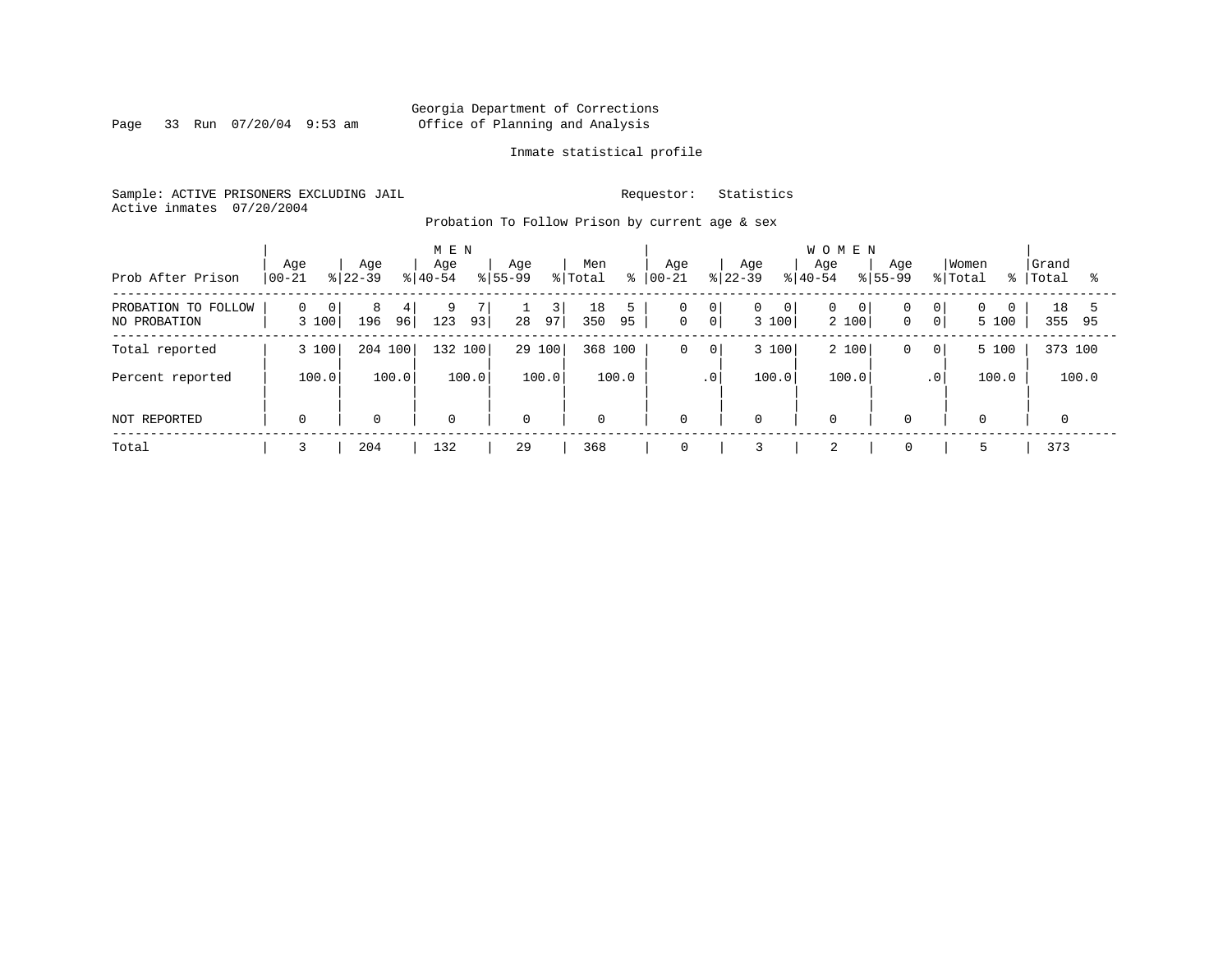Georgia Department of Corrections
Office of Planning and Analysis

Inmate statistical profile

Sample: ACTIVE PRISONERS EXCLUDING JAIL

Requestor: Statistics

Active inmates 07/20/2004

Probation To Follow Prison by current age & sex

| Prob After Prison | MEN Age 00-21 | % | Age 22-39 | % | Age 40-54 | % | Age 55-99 | % | Men Total | % | WOMEN Age 00-21 | % | Age 22-39 | % | Age 40-54 | % | Age 55-99 | % | Women Total | % | Grand Total | % |
|---|---|---|---|---|---|---|---|---|---|---|---|---|---|---|---|---|---|---|---|---|---|---|
| PROBATION TO FOLLOW | 0 | 0 | 8 | 4 | 9 | 7 | 1 | 3 | 18 | 5 | 0 | 0 | 0 | 0 | 0 | 0 | 0 | 0 | 0 | 0 | 18 | 5 |
| NO PROBATION | 3 | 100 | 196 | 96 | 123 | 93 | 28 | 97 | 350 | 95 | 0 | 0 | 3 | 100 | 2 | 100 | 0 | 0 | 5 | 100 | 355 | 95 |
| Total reported | 3 | 100 | 204 | 100 | 132 | 100 | 29 | 100 | 368 | 100 | 0 | 0 | 3 | 100 | 2 | 100 | 0 | 0 | 5 | 100 | 373 | 100 |
| Percent reported | | 100.0 | | 100.0 | | 100.0 | | 100.0 | | 100.0 | | .0 | | 100.0 | | 100.0 | | .0 | | 100.0 | | 100.0 |
| NOT REPORTED | 0 | | 0 | | 0 | | 0 | | 0 | | 0 | | 0 | | 0 | | 0 | | 0 | | 0 | |
| Total | 3 | | 204 | | 132 | | 29 | | 368 | | 0 | | 3 | | 2 | | 0 | | 5 | | 373 | |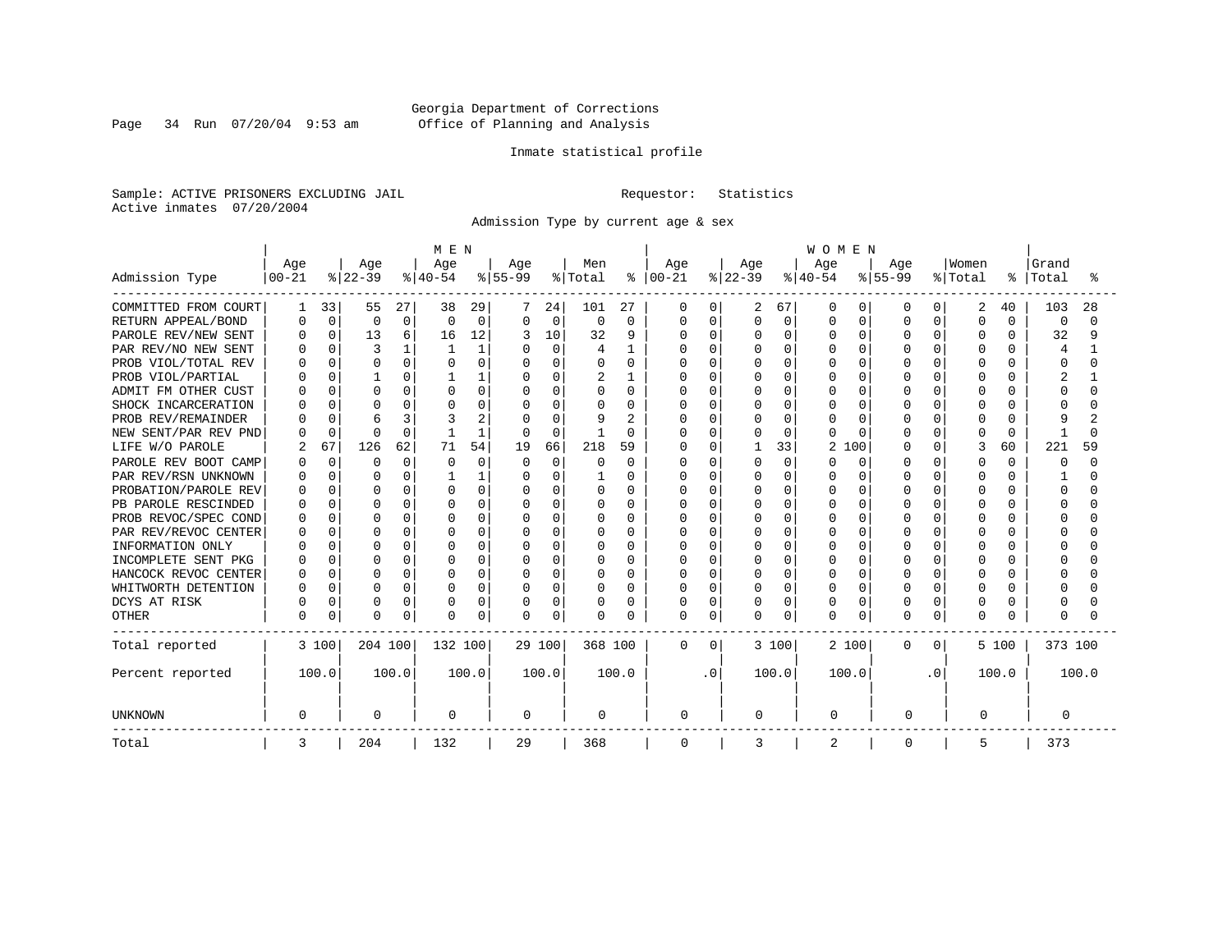Georgia Department of Corrections
Office of Planning and Analysis

Inmate statistical profile

Sample: ACTIVE PRISONERS EXCLUDING JAIL

Requestor: Statistics

Active inmates 07/20/2004

Admission Type by current age & sex

| | MEN | | | | | | | | | | WOMEN | | | | | | | | | | | |
|---|---|---|---|---|---|---|---|---|---|---|---|---|---|---|---|---|---|---|---|---|---|---|
| Admission Type | Age 00-21 | % | Age 22-39 | % | Age 40-54 | % | Age 55-99 | % | Men Total | % | Age 00-21 | % | Age 22-39 | % | Age 40-54 | % | Age 55-99 | % | Women Total | % | Grand Total | % |
| COMMITTED FROM COURT | 1 | 33 | 55 | 27 | 38 | 29 | 7 | 24 | 101 | 27 | 0 | 0 | 2 | 67 | 0 | 0 | 0 | 0 | 2 | 40 | 103 | 28 |
| RETURN APPEAL/BOND | 0 | 0 | 0 | 0 | 0 | 0 | 0 | 0 | 0 | 0 | 0 | 0 | 0 | 0 | 0 | 0 | 0 | 0 | 0 | 0 | 0 | 0 |
| PAROLE REV/NEW SENT | 0 | 0 | 13 | 6 | 16 | 12 | 3 | 10 | 32 | 9 | 0 | 0 | 0 | 0 | 0 | 0 | 0 | 0 | 0 | 0 | 32 | 9 |
| PAR REV/NO NEW SENT | 0 | 0 | 3 | 1 | 1 | 1 | 0 | 0 | 4 | 1 | 0 | 0 | 0 | 0 | 0 | 0 | 0 | 0 | 0 | 0 | 4 | 1 |
| PROB VIOL/TOTAL REV | 0 | 0 | 0 | 0 | 0 | 0 | 0 | 0 | 0 | 0 | 0 | 0 | 0 | 0 | 0 | 0 | 0 | 0 | 0 | 0 | 0 | 0 |
| PROB VIOL/PARTIAL | 0 | 0 | 1 | 0 | 1 | 1 | 0 | 0 | 2 | 1 | 0 | 0 | 0 | 0 | 0 | 0 | 0 | 0 | 0 | 0 | 2 | 1 |
| ADMIT FM OTHER CUST | 0 | 0 | 0 | 0 | 0 | 0 | 0 | 0 | 0 | 0 | 0 | 0 | 0 | 0 | 0 | 0 | 0 | 0 | 0 | 0 | 0 | 0 |
| SHOCK INCARCERATION | 0 | 0 | 0 | 0 | 0 | 0 | 0 | 0 | 0 | 0 | 0 | 0 | 0 | 0 | 0 | 0 | 0 | 0 | 0 | 0 | 0 | 0 |
| PROB REV/REMAINDER | 0 | 0 | 6 | 3 | 3 | 2 | 0 | 0 | 9 | 2 | 0 | 0 | 0 | 0 | 0 | 0 | 0 | 0 | 0 | 0 | 9 | 2 |
| NEW SENT/PAR REV PND | 0 | 0 | 0 | 0 | 1 | 1 | 0 | 0 | 1 | 0 | 0 | 0 | 0 | 0 | 0 | 0 | 0 | 0 | 0 | 0 | 1 | 0 |
| LIFE W/O PAROLE | 2 | 67 | 126 | 62 | 71 | 54 | 19 | 66 | 218 | 59 | 0 | 0 | 1 | 33 | 2 | 100 | 0 | 0 | 3 | 60 | 221 | 59 |
| PAROLE REV BOOT CAMP | 0 | 0 | 0 | 0 | 0 | 0 | 0 | 0 | 0 | 0 | 0 | 0 | 0 | 0 | 0 | 0 | 0 | 0 | 0 | 0 | 0 | 0 |
| PAR REV/RSN UNKNOWN | 0 | 0 | 0 | 0 | 1 | 1 | 0 | 0 | 1 | 0 | 0 | 0 | 0 | 0 | 0 | 0 | 0 | 0 | 0 | 0 | 1 | 0 |
| PROBATION/PAROLE REV | 0 | 0 | 0 | 0 | 0 | 0 | 0 | 0 | 0 | 0 | 0 | 0 | 0 | 0 | 0 | 0 | 0 | 0 | 0 | 0 | 0 | 0 |
| PB PAROLE RESCINDED | 0 | 0 | 0 | 0 | 0 | 0 | 0 | 0 | 0 | 0 | 0 | 0 | 0 | 0 | 0 | 0 | 0 | 0 | 0 | 0 | 0 | 0 |
| PROB REVOC/SPEC COND | 0 | 0 | 0 | 0 | 0 | 0 | 0 | 0 | 0 | 0 | 0 | 0 | 0 | 0 | 0 | 0 | 0 | 0 | 0 | 0 | 0 | 0 |
| PAR REV/REVOC CENTER | 0 | 0 | 0 | 0 | 0 | 0 | 0 | 0 | 0 | 0 | 0 | 0 | 0 | 0 | 0 | 0 | 0 | 0 | 0 | 0 | 0 | 0 |
| INFORMATION ONLY | 0 | 0 | 0 | 0 | 0 | 0 | 0 | 0 | 0 | 0 | 0 | 0 | 0 | 0 | 0 | 0 | 0 | 0 | 0 | 0 | 0 | 0 |
| INCOMPLETE SENT PKG | 0 | 0 | 0 | 0 | 0 | 0 | 0 | 0 | 0 | 0 | 0 | 0 | 0 | 0 | 0 | 0 | 0 | 0 | 0 | 0 | 0 | 0 |
| HANCOCK REVOC CENTER | 0 | 0 | 0 | 0 | 0 | 0 | 0 | 0 | 0 | 0 | 0 | 0 | 0 | 0 | 0 | 0 | 0 | 0 | 0 | 0 | 0 | 0 |
| WHITWORTH DETENTION | 0 | 0 | 0 | 0 | 0 | 0 | 0 | 0 | 0 | 0 | 0 | 0 | 0 | 0 | 0 | 0 | 0 | 0 | 0 | 0 | 0 | 0 |
| DCYS AT RISK | 0 | 0 | 0 | 0 | 0 | 0 | 0 | 0 | 0 | 0 | 0 | 0 | 0 | 0 | 0 | 0 | 0 | 0 | 0 | 0 | 0 | 0 |
| OTHER | 0 | 0 | 0 | 0 | 0 | 0 | 0 | 0 | 0 | 0 | 0 | 0 | 0 | 0 | 0 | 0 | 0 | 0 | 0 | 0 | 0 | 0 |
| Total reported | 3 | 100 | 204 | 100 | 132 | 100 | 29 | 100 | 368 | 100 | 0 | 0 | 3 | 100 | 2 | 100 | 0 | 0 | 5 | 100 | 373 | 100 |
| Percent reported | | 100.0 | | 100.0 | | 100.0 | | 100.0 | | 100.0 | | .0 | | 100.0 | | 100.0 | | .0 | | 100.0 | | 100.0 |
| UNKNOWN | 0 | | 0 | | 0 | | 0 | | 0 | | 0 | | 0 | | 0 | | 0 | | 0 | | 0 | |
| Total | 3 | | 204 | | 132 | | 29 | | 368 | | 0 | | 3 | | 2 | | 0 | | 5 | | 373 | |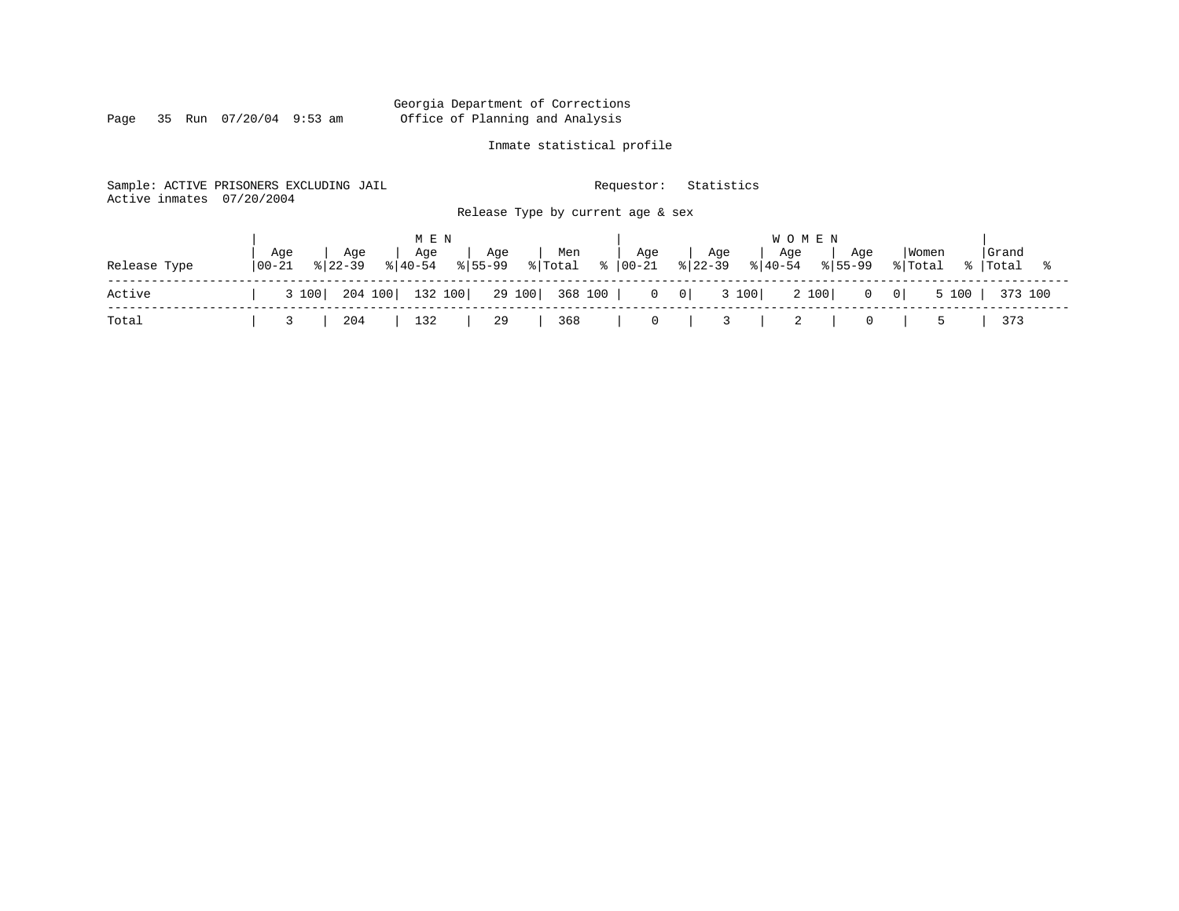Georgia Department of Corrections
Office of Planning and Analysis

Inmate statistical profile

Sample: ACTIVE PRISONERS EXCLUDING JAIL　　Requestor: Statistics
Active inmates 07/20/2004

Release Type by current age & sex

| Release Type | MEN Age 00-21 | % | Age 22-39 | % | Age 40-54 | % | Age 55-99 | % | Men Total | % | WOMEN Age 00-21 | % | Age 22-39 | % | Age 40-54 | % | Age 55-99 | % | Women Total | % | Grand Total | % |
|---|---|---|---|---|---|---|---|---|---|---|---|---|---|---|---|---|---|---|---|---|---|---|
| Active | 3 | 100 | 204 | 100 | 132 | 100 | 29 | 100 | 368 | 100 | 0 | 0 | 3 | 100 | 2 | 100 | 0 | 0 | 5 | 100 | 373 | 100 |
| Total | 3 | | 204 | | 132 | | 29 | | 368 | | 0 | | 3 | | 2 | | 0 | | 5 | | 373 | |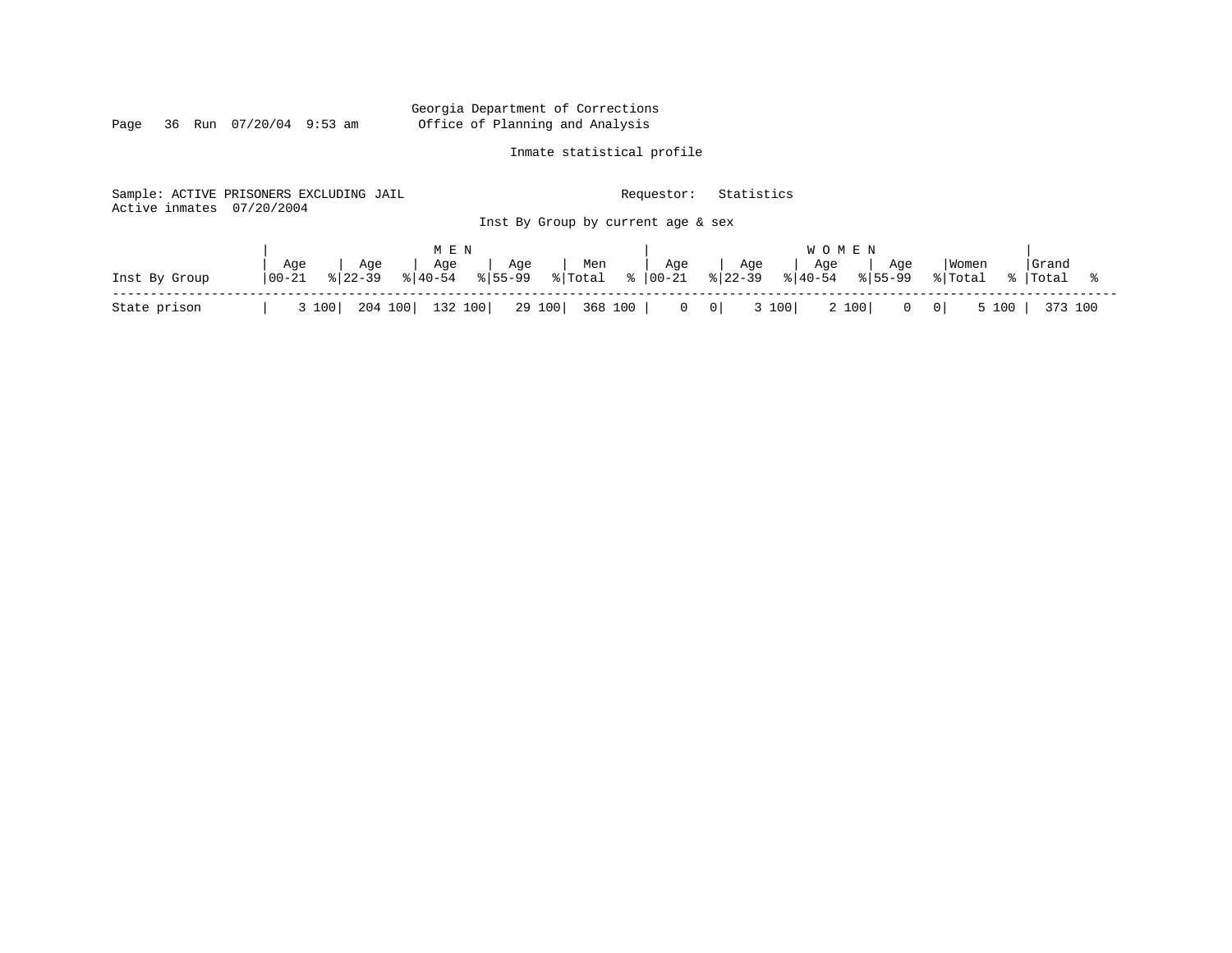Georgia Department of Corrections
Office of Planning and Analysis

Inmate statistical profile

Sample: ACTIVE PRISONERS EXCLUDING JAIL

Requestor: Statistics

Active inmates 07/20/2004

Inst By Group by current age & sex

| Inst By Group | MEN Age 00-21 | % | Age 22-39 | % | Age 40-54 | % | Age 55-99 | % | Men Total | % | WOMEN Age 00-21 | % | Age 22-39 | % | Age 40-54 | % | Age 55-99 | % | Women Total | % | Grand Total | % |
|---|---|---|---|---|---|---|---|---|---|---|---|---|---|---|---|---|---|---|---|---|---|---|
| State prison | 3 | 100 | 204 | 100 | 132 | 100 | 29 | 100 | 368 | 100 | 0 | 0 | 3 | 100 | 2 | 100 | 0 | 0 | 5 | 100 | 373 | 100 |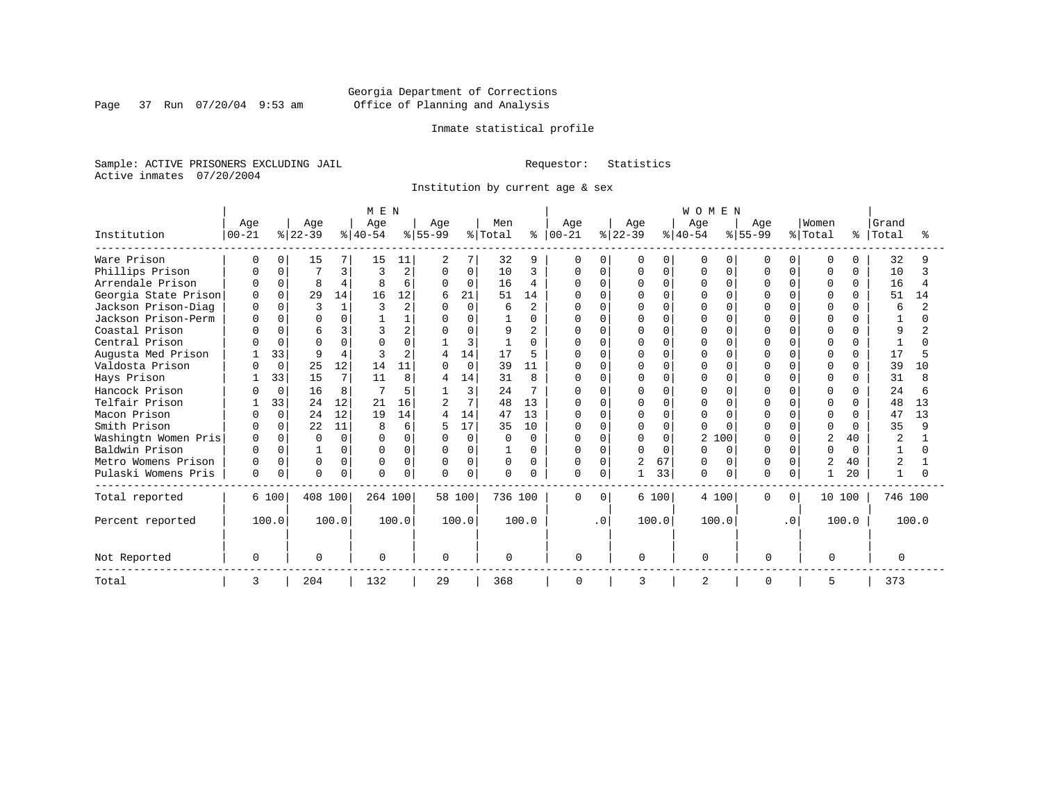Georgia Department of Corrections
Office of Planning and Analysis

Inmate statistical profile

Sample: ACTIVE PRISONERS EXCLUDING JAIL                    Requestor: Statistics
Active inmates 07/20/2004

Institution by current age & sex

| Institution | MEN Age 00-21 | % | Age 22-39 | % | Age 40-54 | % | Age 55-99 | % | Men Total | % | WOMEN Age 00-21 | % | Age 22-39 | % | Age 40-54 | % | Age 55-99 | % | Women Total | % | Grand Total | % |
|---|---|---|---|---|---|---|---|---|---|---|---|---|---|---|---|---|---|---|---|---|---|---|
| Ware Prison | 0 | 0 | 15 | 7 | 15 | 11 | 2 | 7 | 32 | 9 | 0 | 0 | 0 | 0 | 0 | 0 | 0 | 0 | 0 | 0 | 32 | 9 |
| Phillips Prison | 0 | 0 | 7 | 3 | 3 | 2 | 0 | 0 | 10 | 3 | 0 | 0 | 0 | 0 | 0 | 0 | 0 | 0 | 0 | 0 | 10 | 3 |
| Arrendale Prison | 0 | 0 | 8 | 4 | 8 | 6 | 0 | 0 | 16 | 4 | 0 | 0 | 0 | 0 | 0 | 0 | 0 | 0 | 0 | 0 | 16 | 4 |
| Georgia State Prison | 0 | 0 | 29 | 14 | 16 | 12 | 6 | 21 | 51 | 14 | 0 | 0 | 0 | 0 | 0 | 0 | 0 | 0 | 0 | 0 | 51 | 14 |
| Jackson Prison-Diag | 0 | 0 | 3 | 1 | 3 | 2 | 0 | 0 | 6 | 2 | 0 | 0 | 0 | 0 | 0 | 0 | 0 | 0 | 0 | 0 | 6 | 2 |
| Jackson Prison-Perm | 0 | 0 | 0 | 0 | 1 | 1 | 0 | 0 | 1 | 0 | 0 | 0 | 0 | 0 | 0 | 0 | 0 | 0 | 0 | 0 | 1 | 0 |
| Coastal Prison | 0 | 0 | 6 | 3 | 3 | 2 | 0 | 0 | 9 | 2 | 0 | 0 | 0 | 0 | 0 | 0 | 0 | 0 | 0 | 0 | 9 | 2 |
| Central Prison | 0 | 0 | 0 | 0 | 0 | 0 | 1 | 3 | 1 | 0 | 0 | 0 | 0 | 0 | 0 | 0 | 0 | 0 | 0 | 0 | 1 | 0 |
| Augusta Med Prison | 1 | 33 | 9 | 4 | 3 | 2 | 4 | 14 | 17 | 5 | 0 | 0 | 0 | 0 | 0 | 0 | 0 | 0 | 0 | 0 | 17 | 5 |
| Valdosta Prison | 0 | 0 | 25 | 12 | 14 | 11 | 0 | 0 | 39 | 11 | 0 | 0 | 0 | 0 | 0 | 0 | 0 | 0 | 0 | 0 | 39 | 10 |
| Hays Prison | 1 | 33 | 15 | 7 | 11 | 8 | 4 | 14 | 31 | 8 | 0 | 0 | 0 | 0 | 0 | 0 | 0 | 0 | 0 | 0 | 31 | 8 |
| Hancock Prison | 0 | 0 | 16 | 8 | 7 | 5 | 1 | 3 | 24 | 7 | 0 | 0 | 0 | 0 | 0 | 0 | 0 | 0 | 0 | 0 | 24 | 6 |
| Telfair Prison | 1 | 33 | 24 | 12 | 21 | 16 | 2 | 7 | 48 | 13 | 0 | 0 | 0 | 0 | 0 | 0 | 0 | 0 | 0 | 0 | 48 | 13 |
| Macon Prison | 0 | 0 | 24 | 12 | 19 | 14 | 4 | 14 | 47 | 13 | 0 | 0 | 0 | 0 | 0 | 0 | 0 | 0 | 0 | 0 | 47 | 13 |
| Smith Prison | 0 | 0 | 22 | 11 | 8 | 6 | 5 | 17 | 35 | 10 | 0 | 0 | 0 | 0 | 0 | 0 | 0 | 0 | 0 | 0 | 35 | 9 |
| Washingtn Women Pris | 0 | 0 | 0 | 0 | 0 | 0 | 0 | 0 | 0 | 0 | 0 | 0 | 0 | 0 | 2 | 100 | 0 | 0 | 2 | 40 | 2 | 1 |
| Baldwin Prison | 0 | 0 | 1 | 0 | 0 | 0 | 0 | 0 | 1 | 0 | 0 | 0 | 0 | 0 | 0 | 0 | 0 | 0 | 0 | 0 | 1 | 0 |
| Metro Womens Prison | 0 | 0 | 0 | 0 | 0 | 0 | 0 | 0 | 0 | 0 | 0 | 0 | 2 | 67 | 0 | 0 | 0 | 0 | 2 | 40 | 2 | 1 |
| Pulaski Womens Pris | 0 | 0 | 0 | 0 | 0 | 0 | 0 | 0 | 0 | 0 | 0 | 0 | 1 | 33 | 0 | 0 | 0 | 0 | 1 | 20 | 1 | 0 |
| Total reported | 6 | 100 | 408 | 100 | 264 | 100 | 58 | 100 | 736 | 100 | 0 | 0 | 6 | 100 | 4 | 100 | 0 | 0 | 10 | 100 | 746 | 100 |
| Percent reported | | 100.0 | | 100.0 | | 100.0 | | 100.0 | | 100.0 | | .0 | | 100.0 | | 100.0 | | .0 | | 100.0 | | 100.0 |
| Not Reported | 0 | | 0 | | 0 | | 0 | | 0 | | 0 | | 0 | | 0 | | 0 | | 0 | | 0 | |
| Total | 3 | | 204 | | 132 | | 29 | | 368 | | 0 | | 3 | | 2 | | 0 | | 5 | | 373 | |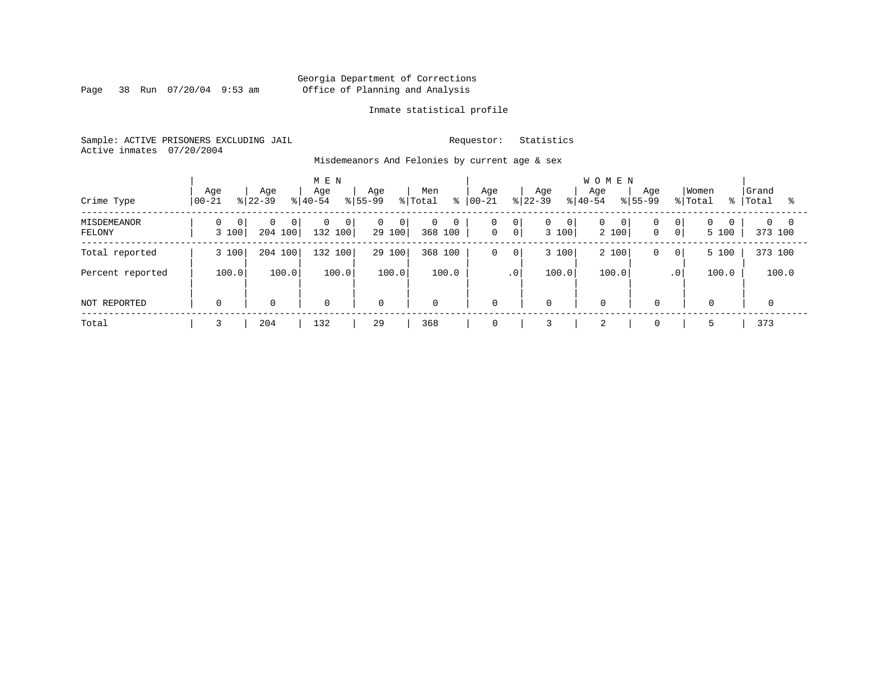Georgia Department of Corrections
Office of Planning and Analysis

Inmate statistical profile

Sample: ACTIVE PRISONERS EXCLUDING JAIL

Requestor: Statistics

Active inmates 07/20/2004

Misdemeanors And Felonies by current age & sex

| Crime Type | MEN Age 00-21 | % | MEN Age 22-39 | % | MEN Age 40-54 | % | MEN Age 55-99 | % | Men Total | % | WOMEN Age 00-21 | % | WOMEN Age 22-39 | % | WOMEN Age 40-54 | % | WOMEN Age 55-99 | % | Women Total | % | Grand Total | % |
|---|---|---|---|---|---|---|---|---|---|---|---|---|---|---|---|---|---|---|---|---|---|---|
| MISDEMEANOR | 0 | 0 | 0 | 0 | 0 | 0 | 0 | 0 | 0 | 0 | 0 | 0 | 0 | 0 | 0 | 0 | 0 | 0 | 0 | 0 | 0 | 0 |
| FELONY | 3 | 100 | 204 | 100 | 132 | 100 | 29 | 100 | 368 | 100 | 0 | 0 | 3 | 100 | 2 | 100 | 0 | 0 | 5 | 100 | 373 | 100 |
| Total reported | 3 | 100 | 204 | 100 | 132 | 100 | 29 | 100 | 368 | 100 | 0 | 0 | 3 | 100 | 2 | 100 | 0 | 0 | 5 | 100 | 373 | 100 |
| Percent reported | | 100.0 | | 100.0 | | 100.0 | | 100.0 | | 100.0 | | .0 | | 100.0 | | 100.0 | | .0 | | 100.0 | | 100.0 |
| NOT REPORTED | 0 | | 0 | | 0 | | 0 | | 0 | | 0 | | 0 | | 0 | | 0 | | 0 | | 0 | |
| Total | 3 | | 204 | | 132 | | 29 | | 368 | | 0 | | 3 | | 2 | | 0 | | 5 | | 373 | |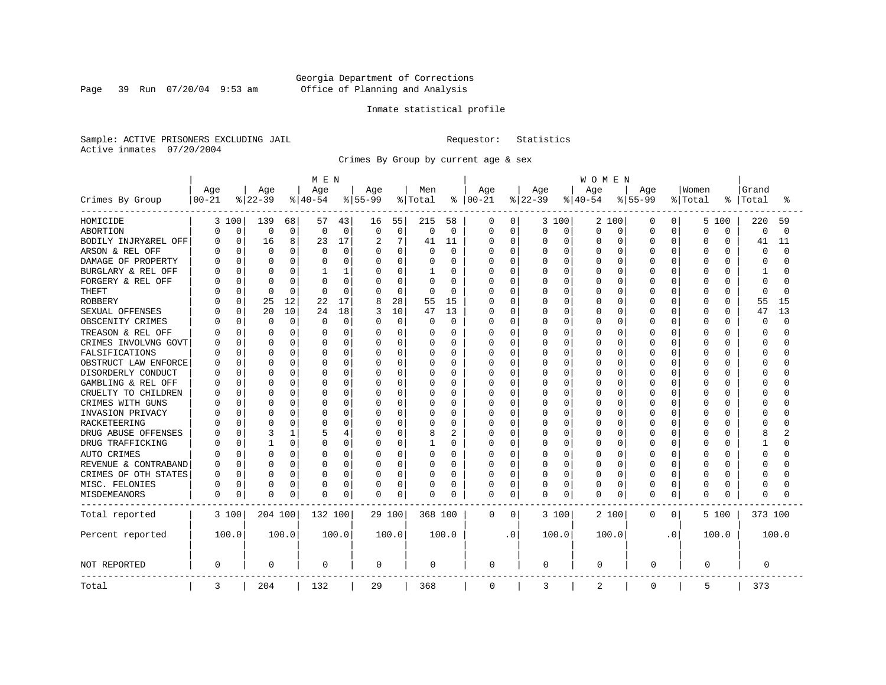Georgia Department of Corrections
Office of Planning and Analysis

Inmate statistical profile

Sample: ACTIVE PRISONERS EXCLUDING JAIL

Requestor: Statistics

Active inmates 07/20/2004

Crimes By Group by current age & sex

| Crimes By Group | MEN Age 00-21 | % | Age 22-39 | % | Age 40-54 | % | Age 55-99 | % | Men Total | % | WOMEN Age 00-21 | % | Age 22-39 | % | Age 40-54 | % | Age 55-99 | % | Women Total | % | Grand Total | % |
|---|---|---|---|---|---|---|---|---|---|---|---|---|---|---|---|---|---|---|---|---|---|---|
| HOMICIDE | 3 | 100 | 139 | 68 | 57 | 43 | 16 | 55 | 215 | 58 | 0 | 0 | 3 | 100 | 2 | 100 | 0 | 0 | 5 | 100 | 220 | 59 |
| ABORTION | 0 | 0 | 0 | 0 | 0 | 0 | 0 | 0 | 0 | 0 | 0 | 0 | 0 | 0 | 0 | 0 | 0 | 0 | 0 | 0 | 0 | 0 |
| BODILY INJRY&REL OFF | 0 | 0 | 16 | 8 | 23 | 17 | 2 | 7 | 41 | 11 | 0 | 0 | 0 | 0 | 0 | 0 | 0 | 0 | 0 | 0 | 41 | 11 |
| ARSON & REL OFF | 0 | 0 | 0 | 0 | 0 | 0 | 0 | 0 | 0 | 0 | 0 | 0 | 0 | 0 | 0 | 0 | 0 | 0 | 0 | 0 | 0 | 0 |
| DAMAGE OF PROPERTY | 0 | 0 | 0 | 0 | 0 | 0 | 0 | 0 | 0 | 0 | 0 | 0 | 0 | 0 | 0 | 0 | 0 | 0 | 0 | 0 | 0 | 0 |
| BURGLARY & REL OFF | 0 | 0 | 0 | 0 | 1 | 1 | 0 | 0 | 1 | 0 | 0 | 0 | 0 | 0 | 0 | 0 | 0 | 0 | 0 | 0 | 1 | 0 |
| FORGERY & REL OFF | 0 | 0 | 0 | 0 | 0 | 0 | 0 | 0 | 0 | 0 | 0 | 0 | 0 | 0 | 0 | 0 | 0 | 0 | 0 | 0 | 0 | 0 |
| THEFT | 0 | 0 | 0 | 0 | 0 | 0 | 0 | 0 | 0 | 0 | 0 | 0 | 0 | 0 | 0 | 0 | 0 | 0 | 0 | 0 | 0 | 0 |
| ROBBERY | 0 | 0 | 25 | 12 | 22 | 17 | 8 | 28 | 55 | 15 | 0 | 0 | 0 | 0 | 0 | 0 | 0 | 0 | 0 | 0 | 55 | 15 |
| SEXUAL OFFENSES | 0 | 0 | 20 | 10 | 24 | 18 | 3 | 10 | 47 | 13 | 0 | 0 | 0 | 0 | 0 | 0 | 0 | 0 | 0 | 0 | 47 | 13 |
| OBSCENITY CRIMES | 0 | 0 | 0 | 0 | 0 | 0 | 0 | 0 | 0 | 0 | 0 | 0 | 0 | 0 | 0 | 0 | 0 | 0 | 0 | 0 | 0 | 0 |
| TREASON & REL OFF | 0 | 0 | 0 | 0 | 0 | 0 | 0 | 0 | 0 | 0 | 0 | 0 | 0 | 0 | 0 | 0 | 0 | 0 | 0 | 0 | 0 | 0 |
| CRIMES INVOLVNG GOVT | 0 | 0 | 0 | 0 | 0 | 0 | 0 | 0 | 0 | 0 | 0 | 0 | 0 | 0 | 0 | 0 | 0 | 0 | 0 | 0 | 0 | 0 |
| FALSIFICATIONS | 0 | 0 | 0 | 0 | 0 | 0 | 0 | 0 | 0 | 0 | 0 | 0 | 0 | 0 | 0 | 0 | 0 | 0 | 0 | 0 | 0 | 0 |
| OBSTRUCT LAW ENFORCE | 0 | 0 | 0 | 0 | 0 | 0 | 0 | 0 | 0 | 0 | 0 | 0 | 0 | 0 | 0 | 0 | 0 | 0 | 0 | 0 | 0 | 0 |
| DISORDERLY CONDUCT | 0 | 0 | 0 | 0 | 0 | 0 | 0 | 0 | 0 | 0 | 0 | 0 | 0 | 0 | 0 | 0 | 0 | 0 | 0 | 0 | 0 | 0 |
| GAMBLING & REL OFF | 0 | 0 | 0 | 0 | 0 | 0 | 0 | 0 | 0 | 0 | 0 | 0 | 0 | 0 | 0 | 0 | 0 | 0 | 0 | 0 | 0 | 0 |
| CRUELTY TO CHILDREN | 0 | 0 | 0 | 0 | 0 | 0 | 0 | 0 | 0 | 0 | 0 | 0 | 0 | 0 | 0 | 0 | 0 | 0 | 0 | 0 | 0 | 0 |
| CRIMES WITH GUNS | 0 | 0 | 0 | 0 | 0 | 0 | 0 | 0 | 0 | 0 | 0 | 0 | 0 | 0 | 0 | 0 | 0 | 0 | 0 | 0 | 0 | 0 |
| INVASION PRIVACY | 0 | 0 | 0 | 0 | 0 | 0 | 0 | 0 | 0 | 0 | 0 | 0 | 0 | 0 | 0 | 0 | 0 | 0 | 0 | 0 | 0 | 0 |
| RACKETEERING | 0 | 0 | 0 | 0 | 0 | 0 | 0 | 0 | 0 | 0 | 0 | 0 | 0 | 0 | 0 | 0 | 0 | 0 | 0 | 0 | 0 | 0 |
| DRUG ABUSE OFFENSES | 0 | 0 | 3 | 1 | 5 | 4 | 0 | 0 | 8 | 2 | 0 | 0 | 0 | 0 | 0 | 0 | 0 | 0 | 0 | 0 | 8 | 2 |
| DRUG TRAFFICKING | 0 | 0 | 1 | 0 | 0 | 0 | 0 | 0 | 1 | 0 | 0 | 0 | 0 | 0 | 0 | 0 | 0 | 0 | 0 | 0 | 1 | 0 |
| AUTO CRIMES | 0 | 0 | 0 | 0 | 0 | 0 | 0 | 0 | 0 | 0 | 0 | 0 | 0 | 0 | 0 | 0 | 0 | 0 | 0 | 0 | 0 | 0 |
| REVENUE & CONTRABAND | 0 | 0 | 0 | 0 | 0 | 0 | 0 | 0 | 0 | 0 | 0 | 0 | 0 | 0 | 0 | 0 | 0 | 0 | 0 | 0 | 0 | 0 |
| CRIMES OF OTH STATES | 0 | 0 | 0 | 0 | 0 | 0 | 0 | 0 | 0 | 0 | 0 | 0 | 0 | 0 | 0 | 0 | 0 | 0 | 0 | 0 | 0 | 0 |
| MISC. FELONIES | 0 | 0 | 0 | 0 | 0 | 0 | 0 | 0 | 0 | 0 | 0 | 0 | 0 | 0 | 0 | 0 | 0 | 0 | 0 | 0 | 0 | 0 |
| MISDEMEANORS | 0 | 0 | 0 | 0 | 0 | 0 | 0 | 0 | 0 | 0 | 0 | 0 | 0 | 0 | 0 | 0 | 0 | 0 | 0 | 0 | 0 | 0 |
| Total reported | 3 | 100 | 204 | 100 | 132 | 100 | 29 | 100 | 368 | 100 | 0 | 0 | 3 | 100 | 2 | 100 | 0 | 0 | 5 | 100 | 373 | 100 |
| Percent reported | 100.0 | | 100.0 | | 100.0 | | 100.0 | | 100.0 | | .0 | | 100.0 | | 100.0 | | .0 | | 100.0 | | 100.0 | |
| NOT REPORTED | 0 | | 0 | | 0 | | 0 | | 0 | | 0 | | 0 | | 0 | | 0 | | 0 | | 0 | |
| Total | 3 | | 204 | | 132 | | 29 | | 368 | | 0 | | 3 | | 2 | | 0 | | 5 | | 373 | |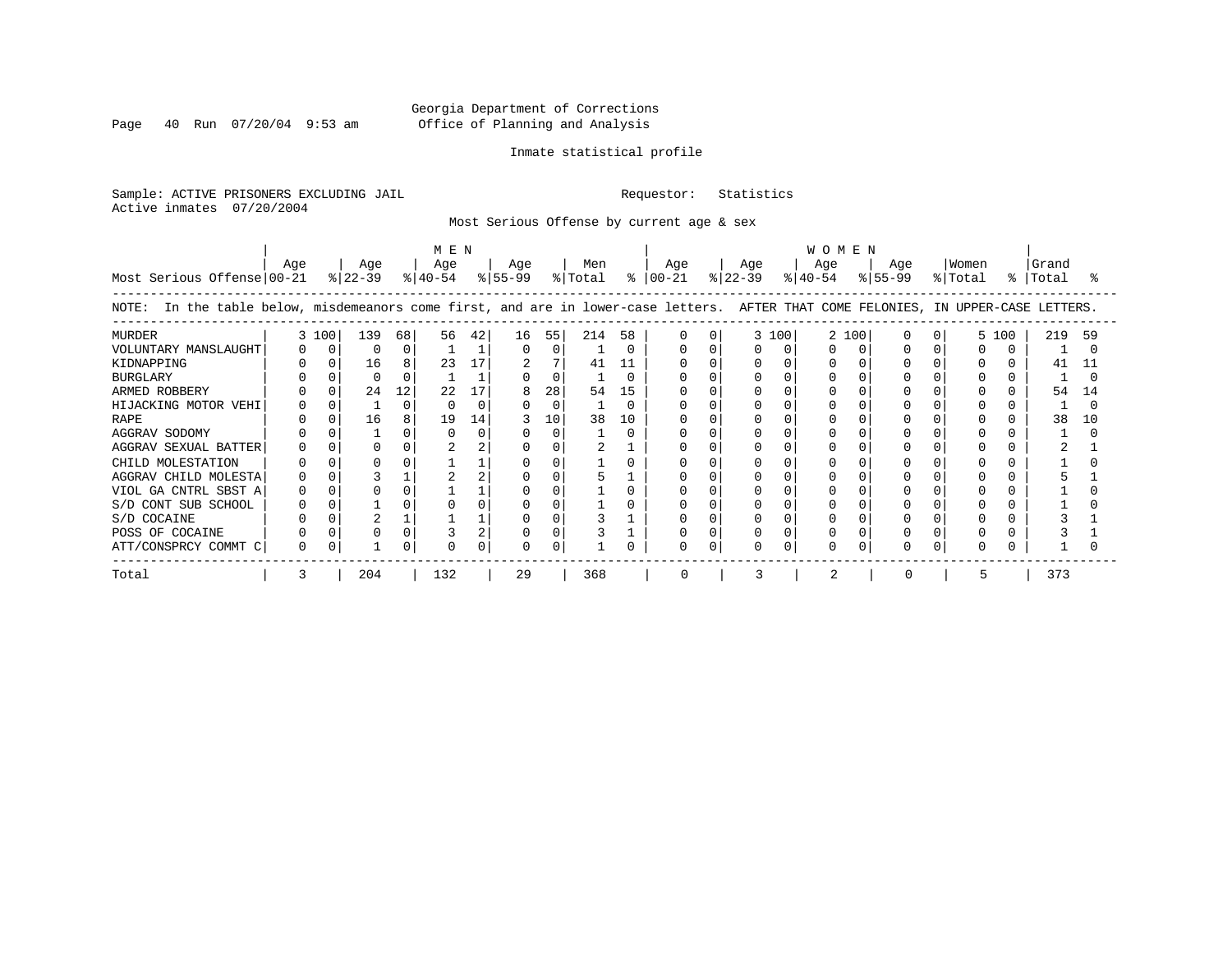Georgia Department of Corrections
Office of Planning and Analysis

Inmate statistical profile

Sample: ACTIVE PRISONERS EXCLUDING JAIL    Requestor: Statistics
Active inmates 07/20/2004

Most Serious Offense by current age & sex

| Most Serious Offense | MEN Age 00-21 | % | Age 22-39 | % | Age 40-54 | % | Age 55-99 | % | Men Total | % | WOMEN Age 00-21 | % | Age 22-39 | % | Age 40-54 | % | Age 55-99 | % | Women Total | % | Grand Total | % |
|---|---|---|---|---|---|---|---|---|---|---|---|---|---|---|---|---|---|---|---|---|---|---|

NOTE: In the table below, misdemeanors come first, and are in lower-case letters. AFTER THAT COME FELONIES, IN UPPER-CASE LETTERS.

| Most Serious Offense | MEN Age 00-21 | % | Age 22-39 | % | Age 40-54 | % | Age 55-99 | % | Men Total | % | WOMEN Age 00-21 | % | Age 22-39 | % | Age 40-54 | % | Age 55-99 | % | Women Total | % | Grand Total | % |
|---|---|---|---|---|---|---|---|---|---|---|---|---|---|---|---|---|---|---|---|---|---|---|
| MURDER | 3 | 100 | 139 | 68 | 56 | 42 | 16 | 55 | 214 | 58 | 0 | 0 | 3 | 100 | 2 | 100 | 0 | 0 | 5 | 100 | 219 | 59 |
| VOLUNTARY MANSLAUGHT | 0 | 0 | 0 | 0 | 1 | 1 | 0 | 0 | 1 | 0 | 0 | 0 | 0 | 0 | 0 | 0 | 0 | 0 | 0 | 0 | 1 | 0 |
| KIDNAPPING | 0 | 0 | 16 | 8 | 23 | 17 | 2 | 7 | 41 | 11 | 0 | 0 | 0 | 0 | 0 | 0 | 0 | 0 | 0 | 0 | 41 | 11 |
| BURGLARY | 0 | 0 | 0 | 0 | 1 | 1 | 0 | 0 | 1 | 0 | 0 | 0 | 0 | 0 | 0 | 0 | 0 | 0 | 0 | 0 | 1 | 0 |
| ARMED ROBBERY | 0 | 0 | 24 | 12 | 22 | 17 | 8 | 28 | 54 | 15 | 0 | 0 | 0 | 0 | 0 | 0 | 0 | 0 | 0 | 0 | 54 | 14 |
| HIJACKING MOTOR VEHI | 0 | 0 | 1 | 0 | 0 | 0 | 0 | 0 | 1 | 0 | 0 | 0 | 0 | 0 | 0 | 0 | 0 | 0 | 0 | 0 | 1 | 0 |
| RAPE | 0 | 0 | 16 | 8 | 19 | 14 | 3 | 10 | 38 | 10 | 0 | 0 | 0 | 0 | 0 | 0 | 0 | 0 | 0 | 0 | 38 | 10 |
| AGGRAV SODOMY | 0 | 0 | 1 | 0 | 0 | 0 | 0 | 0 | 1 | 0 | 0 | 0 | 0 | 0 | 0 | 0 | 0 | 0 | 0 | 0 | 1 | 0 |
| AGGRAV SEXUAL BATTER | 0 | 0 | 0 | 0 | 2 | 2 | 0 | 0 | 2 | 1 | 0 | 0 | 0 | 0 | 0 | 0 | 0 | 0 | 0 | 0 | 2 | 1 |
| CHILD MOLESTATION | 0 | 0 | 0 | 0 | 1 | 1 | 0 | 0 | 1 | 0 | 0 | 0 | 0 | 0 | 0 | 0 | 0 | 0 | 0 | 0 | 1 | 0 |
| AGGRAV CHILD MOLESTA | 0 | 0 | 3 | 1 | 2 | 2 | 0 | 0 | 5 | 1 | 0 | 0 | 0 | 0 | 0 | 0 | 0 | 0 | 0 | 0 | 5 | 1 |
| VIOL GA CNTRL SBST A | 0 | 0 | 0 | 0 | 1 | 1 | 0 | 0 | 1 | 0 | 0 | 0 | 0 | 0 | 0 | 0 | 0 | 0 | 0 | 0 | 1 | 0 |
| S/D CONT SUB SCHOOL | 0 | 0 | 1 | 0 | 0 | 0 | 0 | 0 | 1 | 0 | 0 | 0 | 0 | 0 | 0 | 0 | 0 | 0 | 0 | 0 | 1 | 0 |
| S/D COCAINE | 0 | 0 | 2 | 1 | 1 | 1 | 0 | 0 | 3 | 1 | 0 | 0 | 0 | 0 | 0 | 0 | 0 | 0 | 0 | 0 | 3 | 1 |
| POSS OF COCAINE | 0 | 0 | 0 | 0 | 3 | 2 | 0 | 0 | 3 | 1 | 0 | 0 | 0 | 0 | 0 | 0 | 0 | 0 | 0 | 0 | 3 | 1 |
| ATT/CONSPRCY COMMT C | 0 | 0 | 1 | 0 | 0 | 0 | 0 | 0 | 1 | 0 | 0 | 0 | 0 | 0 | 0 | 0 | 0 | 0 | 0 | 0 | 1 | 0 |
| Total | 3 | | 204 | | 132 | | 29 | | 368 | | 0 | | 3 | | 2 | | 0 | | 5 | | 373 | |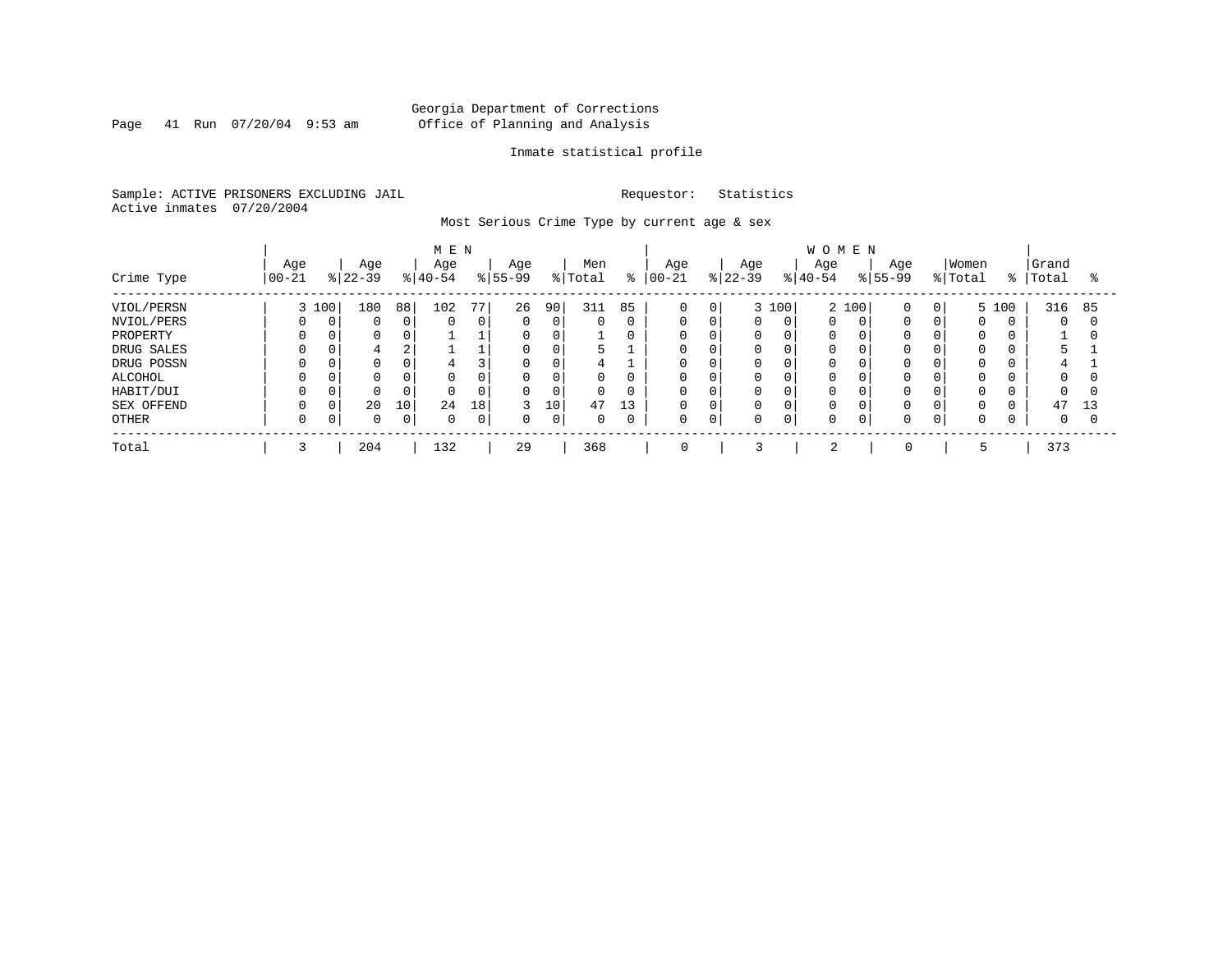Georgia Department of Corrections
Office of Planning and Analysis

Page 41 Run 07/20/04 9:53 am

Inmate statistical profile

Sample: ACTIVE PRISONERS EXCLUDING JAIL

Requestor: Statistics

Active inmates 07/20/2004

Most Serious Crime Type by current age & sex

| | MEN | | | | | | | | | | WOMEN | | | | | | | | | | | |
|---|---|---|---|---|---|---|---|---|---|---|---|---|---|---|---|---|---|---|---|---|---|---|
| Crime Type | Age 00-21 | % | Age 22-39 | % | Age 40-54 | % | Age 55-99 | % | Men Total | % | Age 00-21 | % | Age 22-39 | % | Age 40-54 | % | Age 55-99 | % | Women Total | % | Grand Total | % |
| VIOL/PERSN | 3 | 100 | 180 | 88 | 102 | 77 | 26 | 90 | 311 | 85 | 0 | 0 | 3 | 100 | 2 | 100 | 0 | 0 | 5 | 100 | 316 | 85 |
| NVIOL/PERS | 0 | 0 | 0 | 0 | 0 | 0 | 0 | 0 | 0 | 0 | 0 | 0 | 0 | 0 | 0 | 0 | 0 | 0 | 0 | 0 | 0 | 0 |
| PROPERTY | 0 | 0 | 0 | 0 | 1 | 1 | 0 | 0 | 1 | 0 | 0 | 0 | 0 | 0 | 0 | 0 | 0 | 0 | 0 | 0 | 1 | 0 |
| DRUG SALES | 0 | 0 | 4 | 2 | 1 | 1 | 0 | 0 | 5 | 1 | 0 | 0 | 0 | 0 | 0 | 0 | 0 | 0 | 0 | 0 | 5 | 1 |
| DRUG POSSN | 0 | 0 | 0 | 0 | 4 | 3 | 0 | 0 | 4 | 1 | 0 | 0 | 0 | 0 | 0 | 0 | 0 | 0 | 0 | 0 | 4 | 1 |
| ALCOHOL | 0 | 0 | 0 | 0 | 0 | 0 | 0 | 0 | 0 | 0 | 0 | 0 | 0 | 0 | 0 | 0 | 0 | 0 | 0 | 0 | 0 | 0 |
| HABIT/DUI | 0 | 0 | 0 | 0 | 0 | 0 | 0 | 0 | 0 | 0 | 0 | 0 | 0 | 0 | 0 | 0 | 0 | 0 | 0 | 0 | 0 | 0 |
| SEX OFFEND | 0 | 0 | 20 | 10 | 24 | 18 | 3 | 10 | 47 | 13 | 0 | 0 | 0 | 0 | 0 | 0 | 0 | 0 | 0 | 0 | 47 | 13 |
| OTHER | 0 | 0 | 0 | 0 | 0 | 0 | 0 | 0 | 0 | 0 | 0 | 0 | 0 | 0 | 0 | 0 | 0 | 0 | 0 | 0 | 0 | 0 |
| Total | 3 | | 204 | | 132 | | 29 | | 368 | | 0 | | 3 | | 2 | | 0 | | 5 | | 373 | |